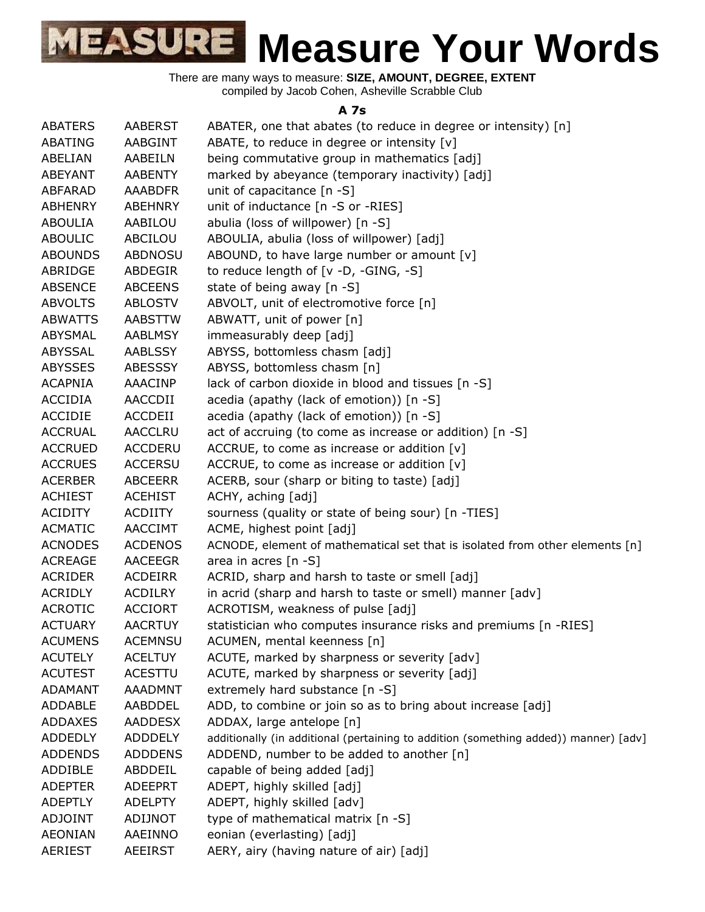# MEASURE Measure Your Words

There are many ways to measure: **SIZE, AMOUNT, DEGREE, EXTENT**
compiled by Jacob Cohen, Asheville Scrabble Club

### A 7s

| | | |
|---|---|---|
| ABATERS | AABERST | ABATER, one that abates (to reduce in degree or intensity) [n] |
| ABATING | AABGINT | ABATE, to reduce in degree or intensity [v] |
| ABELIAN | AABEILN | being commutative group in mathematics [adj] |
| ABEYANT | AABENTY | marked by abeyance (temporary inactivity) [adj] |
| ABFARAD | AAABDFR | unit of capacitance [n -S] |
| ABHENRY | ABEHNRY | unit of inductance [n -S or -RIES] |
| ABOULIA | AABILOU | abulia (loss of willpower) [n -S] |
| ABOULIC | ABCILOU | ABOULIA, abulia (loss of willpower) [adj] |
| ABOUNDS | ABDNOSU | ABOUND, to have large number or amount [v] |
| ABRIDGE | ABDEGIR | to reduce length of [v -D, -GING, -S] |
| ABSENCE | ABCEENS | state of being away [n -S] |
| ABVOLTS | ABLOSTV | ABVOLT, unit of electromotive force [n] |
| ABWATTS | AABSTTW | ABWATT, unit of power [n] |
| ABYSMAL | AABLMSY | immeasurably deep [adj] |
| ABYSSAL | AABLSSY | ABYSS, bottomless chasm [adj] |
| ABYSSES | ABESSSY | ABYSS, bottomless chasm [n] |
| ACAPNIA | AAACINP | lack of carbon dioxide in blood and tissues [n -S] |
| ACCIDIA | AACCDII | acedia (apathy (lack of emotion)) [n -S] |
| ACCIDIE | ACCDEII | acedia (apathy (lack of emotion)) [n -S] |
| ACCRUAL | AACCLRU | act of accruing (to come as increase or addition) [n -S] |
| ACCRUED | ACCDERU | ACCRUE, to come as increase or addition [v] |
| ACCRUES | ACCERSU | ACCRUE, to come as increase or addition [v] |
| ACERBER | ABCEERR | ACERB, sour (sharp or biting to taste) [adj] |
| ACHIEST | ACEHIST | ACHY, aching [adj] |
| ACIDITY | ACDIITY | sourness (quality or state of being sour) [n -TIES] |
| ACMATIC | AACCIMT | ACME, highest point [adj] |
| ACNODES | ACDENOS | ACNODE, element of mathematical set that is isolated from other elements [n] |
| ACREAGE | AACEEGR | area in acres [n -S] |
| ACRIDER | ACDEIRR | ACRID, sharp and harsh to taste or smell [adj] |
| ACRIDLY | ACDILRY | in acrid (sharp and harsh to taste or smell) manner [adv] |
| ACROTIC | ACCIORT | ACROTISM, weakness of pulse [adj] |
| ACTUARY | AACRTUY | statistician who computes insurance risks and premiums [n -RIES] |
| ACUMENS | ACEMNSU | ACUMEN, mental keenness [n] |
| ACUTELY | ACELTUY | ACUTE, marked by sharpness or severity [adv] |
| ACUTEST | ACESTTU | ACUTE, marked by sharpness or severity [adj] |
| ADAMANT | AAADMNT | extremely hard substance [n -S] |
| ADDABLE | AABDDEL | ADD, to combine or join so as to bring about increase [adj] |
| ADDAXES | AADDESX | ADDAX, large antelope [n] |
| ADDEDLY | ADDDELY | additionally (in additional (pertaining to addition (something added)) manner) [adv] |
| ADDENDS | ADDDENS | ADDEND, number to be added to another [n] |
| ADDIBLE | ABDDEIL | capable of being added [adj] |
| ADEPTER | ADEEPRT | ADEPT, highly skilled [adj] |
| ADEPTLY | ADELPTY | ADEPT, highly skilled [adv] |
| ADJOINT | ADIJNOT | type of mathematical matrix [n -S] |
| AEONIAN | AAEINNO | eonian (everlasting) [adj] |
| AERIEST | AEEIRST | AERY, airy (having nature of air) [adj] |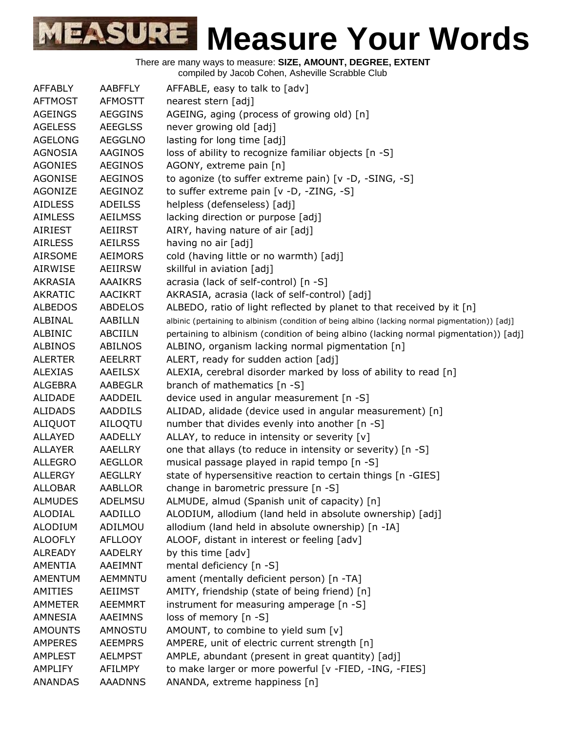# Measure Your Words

There are many ways to measure: **SIZE, AMOUNT, DEGREE, EXTENT**
compiled by Jacob Cohen, Asheville Scrabble Club

| | | |
|---|---|---|
| AFFABLY | AABFFLY | AFFABLE, easy to talk to [adv] |
| AFTMOST | AFMOSTT | nearest stern [adj] |
| AGEINGS | AEGGINS | AGEING, aging (process of growing old) [n] |
| AGELESS | AEEGLSS | never growing old [adj] |
| AGELONG | AEGGLNO | lasting for long time [adj] |
| AGNOSIA | AAGINOS | loss of ability to recognize familiar objects [n -S] |
| AGONIES | AEGINOS | AGONY, extreme pain [n] |
| AGONISE | AEGINOS | to agonize (to suffer extreme pain) [v -D, -SING, -S] |
| AGONIZE | AEGINOZ | to suffer extreme pain [v -D, -ZING, -S] |
| AIDLESS | ADEILSS | helpless (defenseless) [adj] |
| AIMLESS | AEILMSS | lacking direction or purpose [adj] |
| AIRIEST | AEIIRST | AIRY, having nature of air [adj] |
| AIRLESS | AEILRSS | having no air [adj] |
| AIRSOME | AEIMORS | cold (having little or no warmth) [adj] |
| AIRWISE | AEIIRSW | skillful in aviation [adj] |
| AKRASIA | AAAIKRS | acrasia (lack of self-control) [n -S] |
| AKRATIC | AACIKRT | AKRASIA, acrasia (lack of self-control) [adj] |
| ALBEDOS | ABDELOS | ALBEDO, ratio of light reflected by planet to that received by it [n] |
| ALBINAL | AABILLN | albinic (pertaining to albinism (condition of being albino (lacking normal pigmentation)) [adj] |
| ALBINIC | ABCIILN | pertaining to albinism (condition of being albino (lacking normal pigmentation)) [adj] |
| ALBINOS | ABILNOS | ALBINO, organism lacking normal pigmentation [n] |
| ALERTER | AEELRRT | ALERT, ready for sudden action [adj] |
| ALEXIAS | AAEILSX | ALEXIA, cerebral disorder marked by loss of ability to read [n] |
| ALGEBRA | AABEGLR | branch of mathematics [n -S] |
| ALIDADE | AADDEIL | device used in angular measurement [n -S] |
| ALIDADS | AADDILS | ALIDAD, alidade (device used in angular measurement) [n] |
| ALIQUOT | AILOQTU | number that divides evenly into another [n -S] |
| ALLAYED | AADELLY | ALLAY, to reduce in intensity or severity [v] |
| ALLAYER | AAELLRY | one that allays (to reduce in intensity or severity) [n -S] |
| ALLEGRO | AEGLLOR | musical passage played in rapid tempo [n -S] |
| ALLERGY | AEGLLRY | state of hypersensitive reaction to certain things [n -GIES] |
| ALLOBAR | AABLLOR | change in barometric pressure [n -S] |
| ALMUDES | ADELMSU | ALMUDE, almud (Spanish unit of capacity) [n] |
| ALODIAL | AADILLO | ALODIUM, allodium (land held in absolute ownership) [adj] |
| ALODIUM | ADILMOU | allodium (land held in absolute ownership) [n -IA] |
| ALOOFLY | AFLLOOY | ALOOF, distant in interest or feeling [adv] |
| ALREADY | AADELRY | by this time [adv] |
| AMENTIA | AAEIMNT | mental deficiency [n -S] |
| AMENTUM | AEMMNTU | ament (mentally deficient person) [n -TA] |
| AMITIES | AEIIMST | AMITY, friendship (state of being friend) [n] |
| AMMETER | AEEMMRT | instrument for measuring amperage [n -S] |
| AMNESIA | AAEIMNS | loss of memory [n -S] |
| AMOUNTS | AMNOSTU | AMOUNT, to combine to yield sum [v] |
| AMPERES | AEEMPRS | AMPERE, unit of electric current strength [n] |
| AMPLEST | AELMPST | AMPLE, abundant (present in great quantity) [adj] |
| AMPLIFY | AFILMPY | to make larger or more powerful [v -FIED, -ING, -FIES] |
| ANANDAS | AAADNNS | ANANDA, extreme happiness [n] |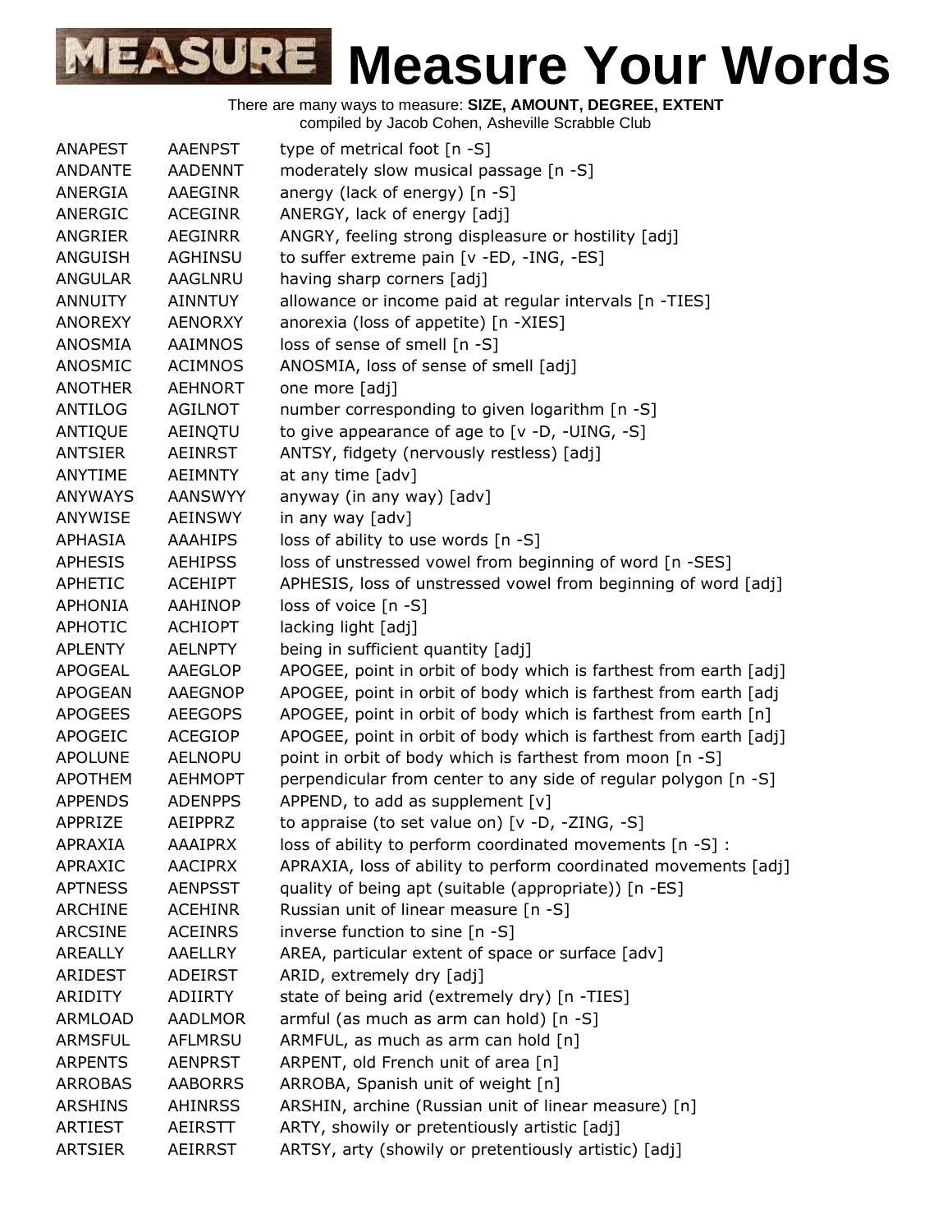# Measure Your Words

There are many ways to measure: **SIZE, AMOUNT, DEGREE, EXTENT**
compiled by Jacob Cohen, Asheville Scrabble Club

| | | |
|---|---|---|
| ANAPEST | AAENPST | type of metrical foot [n -S] |
| ANDANTE | AADENNT | moderately slow musical passage [n -S] |
| ANERGIA | AAEGINR | anergy (lack of energy) [n -S] |
| ANERGIC | ACEGINR | ANERGY, lack of energy [adj] |
| ANGRIER | AEGINRR | ANGRY, feeling strong displeasure or hostility [adj] |
| ANGUISH | AGHINSU | to suffer extreme pain [v -ED, -ING, -ES] |
| ANGULAR | AAGLNRU | having sharp corners [adj] |
| ANNUITY | AINNTUY | allowance or income paid at regular intervals [n -TIES] |
| ANOREXY | AENORXY | anorexia (loss of appetite) [n -XIES] |
| ANOSMIA | AAIMNOS | loss of sense of smell [n -S] |
| ANOSMIC | ACIMNOS | ANOSMIA, loss of sense of smell [adj] |
| ANOTHER | AEHNORT | one more [adj] |
| ANTILOG | AGILNOT | number corresponding to given logarithm [n -S] |
| ANTIQUE | AEINQTU | to give appearance of age to [v -D, -UING, -S] |
| ANTSIER | AEINRST | ANTSY, fidgety (nervously restless) [adj] |
| ANYTIME | AEIMNTY | at any time [adv] |
| ANYWAYS | AANSWYY | anyway (in any way) [adv] |
| ANYWISE | AEINSWY | in any way [adv] |
| APHASIA | AAAHIPS | loss of ability to use words [n -S] |
| APHESIS | AEHIPSS | loss of unstressed vowel from beginning of word [n -SES] |
| APHETIC | ACEHIPT | APHESIS, loss of unstressed vowel from beginning of word [adj] |
| APHONIA | AAHINOP | loss of voice [n -S] |
| APHOTIC | ACHIOPT | lacking light [adj] |
| APLENTY | AELNPTY | being in sufficient quantity [adj] |
| APOGEAL | AAEGLOP | APOGEE, point in orbit of body which is farthest from earth [adj] |
| APOGEAN | AAEGNOP | APOGEE, point in orbit of body which is farthest from earth [adj |
| APOGEES | AEEGOPS | APOGEE, point in orbit of body which is farthest from earth [n] |
| APOGEIC | ACEGIOP | APOGEE, point in orbit of body which is farthest from earth [adj] |
| APOLUNE | AELNOPU | point in orbit of body which is farthest from moon [n -S] |
| APOTHEM | AEHMOPT | perpendicular from center to any side of regular polygon [n -S] |
| APPENDS | ADENPPS | APPEND, to add as supplement [v] |
| APPRIZE | AEIPPRZ | to appraise (to set value on) [v -D, -ZING, -S] |
| APRAXIA | AAAIPRX | loss of ability to perform coordinated movements [n -S] : |
| APRAXIC | AACIPRX | APRAXIA, loss of ability to perform coordinated movements [adj] |
| APTNESS | AENPSST | quality of being apt (suitable (appropriate)) [n -ES] |
| ARCHINE | ACEHINR | Russian unit of linear measure [n -S] |
| ARCSINE | ACEINRS | inverse function to sine [n -S] |
| AREALLY | AAELLRY | AREA, particular extent of space or surface [adv] |
| ARIDEST | ADEIRST | ARID, extremely dry [adj] |
| ARIDITY | ADIIRTY | state of being arid (extremely dry) [n -TIES] |
| ARMLOAD | AADLMOR | armful (as much as arm can hold) [n -S] |
| ARMSFUL | AFLMRSU | ARMFUL, as much as arm can hold [n] |
| ARPENTS | AENPRST | ARPENT, old French unit of area [n] |
| ARROBAS | AABORRS | ARROBA, Spanish unit of weight [n] |
| ARSHINS | AHINRSS | ARSHIN, archine (Russian unit of linear measure) [n] |
| ARTIEST | AEIRSTT | ARTY, showily or pretentiously artistic [adj] |
| ARTSIER | AEIRRST | ARTSY, arty (showily or pretentiously artistic) [adj] |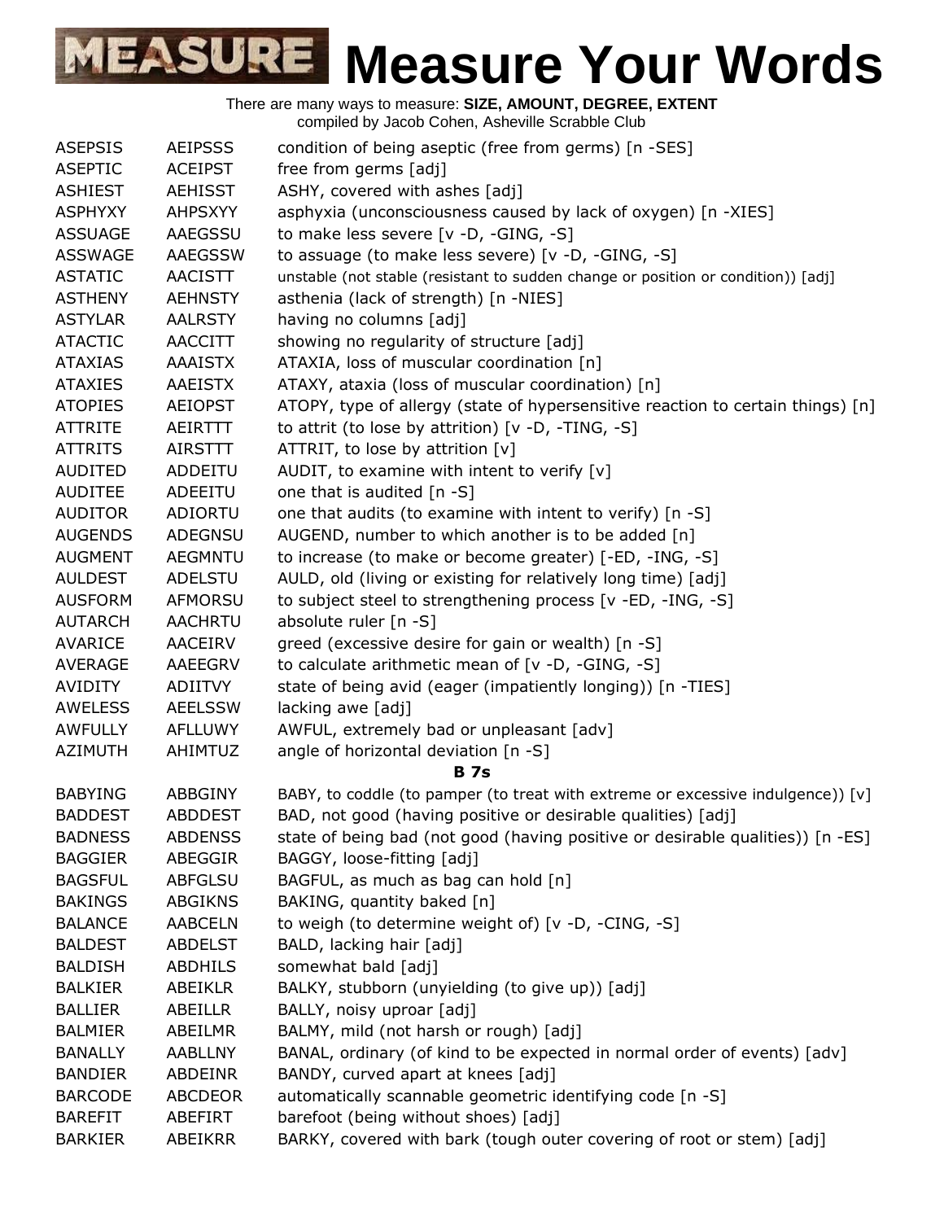# Measure Your Words

There are many ways to measure: **SIZE, AMOUNT, DEGREE, EXTENT**
compiled by Jacob Cohen, Asheville Scrabble Club

| | | |
|---|---|---|
| ASEPSIS | AEIPSSS | condition of being aseptic (free from germs) [n -SES] |
| ASEPTIC | ACEIPST | free from germs [adj] |
| ASHIEST | AEHISST | ASHY, covered with ashes [adj] |
| ASPHYXY | AHPSXYY | asphyxia (unconsciousness caused by lack of oxygen) [n -XIES] |
| ASSUAGE | AAEGSSU | to make less severe [v -D, -GING, -S] |
| ASSWAGE | AAEGSSW | to assuage (to make less severe) [v -D, -GING, -S] |
| ASTATIC | AACISTT | unstable (not stable (resistant to sudden change or position or condition)) [adj] |
| ASTHENY | AEHNSTY | asthenia (lack of strength) [n -NIES] |
| ASTYLAR | AALRSTY | having no columns [adj] |
| ATACTIC | AACCITT | showing no regularity of structure [adj] |
| ATAXIAS | AAAISTX | ATAXIA, loss of muscular coordination [n] |
| ATAXIES | AAEISTX | ATAXY, ataxia (loss of muscular coordination) [n] |
| ATOPIES | AEIOPST | ATOPY, type of allergy (state of hypersensitive reaction to certain things) [n] |
| ATTRITE | AEIRTTT | to attrit (to lose by attrition) [v -D, -TING, -S] |
| ATTRITS | AIRSTTT | ATTRIT, to lose by attrition [v] |
| AUDITED | ADDEITU | AUDIT, to examine with intent to verify [v] |
| AUDITEE | ADEEITU | one that is audited [n -S] |
| AUDITOR | ADIORTU | one that audits (to examine with intent to verify) [n -S] |
| AUGENDS | ADEGNSU | AUGEND, number to which another is to be added [n] |
| AUGMENT | AEGMNTU | to increase (to make or become greater) [-ED, -ING, -S] |
| AULDEST | ADELSTU | AULD, old (living or existing for relatively long time) [adj] |
| AUSFORM | AFMORSU | to subject steel to strengthening process [v -ED, -ING, -S] |
| AUTARCH | AACHRTU | absolute ruler [n -S] |
| AVARICE | AACEIRV | greed (excessive desire for gain or wealth) [n -S] |
| AVERAGE | AAEEGRV | to calculate arithmetic mean of [v -D, -GING, -S] |
| AVIDITY | ADIITVY | state of being avid (eager (impatiently longing)) [n -TIES] |
| AWELESS | AEELSSW | lacking awe [adj] |
| AWFULLY | AFLLUWY | AWFUL, extremely bad or unpleasant [adv] |
| AZIMUTH | AHIMTUZ | angle of horizontal deviation [n -S] |

**B 7s**

| | | |
|---|---|---|
| BABYING | ABBGINY | BABY, to coddle (to pamper (to treat with extreme or excessive indulgence)) [v] |
| BADDEST | ABDDEST | BAD, not good (having positive or desirable qualities) [adj] |
| BADNESS | ABDENSS | state of being bad (not good (having positive or desirable qualities)) [n -ES] |
| BAGGIER | ABEGGIR | BAGGY, loose-fitting [adj] |
| BAGSFUL | ABFGLSU | BAGFUL, as much as bag can hold [n] |
| BAKINGS | ABGIKNS | BAKING, quantity baked [n] |
| BALANCE | AABCELN | to weigh (to determine weight of) [v -D, -CING, -S] |
| BALDEST | ABDELST | BALD, lacking hair [adj] |
| BALDISH | ABDHILS | somewhat bald [adj] |
| BALKIER | ABEIKLR | BALKY, stubborn (unyielding (to give up)) [adj] |
| BALLIER | ABEILLR | BALLY, noisy uproar [adj] |
| BALMIER | ABEILMR | BALMY, mild (not harsh or rough) [adj] |
| BANALLY | AABLLNY | BANAL, ordinary (of kind to be expected in normal order of events) [adv] |
| BANDIER | ABDEINR | BANDY, curved apart at knees [adj] |
| BARCODE | ABCDEOR | automatically scannable geometric identifying code [n -S] |
| BAREFIT | ABEFIRT | barefoot (being without shoes) [adj] |
| BARKIER | ABEIKRR | BARKY, covered with bark (tough outer covering of root or stem) [adj] |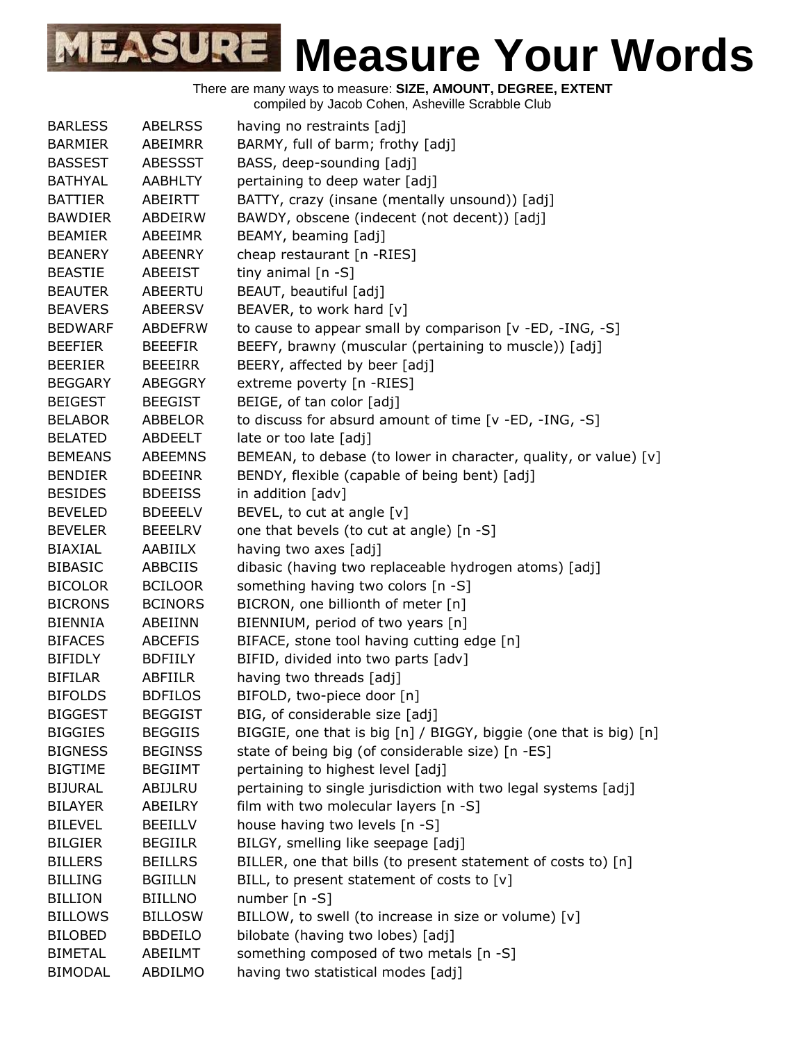# Measure Your Words

There are many ways to measure: **SIZE, AMOUNT, DEGREE, EXTENT**
compiled by Jacob Cohen, Asheville Scrabble Club

| | | |
|---|---|---|
| BARLESS | ABELRSS | having no restraints [adj] |
| BARMIER | ABEIMRR | BARMY, full of barm; frothy [adj] |
| BASSEST | ABESSST | BASS, deep-sounding [adj] |
| BATHYAL | AABHLTY | pertaining to deep water [adj] |
| BATTIER | ABEIRTT | BATTY, crazy (insane (mentally unsound)) [adj] |
| BAWDIER | ABDEIRW | BAWDY, obscene (indecent (not decent)) [adj] |
| BEAMIER | ABEEIMR | BEAMY, beaming [adj] |
| BEANERY | ABEENRY | cheap restaurant [n -RIES] |
| BEASTIE | ABEEIST | tiny animal [n -S] |
| BEAUTER | ABEERTU | BEAUT, beautiful [adj] |
| BEAVERS | ABEERSV | BEAVER, to work hard [v] |
| BEDWARF | ABDEFRW | to cause to appear small by comparison [v -ED, -ING, -S] |
| BEEFIER | BEEEFIR | BEEFY, brawny (muscular (pertaining to muscle)) [adj] |
| BEERIER | BEEEIRR | BEERY, affected by beer [adj] |
| BEGGARY | ABEGGRY | extreme poverty [n -RIES] |
| BEIGEST | BEEGIST | BEIGE, of tan color [adj] |
| BELABOR | ABBELOR | to discuss for absurd amount of time [v -ED, -ING, -S] |
| BELATED | ABDEELT | late or too late [adj] |
| BEMEANS | ABEEMNS | BEMEAN, to debase (to lower in character, quality, or value) [v] |
| BENDIER | BDEEINR | BENDY, flexible (capable of being bent) [adj] |
| BESIDES | BDEEISS | in addition [adv] |
| BEVELED | BDEEELV | BEVEL, to cut at angle [v] |
| BEVELER | BEEELRV | one that bevels (to cut at angle) [n -S] |
| BIAXIAL | AABIILX | having two axes [adj] |
| BIBASIC | ABBCIIS | dibasic (having two replaceable hydrogen atoms) [adj] |
| BICOLOR | BCILOOR | something having two colors [n -S] |
| BICRONS | BCINORS | BICRON, one billionth of meter [n] |
| BIENNIA | ABEIINN | BIENNIUM, period of two years [n] |
| BIFACES | ABCEFIS | BIFACE, stone tool having cutting edge [n] |
| BIFIDLY | BDFIILY | BIFID, divided into two parts [adv] |
| BIFILAR | ABFIILR | having two threads [adj] |
| BIFOLDS | BDFILOS | BIFOLD, two-piece door [n] |
| BIGGEST | BEGGIST | BIG, of considerable size [adj] |
| BIGGIES | BEGGIIS | BIGGIE, one that is big [n] / BIGGY, biggie (one that is big) [n] |
| BIGNESS | BEGINSS | state of being big (of considerable size) [n -ES] |
| BIGTIME | BEGIIMT | pertaining to highest level [adj] |
| BIJURAL | ABIJLRU | pertaining to single jurisdiction with two legal systems [adj] |
| BILAYER | ABEILRY | film with two molecular layers [n -S] |
| BILEVEL | BEEILLV | house having two levels [n -S] |
| BILGIER | BEGIILR | BILGY, smelling like seepage [adj] |
| BILLERS | BEILLRS | BILLER, one that bills (to present statement of costs to) [n] |
| BILLING | BGIILLN | BILL, to present statement of costs to [v] |
| BILLION | BIILLNO | number [n -S] |
| BILLOWS | BILLOSW | BILLOW, to swell (to increase in size or volume) [v] |
| BILOBED | BBDEILO | bilobate (having two lobes) [adj] |
| BIMETAL | ABEILMT | something composed of two metals [n -S] |
| BIMODAL | ABDILMO | having two statistical modes [adj] |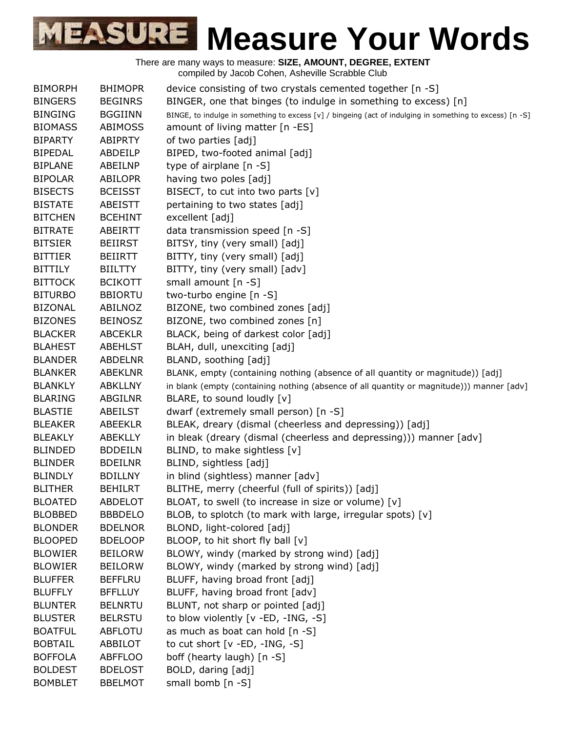# Measure Your Words

There are many ways to measure: **SIZE, AMOUNT, DEGREE, EXTENT**
compiled by Jacob Cohen, Asheville Scrabble Club

| | | |
|---|---|---|
| BIMORPH | BHIMOPR | device consisting of two crystals cemented together [n -S] |
| BINGERS | BEGINRS | BINGER, one that binges (to indulge in something to excess) [n] |
| BINGING | BGGIINN | BINGE, to indulge in something to excess [v] / bingeing (act of indulging in something to excess) [n -S] |
| BIOMASS | ABIMOSS | amount of living matter [n -ES] |
| BIPARTY | ABIPRTY | of two parties [adj] |
| BIPEDAL | ABDEILP | BIPED, two-footed animal [adj] |
| BIPLANE | ABEILNP | type of airplane [n -S] |
| BIPOLAR | ABILOPR | having two poles [adj] |
| BISECTS | BCEISST | BISECT, to cut into two parts [v] |
| BISTATE | ABEISTT | pertaining to two states [adj] |
| BITCHEN | BCEHINT | excellent [adj] |
| BITRATE | ABEIRTT | data transmission speed [n -S] |
| BITSIER | BEIIRST | BITSY, tiny (very small) [adj] |
| BITTIER | BEIIRTT | BITTY, tiny (very small) [adj] |
| BITTILY | BIILTTY | BITTY, tiny (very small) [adv] |
| BITTOCK | BCIKOTT | small amount [n -S] |
| BITURBO | BBIORTU | two-turbo engine [n -S] |
| BIZONAL | ABILNOZ | BIZONE, two combined zones [adj] |
| BIZONES | BEINOSZ | BIZONE, two combined zones [n] |
| BLACKER | ABCEKLR | BLACK, being of darkest color [adj] |
| BLAHEST | ABEHLST | BLAH, dull, unexciting [adj] |
| BLANDER | ABDELNR | BLAND, soothing [adj] |
| BLANKER | ABEKLNR | BLANK, empty (containing nothing (absence of all quantity or magnitude)) [adj] |
| BLANKLY | ABKLLNY | in blank (empty (containing nothing (absence of all quantity or magnitude))) manner [adv] |
| BLARING | ABGILNR | BLARE, to sound loudly [v] |
| BLASTIE | ABEILST | dwarf (extremely small person) [n -S] |
| BLEAKER | ABEEKLR | BLEAK, dreary (dismal (cheerless and depressing)) [adj] |
| BLEAKLY | ABEKLLY | in bleak (dreary (dismal (cheerless and depressing))) manner [adv] |
| BLINDED | BDDEILN | BLIND, to make sightless [v] |
| BLINDER | BDEILNR | BLIND, sightless [adj] |
| BLINDLY | BDILLNY | in blind (sightless) manner [adv] |
| BLITHER | BEHILRT | BLITHE, merry (cheerful (full of spirits)) [adj] |
| BLOATED | ABDELOT | BLOAT, to swell (to increase in size or volume) [v] |
| BLOBBED | BBBDELO | BLOB, to splotch (to mark with large, irregular spots) [v] |
| BLONDER | BDELNOR | BLOND, light-colored [adj] |
| BLOOPED | BDELOOP | BLOOP, to hit short fly ball [v] |
| BLOWIER | BEILORW | BLOWY, windy (marked by strong wind) [adj] |
| BLOWIER | BEILORW | BLOWY, windy (marked by strong wind) [adj] |
| BLUFFER | BEFFLRU | BLUFF, having broad front [adj] |
| BLUFFLY | BFFLLUY | BLUFF, having broad front [adv] |
| BLUNTER | BELNRTU | BLUNT, not sharp or pointed [adj] |
| BLUSTER | BELRSTU | to blow violently [v -ED, -ING, -S] |
| BOATFUL | ABFLOTU | as much as boat can hold [n -S] |
| BOBTAIL | ABBILOT | to cut short [v -ED, -ING, -S] |
| BOFFOLA | ABFFLOO | boff (hearty laugh) [n -S] |
| BOLDEST | BDELOST | BOLD, daring [adj] |
| BOMBLET | BBELMOT | small bomb [n -S] |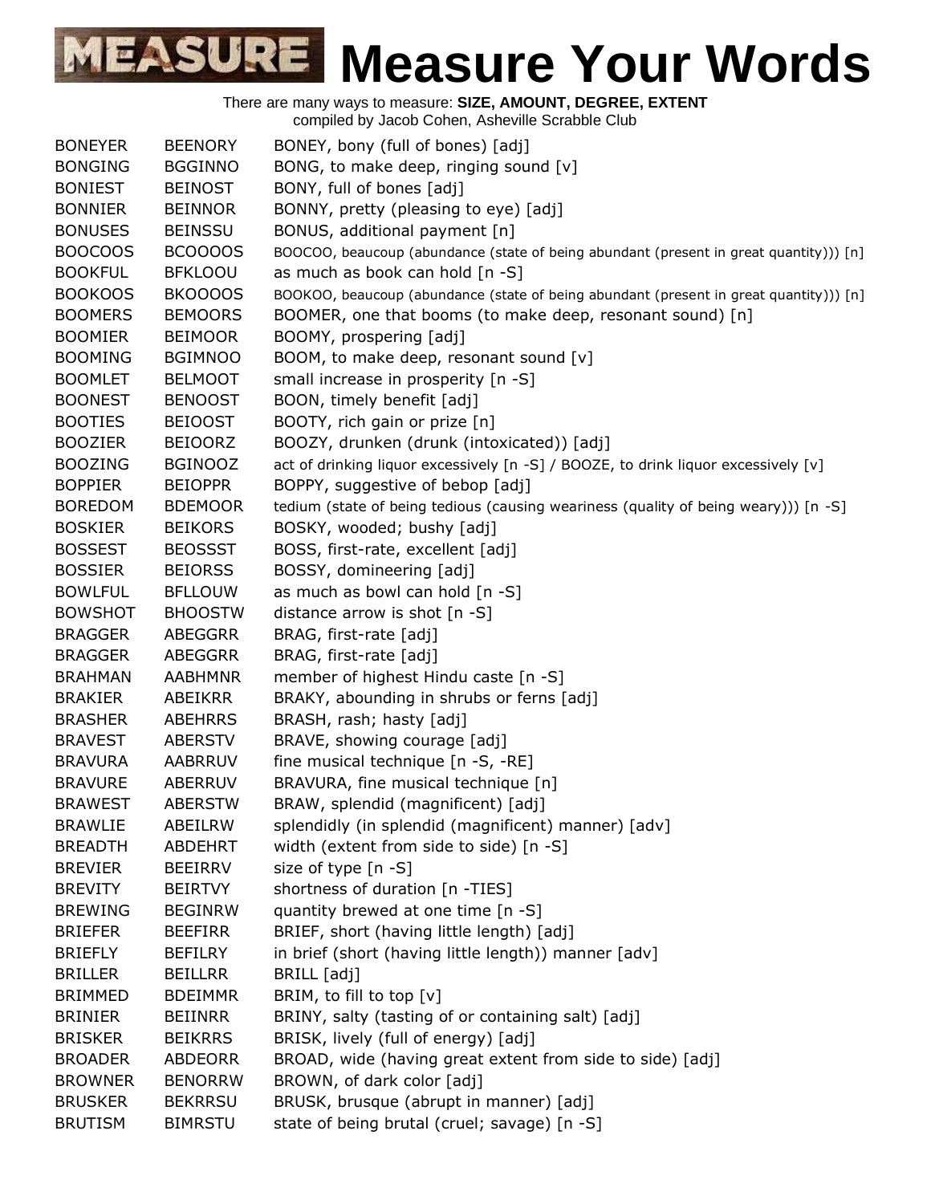# Measure Your Words

There are many ways to measure: **SIZE, AMOUNT, DEGREE, EXTENT**
compiled by Jacob Cohen, Asheville Scrabble Club

| | | |
|---|---|---|
| BONEYER | BEENORY | BONEY, bony (full of bones) [adj] |
| BONGING | BGGINNO | BONG, to make deep, ringing sound [v] |
| BONIEST | BEINOST | BONY, full of bones [adj] |
| BONNIER | BEINNOR | BONNY, pretty (pleasing to eye) [adj] |
| BONUSES | BEINSSU | BONUS, additional payment [n] |
| BOOCOOS | BCOOOOS | BOOCOO, beaucoup (abundance (state of being abundant (present in great quantity))) [n] |
| BOOKFUL | BFKLOOU | as much as book can hold [n -S] |
| BOOKOOS | BKOOOOS | BOOKOO, beaucoup (abundance (state of being abundant (present in great quantity))) [n] |
| BOOMERS | BEMOORS | BOOMER, one that booms (to make deep, resonant sound) [n] |
| BOOMIER | BEIMOOR | BOOMY, prospering [adj] |
| BOOMING | BGIMNOO | BOOM, to make deep, resonant sound [v] |
| BOOMLET | BELMOOT | small increase in prosperity [n -S] |
| BOONEST | BENOOST | BOON, timely benefit [adj] |
| BOOTIES | BEIOOST | BOOTY, rich gain or prize [n] |
| BOOZIER | BEIOORZ | BOOZY, drunken (drunk (intoxicated)) [adj] |
| BOOZING | BGINOOZ | act of drinking liquor excessively [n -S] / BOOZE, to drink liquor excessively [v] |
| BOPPIER | BEIOPPR | BOPPY, suggestive of bebop [adj] |
| BOREDOM | BDEMOOR | tedium (state of being tedious (causing weariness (quality of being weary))) [n -S] |
| BOSKIER | BEIKORS | BOSKY, wooded; bushy [adj] |
| BOSSEST | BEOSSST | BOSS, first-rate, excellent [adj] |
| BOSSIER | BEIORSS | BOSSY, domineering [adj] |
| BOWLFUL | BFLLOUW | as much as bowl can hold [n -S] |
| BOWSHOT | BHOOSTW | distance arrow is shot [n -S] |
| BRAGGER | ABEGGRR | BRAG, first-rate [adj] |
| BRAGGER | ABEGGRR | BRAG, first-rate [adj] |
| BRAHMAN | AABHMNR | member of highest Hindu caste [n -S] |
| BRAKIER | ABEIKRR | BRAKY, abounding in shrubs or ferns [adj] |
| BRASHER | ABEHRRS | BRASH, rash; hasty [adj] |
| BRAVEST | ABERSTV | BRAVE, showing courage [adj] |
| BRAVURA | AABRRUV | fine musical technique [n -S, -RE] |
| BRAVURE | ABERRUV | BRAVURA, fine musical technique [n] |
| BRAWEST | ABERSTW | BRAW, splendid (magnificent) [adj] |
| BRAWLIE | ABEILRW | splendidly (in splendid (magnificent) manner) [adv] |
| BREADTH | ABDEHRT | width (extent from side to side) [n -S] |
| BREVIER | BEEIRRV | size of type [n -S] |
| BREVITY | BEIRTVY | shortness of duration [n -TIES] |
| BREWING | BEGINRW | quantity brewed at one time [n -S] |
| BRIEFER | BEEFIRR | BRIEF, short (having little length) [adj] |
| BRIEFLY | BEFILRY | in brief (short (having little length)) manner [adv] |
| BRILLER | BEILLRR | BRILL [adj] |
| BRIMMED | BDEIMMR | BRIM, to fill to top [v] |
| BRINIER | BEIINRR | BRINY, salty (tasting of or containing salt) [adj] |
| BRISKER | BEIKRRS | BRISK, lively (full of energy) [adj] |
| BROADER | ABDEORR | BROAD, wide (having great extent from side to side) [adj] |
| BROWNER | BENORRW | BROWN, of dark color [adj] |
| BRUSKER | BEKRRSU | BRUSK, brusque (abrupt in manner) [adj] |
| BRUTISM | BIMRSTU | state of being brutal (cruel; savage) [n -S] |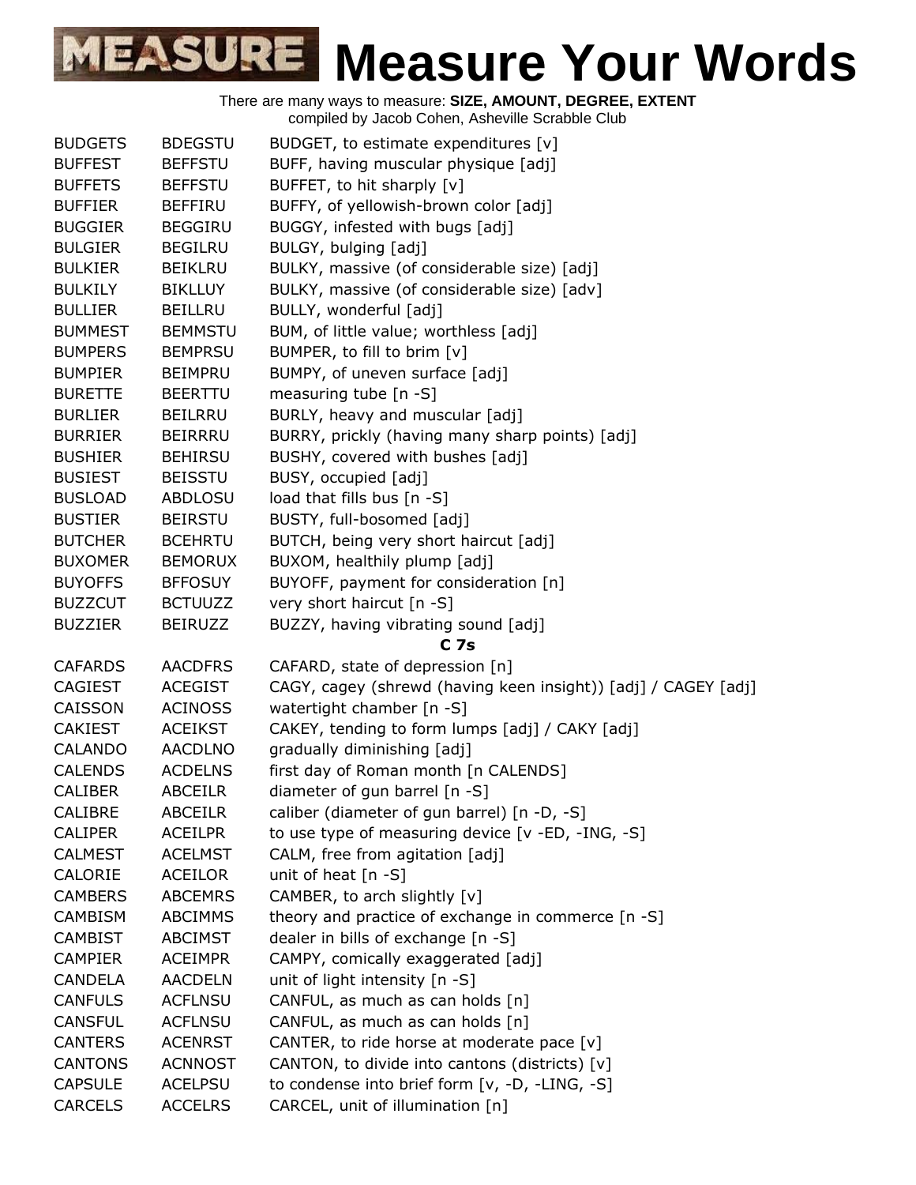# Measure Your Words

There are many ways to measure: **SIZE, AMOUNT, DEGREE, EXTENT**
compiled by Jacob Cohen, Asheville Scrabble Club

| | | |
|---|---|---|
| BUDGETS | BDEGSTU | BUDGET, to estimate expenditures [v] |
| BUFFEST | BEFFSTU | BUFF, having muscular physique [adj] |
| BUFFETS | BEFFSTU | BUFFET, to hit sharply [v] |
| BUFFIER | BEFFIRU | BUFFY, of yellowish-brown color [adj] |
| BUGGIER | BEGGIRU | BUGGY, infested with bugs [adj] |
| BULGIER | BEGILRU | BULGY, bulging [adj] |
| BULKIER | BEIKLRU | BULKY, massive (of considerable size) [adj] |
| BULKILY | BIKLLUY | BULKY, massive (of considerable size) [adv] |
| BULLIER | BEILLRU | BULLY, wonderful [adj] |
| BUMMEST | BEMMSTU | BUM, of little value; worthless [adj] |
| BUMPERS | BEMPRSU | BUMPER, to fill to brim [v] |
| BUMPIER | BEIMPRU | BUMPY, of uneven surface [adj] |
| BURETTE | BEERTTU | measuring tube [n -S] |
| BURLIER | BEILRRU | BURLY, heavy and muscular [adj] |
| BURRIER | BEIRRRU | BURRY, prickly (having many sharp points) [adj] |
| BUSHIER | BEHIRSU | BUSHY, covered with bushes [adj] |
| BUSIEST | BEISSTU | BUSY, occupied [adj] |
| BUSLOAD | ABDLOSU | load that fills bus [n -S] |
| BUSTIER | BEIRSTU | BUSTY, full-bosomed [adj] |
| BUTCHER | BCEHRTU | BUTCH, being very short haircut [adj] |
| BUXOMER | BEMORUX | BUXOM, healthily plump [adj] |
| BUYOFFS | BFFOSUY | BUYOFF, payment for consideration [n] |
| BUZZCUT | BCTUUZZ | very short haircut [n -S] |
| BUZZIER | BEIRUZZ | BUZZY, having vibrating sound [adj] |

**C 7s**

| | | |
|---|---|---|
| CAFARDS | AACDFRS | CAFARD, state of depression [n] |
| CAGIEST | ACEGIST | CAGY, cagey (shrewd (having keen insight)) [adj] / CAGEY [adj] |
| CAISSON | ACINOSS | watertight chamber [n -S] |
| CAKIEST | ACEIKST | CAKEY, tending to form lumps [adj] / CAKY [adj] |
| CALANDO | AACDLNO | gradually diminishing [adj] |
| CALENDS | ACDELNS | first day of Roman month [n CALENDS] |
| CALIBER | ABCEILR | diameter of gun barrel [n -S] |
| CALIBRE | ABCEILR | caliber (diameter of gun barrel) [n -D, -S] |
| CALIPER | ACEILPR | to use type of measuring device [v -ED, -ING, -S] |
| CALMEST | ACELMST | CALM, free from agitation [adj] |
| CALORIE | ACEILOR | unit of heat [n -S] |
| CAMBERS | ABCEMRS | CAMBER, to arch slightly [v] |
| CAMBISM | ABCIMMS | theory and practice of exchange in commerce [n -S] |
| CAMBIST | ABCIMST | dealer in bills of exchange [n -S] |
| CAMPIER | ACEIMPR | CAMPY, comically exaggerated [adj] |
| CANDELA | AACDELN | unit of light intensity [n -S] |
| CANFULS | ACFLNSU | CANFUL, as much as can holds [n] |
| CANSFUL | ACFLNSU | CANFUL, as much as can holds [n] |
| CANTERS | ACENRST | CANTER, to ride horse at moderate pace [v] |
| CANTONS | ACNNOST | CANTON, to divide into cantons (districts) [v] |
| CAPSULE | ACELPSU | to condense into brief form [v, -D, -LING, -S] |
| CARCELS | ACCELRS | CARCEL, unit of illumination [n] |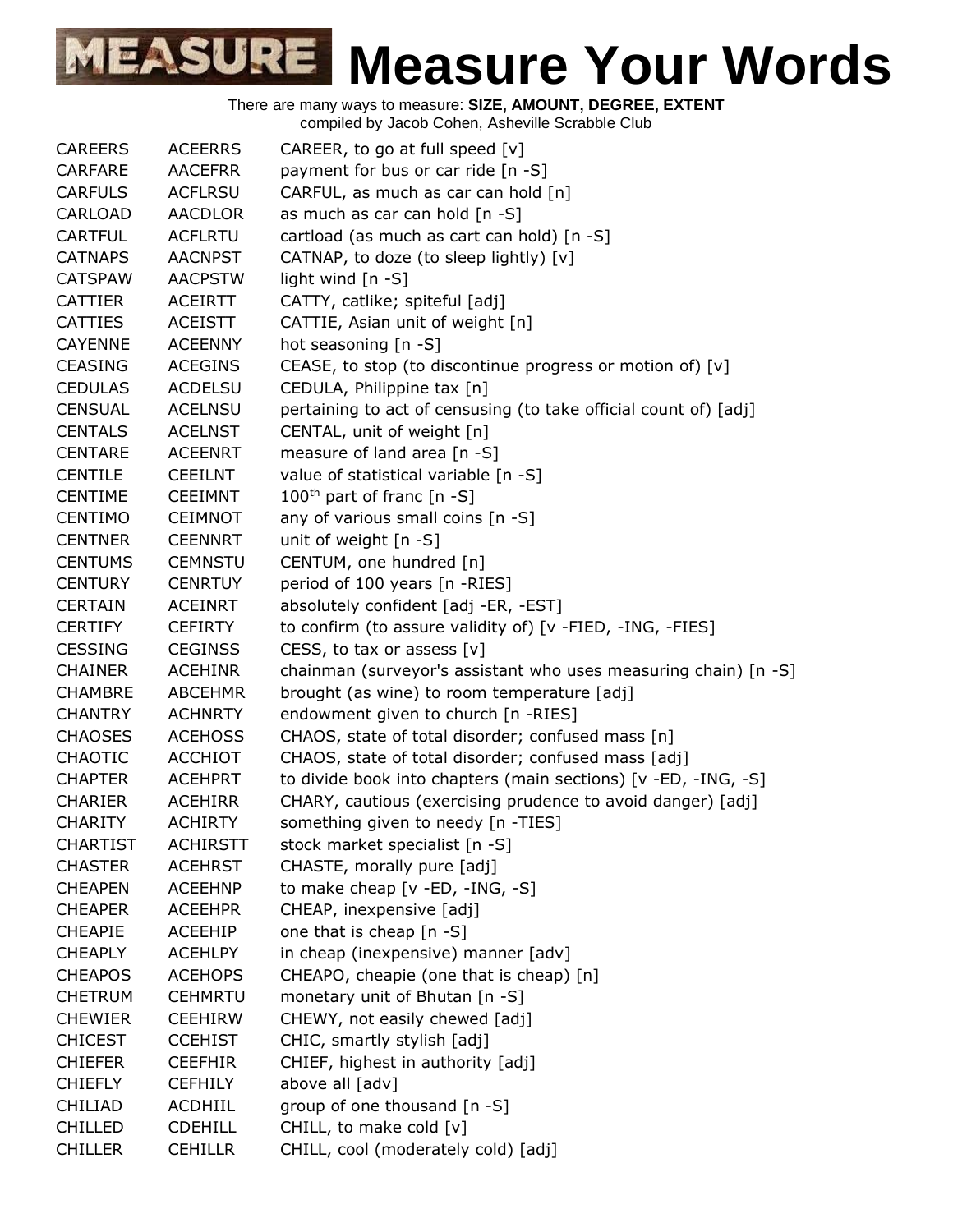# Measure Your Words

There are many ways to measure: **SIZE, AMOUNT, DEGREE, EXTENT**
compiled by Jacob Cohen, Asheville Scrabble Club

| | | |
|---|---|---|
| CAREERS | ACEERRS | CAREER, to go at full speed [v] |
| CARFARE | AACEFRR | payment for bus or car ride [n -S] |
| CARFULS | ACFLRSU | CARFUL, as much as car can hold [n] |
| CARLOAD | AACDLOR | as much as car can hold [n -S] |
| CARTFUL | ACFLRTU | cartload (as much as cart can hold) [n -S] |
| CATNAPS | AACNPST | CATNAP, to doze (to sleep lightly) [v] |
| CATSPAW | AACPSTW | light wind [n -S] |
| CATTIER | ACEIRTT | CATTY, catlike; spiteful [adj] |
| CATTIES | ACEISTT | CATTIE, Asian unit of weight [n] |
| CAYENNE | ACEENNY | hot seasoning [n -S] |
| CEASING | ACEGINS | CEASE, to stop (to discontinue progress or motion of) [v] |
| CEDULAS | ACDELSU | CEDULA, Philippine tax [n] |
| CENSUAL | ACELNSU | pertaining to act of censusing (to take official count of) [adj] |
| CENTALS | ACELNST | CENTAL, unit of weight [n] |
| CENTARE | ACEENRT | measure of land area [n -S] |
| CENTILE | CEEILNT | value of statistical variable [n -S] |
| CENTIME | CEEIMNT | 100th part of franc [n -S] |
| CENTIMO | CEIMNOT | any of various small coins [n -S] |
| CENTNER | CEENNRT | unit of weight [n -S] |
| CENTUMS | CEMNSTU | CENTUM, one hundred [n] |
| CENTURY | CENRTUY | period of 100 years [n -RIES] |
| CERTAIN | ACEINRT | absolutely confident [adj -ER, -EST] |
| CERTIFY | CEFIRTY | to confirm (to assure validity of) [v -FIED, -ING, -FIES] |
| CESSING | CEGINSS | CESS, to tax or assess [v] |
| CHAINER | ACEHINR | chainman (surveyor's assistant who uses measuring chain) [n -S] |
| CHAMBRE | ABCEHMR | brought (as wine) to room temperature [adj] |
| CHANTRY | ACHNRTY | endowment given to church [n -RIES] |
| CHAOSES | ACEHOSS | CHAOS, state of total disorder; confused mass [n] |
| CHAOTIC | ACCHIOT | CHAOS, state of total disorder; confused mass [adj] |
| CHAPTER | ACEHPRT | to divide book into chapters (main sections) [v -ED, -ING, -S] |
| CHARIER | ACEHIRR | CHARY, cautious (exercising prudence to avoid danger) [adj] |
| CHARITY | ACHIRTY | something given to needy [n -TIES] |
| CHARTIST | ACHIRSTT | stock market specialist [n -S] |
| CHASTER | ACEHRST | CHASTE, morally pure [adj] |
| CHEAPEN | ACEEHNP | to make cheap [v -ED, -ING, -S] |
| CHEAPER | ACEEHPR | CHEAP, inexpensive [adj] |
| CHEAPIE | ACEEHIP | one that is cheap [n -S] |
| CHEAPLY | ACEHLPY | in cheap (inexpensive) manner [adv] |
| CHEAPOS | ACEHOPS | CHEAPO, cheapie (one that is cheap) [n] |
| CHETRUM | CEHMRTU | monetary unit of Bhutan [n -S] |
| CHEWIER | CEEHIRW | CHEWY, not easily chewed [adj] |
| CHICEST | CCEHIST | CHIC, smartly stylish [adj] |
| CHIEFER | CEEFHIR | CHIEF, highest in authority [adj] |
| CHIEFLY | CEFHILY | above all [adv] |
| CHILIAD | ACDHIIL | group of one thousand [n -S] |
| CHILLED | CDEHILL | CHILL, to make cold [v] |
| CHILLER | CEHILLR | CHILL, cool (moderately cold) [adj] |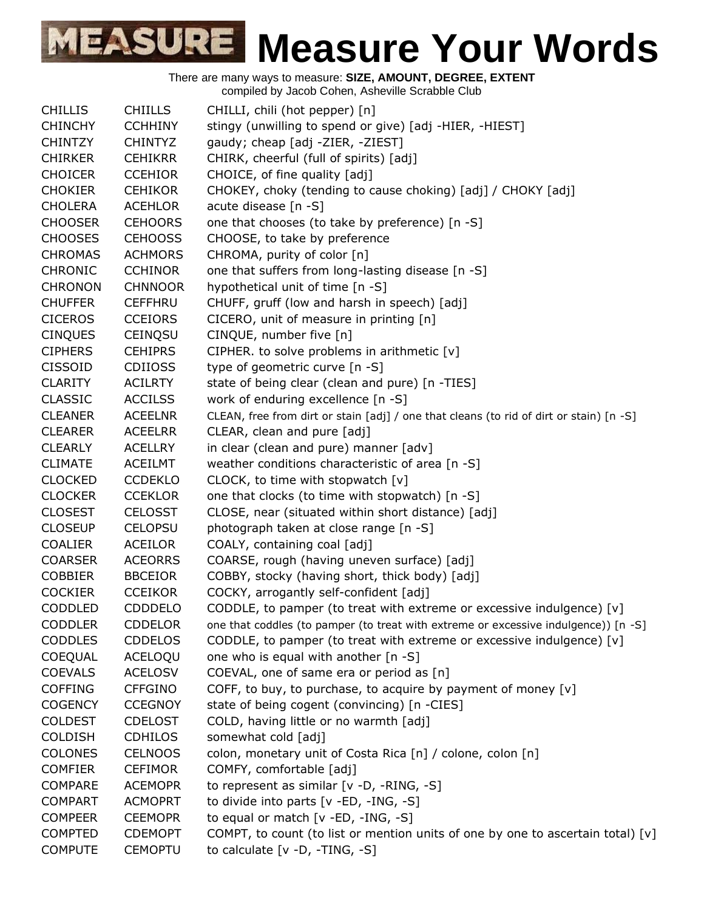# Measure Your Words

There are many ways to measure: **SIZE, AMOUNT, DEGREE, EXTENT**
compiled by Jacob Cohen, Asheville Scrabble Club

| | | |
|---|---|---|
| CHILLIS | CHIILLS | CHILLI, chili (hot pepper) [n] |
| CHINCHY | CCHHINY | stingy (unwilling to spend or give) [adj -HIER, -HIEST] |
| CHINTZY | CHINTYZ | gaudy; cheap [adj -ZIER, -ZIEST] |
| CHIRKER | CEHIKRR | CHIRK, cheerful (full of spirits) [adj] |
| CHOICER | CCEHIOR | CHOICE, of fine quality [adj] |
| CHOKIER | CEHIKOR | CHOKEY, choky (tending to cause choking) [adj] / CHOKY [adj] |
| CHOLERA | ACEHLOR | acute disease [n -S] |
| CHOOSER | CEHOORS | one that chooses (to take by preference) [n -S] |
| CHOOSES | CEHOOSS | CHOOSE, to take by preference |
| CHROMAS | ACHMORS | CHROMA, purity of color [n] |
| CHRONIC | CCHINOR | one that suffers from long-lasting disease [n -S] |
| CHRONON | CHNNOOR | hypothetical unit of time [n -S] |
| CHUFFER | CEFFHRU | CHUFF, gruff (low and harsh in speech) [adj] |
| CICEROS | CCEIORS | CICERO, unit of measure in printing [n] |
| CINQUES | CEINQSU | CINQUE, number five [n] |
| CIPHERS | CEHIPRS | CIPHER. to solve problems in arithmetic [v] |
| CISSOID | CDIIOSS | type of geometric curve [n -S] |
| CLARITY | ACILRTY | state of being clear (clean and pure) [n -TIES] |
| CLASSIC | ACCILSS | work of enduring excellence [n -S] |
| CLEANER | ACEELNR | CLEAN, free from dirt or stain [adj] / one that cleans (to rid of dirt or stain) [n -S] |
| CLEARER | ACEELRR | CLEAR, clean and pure [adj] |
| CLEARLY | ACELLRY | in clear (clean and pure) manner [adv] |
| CLIMATE | ACEILMT | weather conditions characteristic of area [n -S] |
| CLOCKED | CCDEKLO | CLOCK, to time with stopwatch [v] |
| CLOCKER | CCEKLOR | one that clocks (to time with stopwatch) [n -S] |
| CLOSEST | CELOSST | CLOSE, near (situated within short distance) [adj] |
| CLOSEUP | CELOPSU | photograph taken at close range [n -S] |
| COALIER | ACEILOR | COALY, containing coal [adj] |
| COARSER | ACEORRS | COARSE, rough (having uneven surface) [adj] |
| COBBIER | BBCEIOR | COBBY, stocky (having short, thick body) [adj] |
| COCKIER | CCEIKOR | COCKY, arrogantly self-confident [adj] |
| CODDLED | CDDDELO | CODDLE, to pamper (to treat with extreme or excessive indulgence) [v] |
| CODDLER | CDDELOR | one that coddles (to pamper (to treat with extreme or excessive indulgence)) [n -S] |
| CODDLES | CDDELOS | CODDLE, to pamper (to treat with extreme or excessive indulgence) [v] |
| COEQUAL | ACELOQU | one who is equal with another [n -S] |
| COEVALS | ACELOSV | COEVAL, one of same era or period as [n] |
| COFFING | CFFGINO | COFF, to buy, to purchase, to acquire by payment of money [v] |
| COGENCY | CCEGNOY | state of being cogent (convincing) [n -CIES] |
| COLDEST | CDELOST | COLD, having little or no warmth [adj] |
| COLDISH | CDHILOS | somewhat cold [adj] |
| COLONES | CELNOOS | colon, monetary unit of Costa Rica [n] / colone, colon [n] |
| COMFIER | CEFIMOR | COMFY, comfortable [adj] |
| COMPARE | ACEMOPR | to represent as similar [v -D, -RING, -S] |
| COMPART | ACMOPRT | to divide into parts [v -ED, -ING, -S] |
| COMPEER | CEEMOPR | to equal or match [v -ED, -ING, -S] |
| COMPTED | CDEMOPT | COMPT, to count (to list or mention units of one by one to ascertain total) [v] |
| COMPUTE | CEMOPTU | to calculate [v -D, -TING, -S] |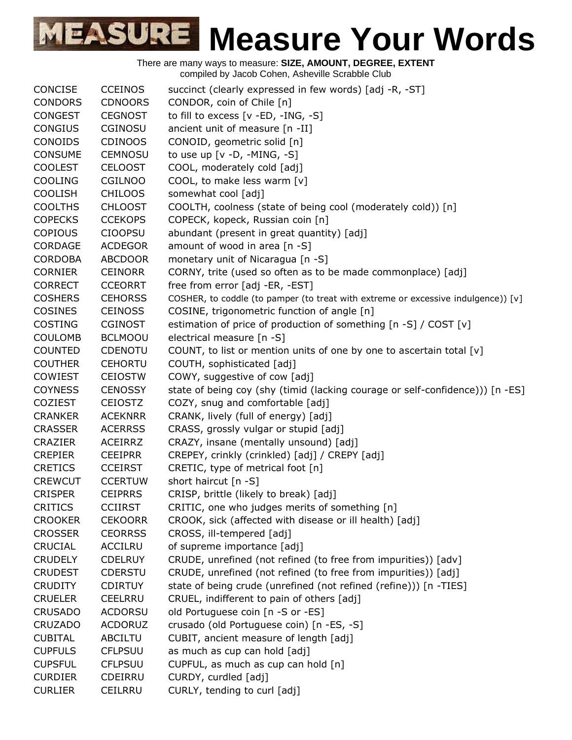# MEASURE Measure Your Words

There are many ways to measure: **SIZE, AMOUNT, DEGREE, EXTENT**
compiled by Jacob Cohen, Asheville Scrabble Club

| | | |
|---|---|---|
| CONCISE | CCEINOS | succinct (clearly expressed in few words) [adj -R, -ST] |
| CONDORS | CDNOORS | CONDOR, coin of Chile [n] |
| CONGEST | CEGNOST | to fill to excess [v -ED, -ING, -S] |
| CONGIUS | CGINOSU | ancient unit of measure [n -II] |
| CONOIDS | CDINOOS | CONOID, geometric solid [n] |
| CONSUME | CEMNOSU | to use up [v -D, -MING, -S] |
| COOLEST | CELOOST | COOL, moderately cold [adj] |
| COOLING | CGILNOO | COOL, to make less warm [v] |
| COOLISH | CHILOOS | somewhat cool [adj] |
| COOLTHS | CHLOOST | COOLTH, coolness (state of being cool (moderately cold)) [n] |
| COPECKS | CCEKOPS | COPECK, kopeck, Russian coin [n] |
| COPIOUS | CIOOPSU | abundant (present in great quantity) [adj] |
| CORDAGE | ACDEGOR | amount of wood in area [n -S] |
| CORDOBA | ABCDOOR | monetary unit of Nicaragua [n -S] |
| CORNIER | CEINORR | CORNY, trite (used so often as to be made commonplace) [adj] |
| CORRECT | CCEORRT | free from error [adj -ER, -EST] |
| COSHERS | CEHORSS | COSHER, to coddle (to pamper (to treat with extreme or excessive indulgence)) [v] |
| COSINES | CEINOSS | COSINE, trigonometric function of angle [n] |
| COSTING | CGINOST | estimation of price of production of something [n -S] / COST [v] |
| COULOMB | BCLMOOU | electrical measure [n -S] |
| COUNTED | CDENOTU | COUNT, to list or mention units of one by one to ascertain total [v] |
| COUTHER | CEHORTU | COUTH, sophisticated [adj] |
| COWIEST | CEIOSTW | COWY, suggestive of cow [adj] |
| COYNESS | CENOSSY | state of being coy (shy (timid (lacking courage or self-confidence))) [n -ES] |
| COZIEST | CEIOSTZ | COZY, snug and comfortable [adj] |
| CRANKER | ACEKNRR | CRANK, lively (full of energy) [adj] |
| CRASSER | ACERRSS | CRASS, grossly vulgar or stupid [adj] |
| CRAZIER | ACEIRRZ | CRAZY, insane (mentally unsound) [adj] |
| CREPIER | CEEIPRR | CREPEY, crinkly (crinkled) [adj] / CREPY [adj] |
| CRETICS | CCEIRST | CRETIC, type of metrical foot [n] |
| CREWCUT | CCERTUW | short haircut [n -S] |
| CRISPER | CEIPRRS | CRISP, brittle (likely to break) [adj] |
| CRITICS | CCIIRST | CRITIC, one who judges merits of something [n] |
| CROOKER | CEKOORR | CROOK, sick (affected with disease or ill health) [adj] |
| CROSSER | CEORRSS | CROSS, ill-tempered [adj] |
| CRUCIAL | ACCILRU | of supreme importance [adj] |
| CRUDELY | CDELRUY | CRUDE, unrefined (not refined (to free from impurities)) [adv] |
| CRUDEST | CDERSTU | CRUDE, unrefined (not refined (to free from impurities)) [adj] |
| CRUDITY | CDIRTUY | state of being crude (unrefined (not refined (refine))) [n -TIES] |
| CRUELER | CEELRRU | CRUEL, indifferent to pain of others [adj] |
| CRUSADO | ACDORSU | old Portuguese coin [n -S or -ES] |
| CRUZADO | ACDORUZ | crusado (old Portuguese coin) [n -ES, -S] |
| CUBITAL | ABCILTU | CUBIT, ancient measure of length [adj] |
| CUPFULS | CFLPSUU | as much as cup can hold [adj] |
| CUPSFUL | CFLPSUU | CUPFUL, as much as cup can hold [n] |
| CURDIER | CDEIRRU | CURDY, curdled [adj] |
| CURLIER | CEILRRU | CURLY, tending to curl [adj] |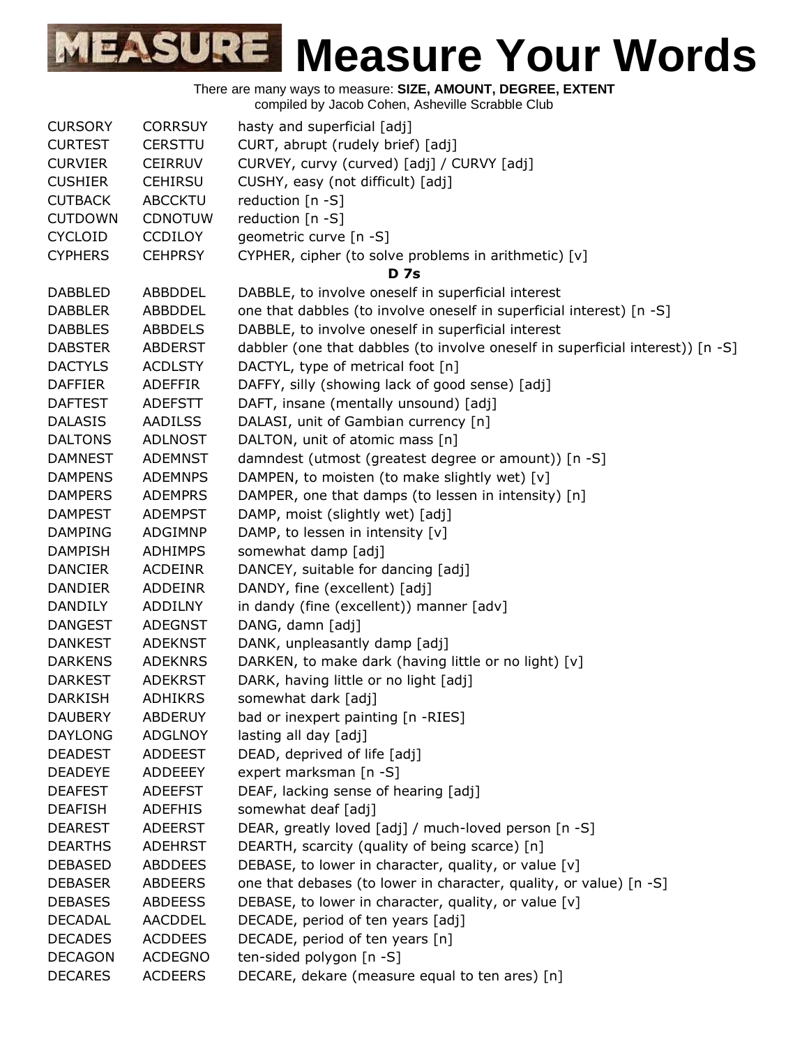# Measure Your Words

There are many ways to measure: **SIZE, AMOUNT, DEGREE, EXTENT**
compiled by Jacob Cohen, Asheville Scrabble Club

| | | |
|---|---|---|
| CURSORY | CORRSUY | hasty and superficial [adj] |
| CURTEST | CERSTTU | CURT, abrupt (rudely brief) [adj] |
| CURVIER | CEIRRUV | CURVEY, curvy (curved) [adj] / CURVY [adj] |
| CUSHIER | CEHIRSU | CUSHY, easy (not difficult) [adj] |
| CUTBACK | ABCCKTU | reduction [n -S] |
| CUTDOWN | CDNOTUW | reduction [n -S] |
| CYCLOID | CCDILOY | geometric curve [n -S] |
| CYPHERS | CEHPRSY | CYPHER, cipher (to solve problems in arithmetic) [v] |
| | | **D 7s** |
| DABBLED | ABBDDEL | DABBLE, to involve oneself in superficial interest |
| DABBLER | ABBDDEL | one that dabbles (to involve oneself in superficial interest) [n -S] |
| DABBLES | ABBDELS | DABBLE, to involve oneself in superficial interest |
| DABSTER | ABDERST | dabbler (one that dabbles (to involve oneself in superficial interest)) [n -S] |
| DACTYLS | ACDLSTY | DACTYL, type of metrical foot [n] |
| DAFFIER | ADEFFIR | DAFFY, silly (showing lack of good sense) [adj] |
| DAFTEST | ADEFSTT | DAFT, insane (mentally unsound) [adj] |
| DALASIS | AADILSS | DALASI, unit of Gambian currency [n] |
| DALTONS | ADLNOST | DALTON, unit of atomic mass [n] |
| DAMNEST | ADEMNST | damndest (utmost (greatest degree or amount)) [n -S] |
| DAMPENS | ADEMNPS | DAMPEN, to moisten (to make slightly wet) [v] |
| DAMPERS | ADEMPRS | DAMPER, one that damps (to lessen in intensity) [n] |
| DAMPEST | ADEMPST | DAMP, moist (slightly wet) [adj] |
| DAMPING | ADGIMNP | DAMP, to lessen in intensity [v] |
| DAMPISH | ADHIMPS | somewhat damp [adj] |
| DANCIER | ACDEINR | DANCEY, suitable for dancing [adj] |
| DANDIER | ADDEINR | DANDY, fine (excellent) [adj] |
| DANDILY | ADDILNY | in dandy (fine (excellent)) manner [adv] |
| DANGEST | ADEGNST | DANG, damn [adj] |
| DANKEST | ADEKNST | DANK, unpleasantly damp [adj] |
| DARKENS | ADEKNRS | DARKEN, to make dark (having little or no light) [v] |
| DARKEST | ADEKRST | DARK, having little or no light [adj] |
| DARKISH | ADHIKRS | somewhat dark [adj] |
| DAUBERY | ABDERUY | bad or inexpert painting [n -RIES] |
| DAYLONG | ADGLNOY | lasting all day [adj] |
| DEADEST | ADDEEST | DEAD, deprived of life [adj] |
| DEADEYE | ADDEEEY | expert marksman [n -S] |
| DEAFEST | ADEEFST | DEAF, lacking sense of hearing [adj] |
| DEAFISH | ADEFHIS | somewhat deaf [adj] |
| DEAREST | ADEERST | DEAR, greatly loved [adj] / much-loved person [n -S] |
| DEARTHS | ADEHRST | DEARTH, scarcity (quality of being scarce) [n] |
| DEBASED | ABDDEES | DEBASE, to lower in character, quality, or value [v] |
| DEBASER | ABDEERS | one that debases (to lower in character, quality, or value) [n -S] |
| DEBASES | ABDEESS | DEBASE, to lower in character, quality, or value [v] |
| DECADAL | AACDDEL | DECADE, period of ten years [adj] |
| DECADES | ACDDEES | DECADE, period of ten years [n] |
| DECAGON | ACDEGNO | ten-sided polygon [n -S] |
| DECARES | ACDEERS | DECARE, dekare (measure equal to ten ares) [n] |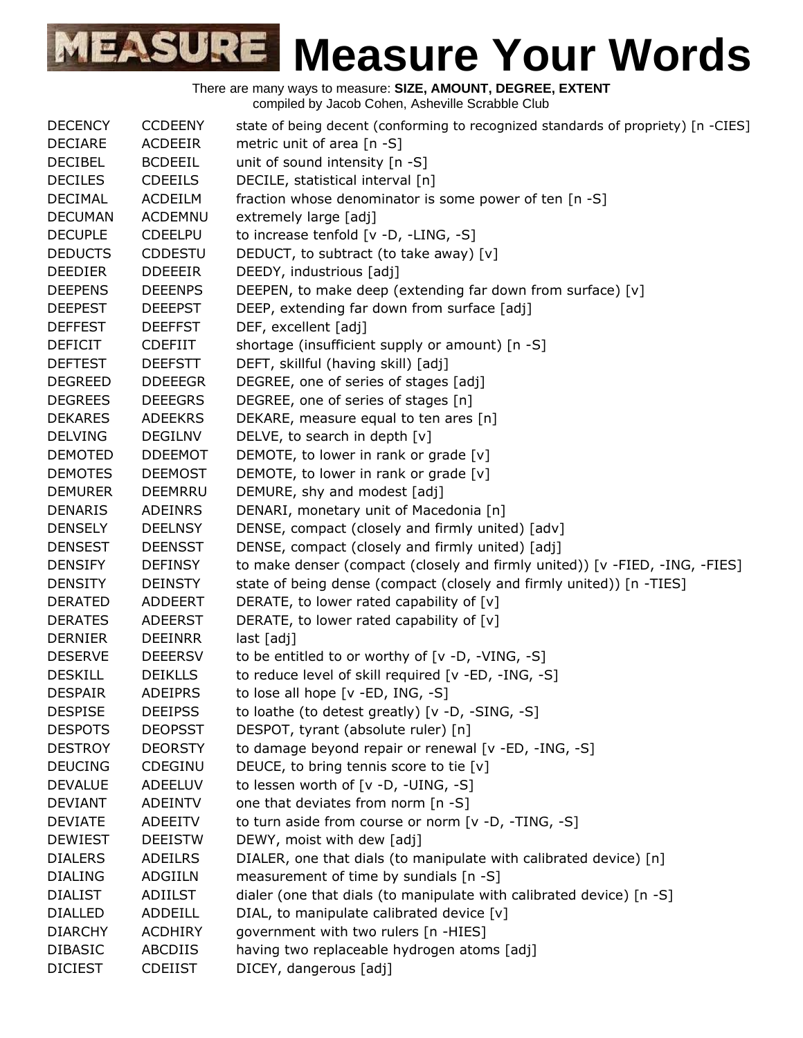# Measure Your Words

There are many ways to measure: **SIZE, AMOUNT, DEGREE, EXTENT**
compiled by Jacob Cohen, Asheville Scrabble Club

| | | |
|---|---|---|
| DECENCY | CCDEENY | state of being decent (conforming to recognized standards of propriety) [n -CIES] |
| DECIARE | ACDEEIR | metric unit of area [n -S] |
| DECIBEL | BCDEEIL | unit of sound intensity [n -S] |
| DECILES | CDEEILS | DECILE, statistical interval [n] |
| DECIMAL | ACDEILM | fraction whose denominator is some power of ten [n -S] |
| DECUMAN | ACDEMNU | extremely large [adj] |
| DECUPLE | CDEELPU | to increase tenfold [v -D, -LING, -S] |
| DEDUCTS | CDDESTU | DEDUCT, to subtract (to take away) [v] |
| DEEDIER | DDEEEIR | DEEDY, industrious [adj] |
| DEEPENS | DEEENPS | DEEPEN, to make deep (extending far down from surface) [v] |
| DEEPEST | DEEEPST | DEEP, extending far down from surface [adj] |
| DEFFEST | DEEFFST | DEF, excellent [adj] |
| DEFICIT | CDEFIIT | shortage (insufficient supply or amount) [n -S] |
| DEFTEST | DEEFSTT | DEFT, skillful (having skill) [adj] |
| DEGREED | DDEEEGR | DEGREE, one of series of stages [adj] |
| DEGREES | DEEEGRS | DEGREE, one of series of stages [n] |
| DEKARES | ADEEKRS | DEKARE, measure equal to ten ares [n] |
| DELVING | DEGILNV | DELVE, to search in depth [v] |
| DEMOTED | DDEEMOT | DEMOTE, to lower in rank or grade [v] |
| DEMOTES | DEEMOST | DEMOTE, to lower in rank or grade [v] |
| DEMURER | DEEMRRU | DEMURE, shy and modest [adj] |
| DENARIS | ADEINRS | DENARI, monetary unit of Macedonia [n] |
| DENSELY | DEELNSY | DENSE, compact (closely and firmly united) [adv] |
| DENSEST | DEENSST | DENSE, compact (closely and firmly united) [adj] |
| DENSIFY | DEFINSY | to make denser (compact (closely and firmly united)) [v -FIED, -ING, -FIES] |
| DENSITY | DEINSTY | state of being dense (compact (closely and firmly united)) [n -TIES] |
| DERATED | ADDEERT | DERATE, to lower rated capability of [v] |
| DERATES | ADEERST | DERATE, to lower rated capability of [v] |
| DERNIER | DEEINRR | last [adj] |
| DESERVE | DEEERSV | to be entitled to or worthy of [v -D, -VING, -S] |
| DESKILL | DEIKLLS | to reduce level of skill required [v -ED, -ING, -S] |
| DESPAIR | ADEIPRS | to lose all hope [v -ED, ING, -S] |
| DESPISE | DEEIPSS | to loathe (to detest greatly) [v -D, -SING, -S] |
| DESPOTS | DEOPSST | DESPOT, tyrant (absolute ruler) [n] |
| DESTROY | DEORSTY | to damage beyond repair or renewal [v -ED, -ING, -S] |
| DEUCING | CDEGINU | DEUCE, to bring tennis score to tie [v] |
| DEVALUE | ADEELUV | to lessen worth of [v -D, -UING, -S] |
| DEVIANT | ADEINTV | one that deviates from norm [n -S] |
| DEVIATE | ADEEITV | to turn aside from course or norm [v -D, -TING, -S] |
| DEWIEST | DEEISTW | DEWY, moist with dew [adj] |
| DIALERS | ADEILRS | DIALER, one that dials (to manipulate with calibrated device) [n] |
| DIALING | ADGIILN | measurement of time by sundials [n -S] |
| DIALIST | ADIILST | dialer (one that dials (to manipulate with calibrated device) [n -S] |
| DIALLED | ADDEILL | DIAL, to manipulate calibrated device [v] |
| DIARCHY | ACDHIRY | government with two rulers [n -HIES] |
| DIBASIC | ABCDIIS | having two replaceable hydrogen atoms [adj] |
| DICIEST | CDEIIST | DICEY, dangerous [adj] |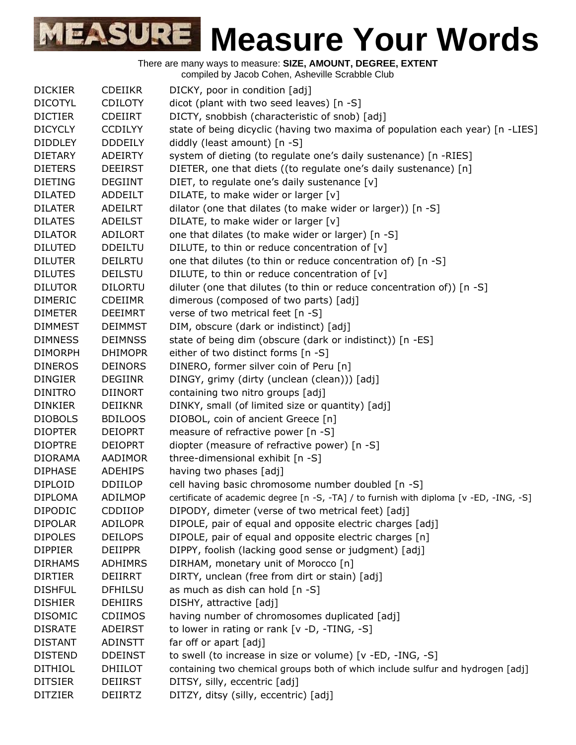# MEASURE Measure Your Words

There are many ways to measure: **SIZE, AMOUNT, DEGREE, EXTENT**
compiled by Jacob Cohen, Asheville Scrabble Club

| | | |
|---|---|---|
| DICKIER | CDEIIKR | DICKY, poor in condition [adj] |
| DICOTYL | CDILOTY | dicot (plant with two seed leaves) [n -S] |
| DICTIER | CDEIIRT | DICTY, snobbish (characteristic of snob) [adj] |
| DICYCLY | CCDILYY | state of being dicyclic (having two maxima of population each year) [n -LIES] |
| DIDDLEY | DDDEILY | diddly (least amount) [n -S] |
| DIETARY | ADEIRTY | system of dieting (to regulate one's daily sustenance) [n -RIES] |
| DIETERS | DEEIRST | DIETER, one that diets ((to regulate one's daily sustenance) [n] |
| DIETING | DEGIINT | DIET, to regulate one's daily sustenance [v] |
| DILATED | ADDEILT | DILATE, to make wider or larger [v] |
| DILATER | ADEILRT | dilator (one that dilates (to make wider or larger)) [n -S] |
| DILATES | ADEILST | DILATE, to make wider or larger [v] |
| DILATOR | ADILORT | one that dilates (to make wider or larger) [n -S] |
| DILUTED | DDEILTU | DILUTE, to thin or reduce concentration of [v] |
| DILUTER | DEILRTU | one that dilutes (to thin or reduce concentration of) [n -S] |
| DILUTES | DEILSTU | DILUTE, to thin or reduce concentration of [v] |
| DILUTOR | DILORTU | diluter (one that dilutes (to thin or reduce concentration of)) [n -S] |
| DIMERIC | CDEIIMR | dimerous (composed of two parts) [adj] |
| DIMETER | DEEIMRT | verse of two metrical feet [n -S] |
| DIMMEST | DEIMMST | DIM, obscure (dark or indistinct) [adj] |
| DIMNESS | DEIMNSS | state of being dim (obscure (dark or indistinct)) [n -ES] |
| DIMORPH | DHIMOPR | either of two distinct forms [n -S] |
| DINEROS | DEINORS | DINERO, former silver coin of Peru [n] |
| DINGIER | DEGIINR | DINGY, grimy (dirty (unclean (clean))) [adj] |
| DINITRO | DIINORT | containing two nitro groups [adj] |
| DINKIER | DEIIKNR | DINKY, small (of limited size or quantity) [adj] |
| DIOBOLS | BDILOOS | DIOBOL, coin of ancient Greece [n] |
| DIOPTER | DEIOPRT | measure of refractive power [n -S] |
| DIOPTRE | DEIOPRT | diopter (measure of refractive power) [n -S] |
| DIORAMA | AADIMOR | three-dimensional exhibit [n -S] |
| DIPHASE | ADEHIPS | having two phases [adj] |
| DIPLOID | DDIILOP | cell having basic chromosome number doubled [n -S] |
| DIPLOMA | ADILMOP | certificate of academic degree [n -S, -TA] / to furnish with diploma [v -ED, -ING, -S] |
| DIPODIC | CDDIIOP | DIPODY, dimeter (verse of two metrical feet) [adj] |
| DIPOLAR | ADILOPR | DIPOLE, pair of equal and opposite electric charges [adj] |
| DIPOLES | DEILOPS | DIPOLE, pair of equal and opposite electric charges [n] |
| DIPPIER | DEIIPPR | DIPPY, foolish (lacking good sense or judgment) [adj] |
| DIRHAMS | ADHIMRS | DIRHAM, monetary unit of Morocco [n] |
| DIRTIER | DEIIRRT | DIRTY, unclean (free from dirt or stain) [adj] |
| DISHFUL | DFHILSU | as much as dish can hold [n -S] |
| DISHIER | DEHIIRS | DISHY, attractive [adj] |
| DISOMIC | CDIIMOS | having number of chromosomes duplicated [adj] |
| DISRATE | ADEIRST | to lower in rating or rank [v -D, -TING, -S] |
| DISTANT | ADINSTT | far off or apart [adj] |
| DISTEND | DDEINST | to swell (to increase in size or volume) [v -ED, -ING, -S] |
| DITHIOL | DHIILOT | containing two chemical groups both of which include sulfur and hydrogen [adj] |
| DITSIER | DEIIRST | DITSY, silly, eccentric [adj] |
| DITZIER | DEIIRTZ | DITZY, ditsy (silly, eccentric) [adj] |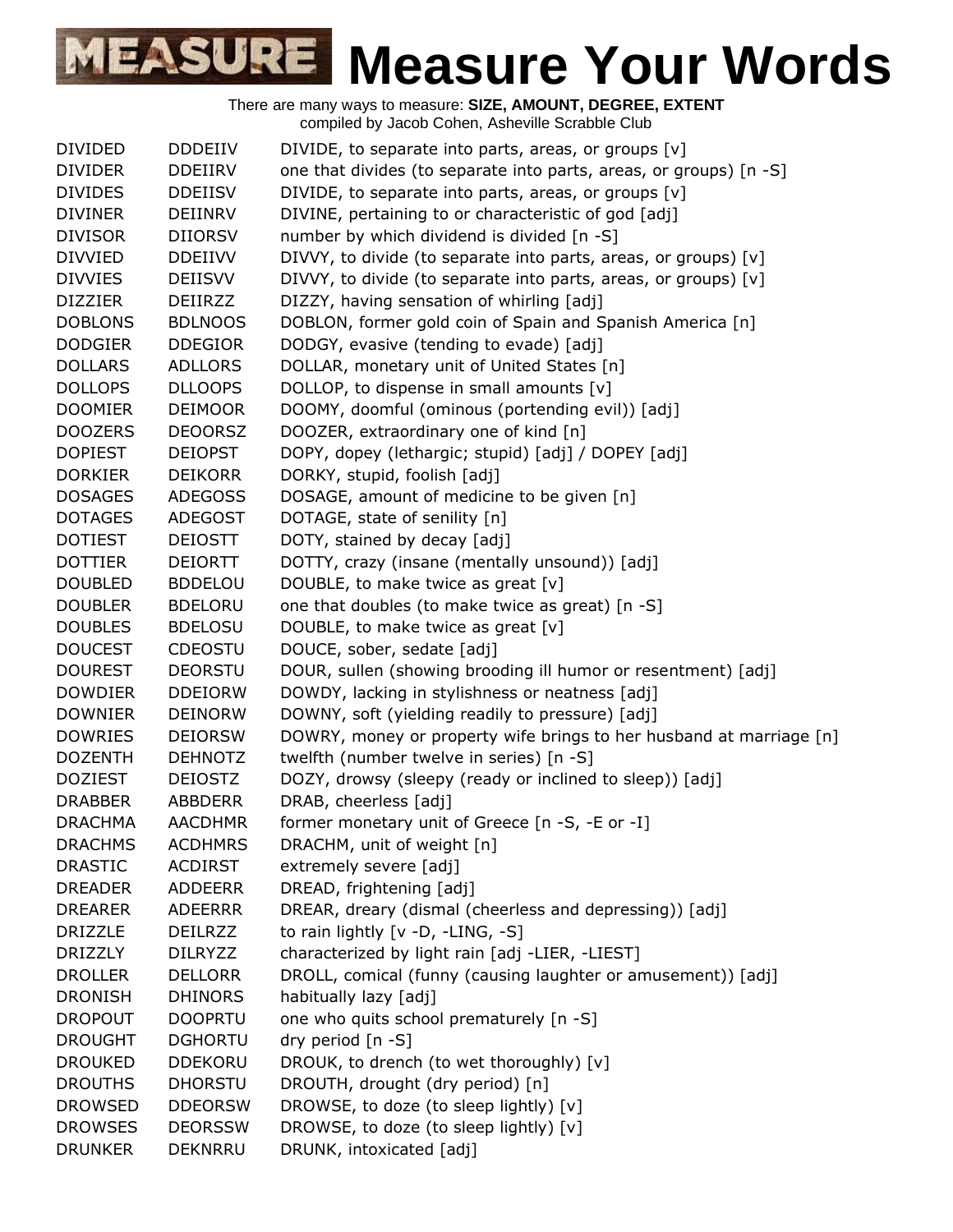# Measure Your Words

There are many ways to measure: **SIZE, AMOUNT, DEGREE, EXTENT**
compiled by Jacob Cohen, Asheville Scrabble Club

| | | |
|---|---|---|
| DIVIDED | DDDEIIV | DIVIDE, to separate into parts, areas, or groups [v] |
| DIVIDER | DDEIIRV | one that divides (to separate into parts, areas, or groups) [n -S] |
| DIVIDES | DDEIISV | DIVIDE, to separate into parts, areas, or groups [v] |
| DIVINER | DEIINRV | DIVINE, pertaining to or characteristic of god [adj] |
| DIVISOR | DIIORSV | number by which dividend is divided [n -S] |
| DIVVIED | DDEIIVV | DIVVY, to divide (to separate into parts, areas, or groups) [v] |
| DIVVIES | DEIISVV | DIVVY, to divide (to separate into parts, areas, or groups) [v] |
| DIZZIER | DEIIRZZ | DIZZY, having sensation of whirling [adj] |
| DOBLONS | BDLNOOS | DOBLON, former gold coin of Spain and Spanish America [n] |
| DODGIER | DDEGIOR | DODGY, evasive (tending to evade) [adj] |
| DOLLARS | ADLLORS | DOLLAR, monetary unit of United States [n] |
| DOLLOPS | DLLOOPS | DOLLOP, to dispense in small amounts [v] |
| DOOMIER | DEIMOOR | DOOMY, doomful (ominous (portending evil)) [adj] |
| DOOZERS | DEOORSZ | DOOZER, extraordinary one of kind [n] |
| DOPIEST | DEIOPST | DOPY, dopey (lethargic; stupid) [adj] / DOPEY [adj] |
| DORKIER | DEIKORR | DORKY, stupid, foolish [adj] |
| DOSAGES | ADEGOSS | DOSAGE, amount of medicine to be given [n] |
| DOTAGES | ADEGOST | DOTAGE, state of senility [n] |
| DOTIEST | DEIOSTT | DOTY, stained by decay [adj] |
| DOTTIER | DEIORTT | DOTTY, crazy (insane (mentally unsound)) [adj] |
| DOUBLED | BDDELOU | DOUBLE, to make twice as great [v] |
| DOUBLER | BDELORU | one that doubles (to make twice as great) [n -S] |
| DOUBLES | BDELOSU | DOUBLE, to make twice as great [v] |
| DOUCEST | CDEOSTU | DOUCE, sober, sedate [adj] |
| DOUREST | DEORSTU | DOUR, sullen (showing brooding ill humor or resentment) [adj] |
| DOWDIER | DDEIORW | DOWDY, lacking in stylishness or neatness [adj] |
| DOWNIER | DEINORW | DOWNY, soft (yielding readily to pressure) [adj] |
| DOWRIES | DEIORSW | DOWRY, money or property wife brings to her husband at marriage [n] |
| DOZENTH | DEHNOTZ | twelfth (number twelve in series) [n -S] |
| DOZIEST | DEIOSTZ | DOZY, drowsy (sleepy (ready or inclined to sleep)) [adj] |
| DRABBER | ABBDERR | DRAB, cheerless [adj] |
| DRACHMA | AACDHMR | former monetary unit of Greece [n -S, -E or -I] |
| DRACHMS | ACDHMRS | DRACHM, unit of weight [n] |
| DRASTIC | ACDIRST | extremely severe [adj] |
| DREADER | ADDEERR | DREAD, frightening [adj] |
| DREARER | ADEERRR | DREAR, dreary (dismal (cheerless and depressing)) [adj] |
| DRIZZLE | DEILRZZ | to rain lightly [v -D, -LING, -S] |
| DRIZZLY | DILRYZZ | characterized by light rain [adj -LIER, -LIEST] |
| DROLLER | DELLORR | DROLL, comical (funny (causing laughter or amusement)) [adj] |
| DRONISH | DHINORS | habitually lazy [adj] |
| DROPOUT | DOOPRTU | one who quits school prematurely [n -S] |
| DROUGHT | DGHORTU | dry period [n -S] |
| DROUKED | DDEKORU | DROUK, to drench (to wet thoroughly) [v] |
| DROUTHS | DHORSTU | DROUTH, drought (dry period) [n] |
| DROWSED | DDEORSW | DROWSE, to doze (to sleep lightly) [v] |
| DROWSES | DEORSSW | DROWSE, to doze (to sleep lightly) [v] |
| DRUNKER | DEKNRRU | DRUNK, intoxicated [adj] |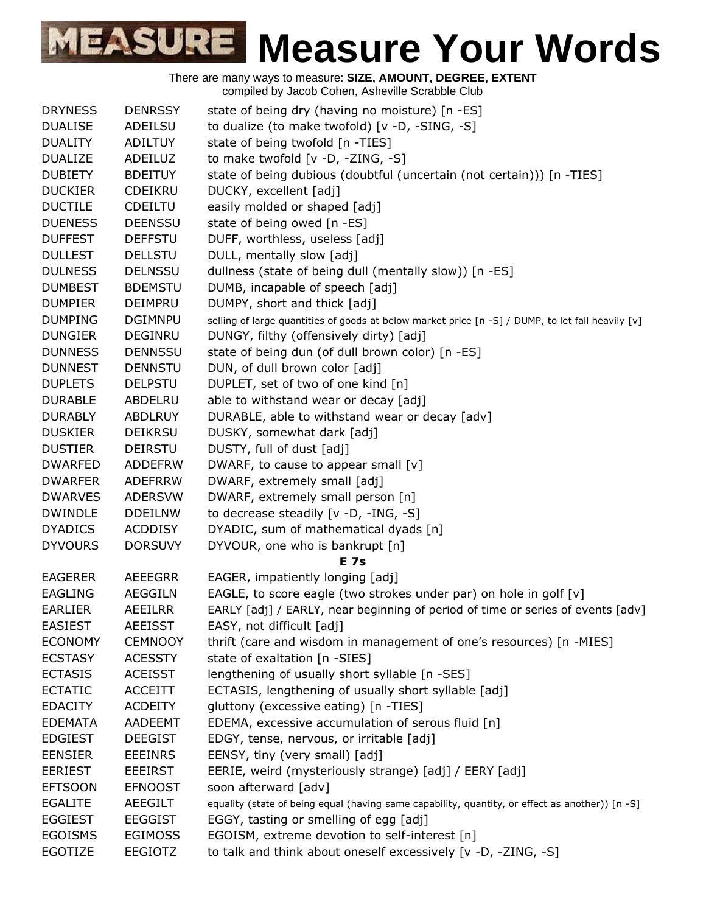# Measure Your Words

There are many ways to measure: **SIZE, AMOUNT, DEGREE, EXTENT**
compiled by Jacob Cohen, Asheville Scrabble Club

| | | |
|---|---|---|
| DRYNESS | DENRSSY | state of being dry (having no moisture) [n -ES] |
| DUALISE | ADEILSU | to dualize (to make twofold) [v -D, -SING, -S] |
| DUALITY | ADILTUY | state of being twofold [n -TIES] |
| DUALIZE | ADEILUZ | to make twofold [v -D, -ZING, -S] |
| DUBIETY | BDEITUY | state of being dubious (doubtful (uncertain (not certain))) [n -TIES] |
| DUCKIER | CDEIKRU | DUCKY, excellent [adj] |
| DUCTILE | CDEILTU | easily molded or shaped [adj] |
| DUENESS | DEENSSU | state of being owed [n -ES] |
| DUFFEST | DEFFSTU | DUFF, worthless, useless [adj] |
| DULLEST | DELLSTU | DULL, mentally slow [adj] |
| DULNESS | DELNSSU | dullness (state of being dull (mentally slow)) [n -ES] |
| DUMBEST | BDEMSTU | DUMB, incapable of speech [adj] |
| DUMPIER | DEIMPRU | DUMPY, short and thick [adj] |
| DUMPING | DGIMNPU | selling of large quantities of goods at below market price [n -S] / DUMP, to let fall heavily [v] |
| DUNGIER | DEGINRU | DUNGY, filthy (offensively dirty) [adj] |
| DUNNESS | DENNSSU | state of being dun (of dull brown color) [n -ES] |
| DUNNEST | DENNSTU | DUN, of dull brown color [adj] |
| DUPLETS | DELPSTU | DUPLET, set of two of one kind [n] |
| DURABLE | ABDELRU | able to withstand wear or decay [adj] |
| DURABLY | ABDLRUY | DURABLE, able to withstand wear or decay [adv] |
| DUSKIER | DEIKRSU | DUSKY, somewhat dark [adj] |
| DUSTIER | DEIRSTU | DUSTY, full of dust [adj] |
| DWARFED | ADDEFRW | DWARF, to cause to appear small [v] |
| DWARFER | ADEFRRW | DWARF, extremely small [adj] |
| DWARVES | ADERSVW | DWARF, extremely small person [n] |
| DWINDLE | DDEILNW | to decrease steadily [v -D, -ING, -S] |
| DYADICS | ACDDISY | DYADIC, sum of mathematical dyads [n] |
| DYVOURS | DORSUVY | DYVOUR, one who is bankrupt [n] |

**E 7s**

| | | |
|---|---|---|
| EAGERER | AEEEGRR | EAGER, impatiently longing [adj] |
| EAGLING | AEGGILN | EAGLE, to score eagle (two strokes under par) on hole in golf [v] |
| EARLIER | AEEILRR | EARLY [adj] / EARLY, near beginning of period of time or series of events [adv] |
| EASIEST | AEEISST | EASY, not difficult [adj] |
| ECONOMY | CEMNOOY | thrift (care and wisdom in management of one's resources) [n -MIES] |
| ECSTASY | ACESSTY | state of exaltation [n -SIES] |
| ECTASIS | ACEISST | lengthening of usually short syllable [n -SES] |
| ECTATIC | ACCEITT | ECTASIS, lengthening of usually short syllable [adj] |
| EDACITY | ACDEITY | gluttony (excessive eating) [n -TIES] |
| EDEMATA | AADEEMT | EDEMA, excessive accumulation of serous fluid [n] |
| EDGIEST | DEEGIST | EDGY, tense, nervous, or irritable [adj] |
| EENSIER | EEEINRS | EENSY, tiny (very small) [adj] |
| EERIEST | EEEIRST | EERIE, weird (mysteriously strange) [adj] / EERY [adj] |
| EFTSOON | EFNOOST | soon afterward [adv] |
| EGALITE | AEEGILT | equality (state of being equal (having same capability, quantity, or effect as another)) [n -S] |
| EGGIEST | EEGGIST | EGGY, tasting or smelling of egg [adj] |
| EGOISMS | EGIMOSS | EGOISM, extreme devotion to self-interest [n] |
| EGOTIZE | EEGIOTZ | to talk and think about oneself excessively [v -D, -ZING, -S] |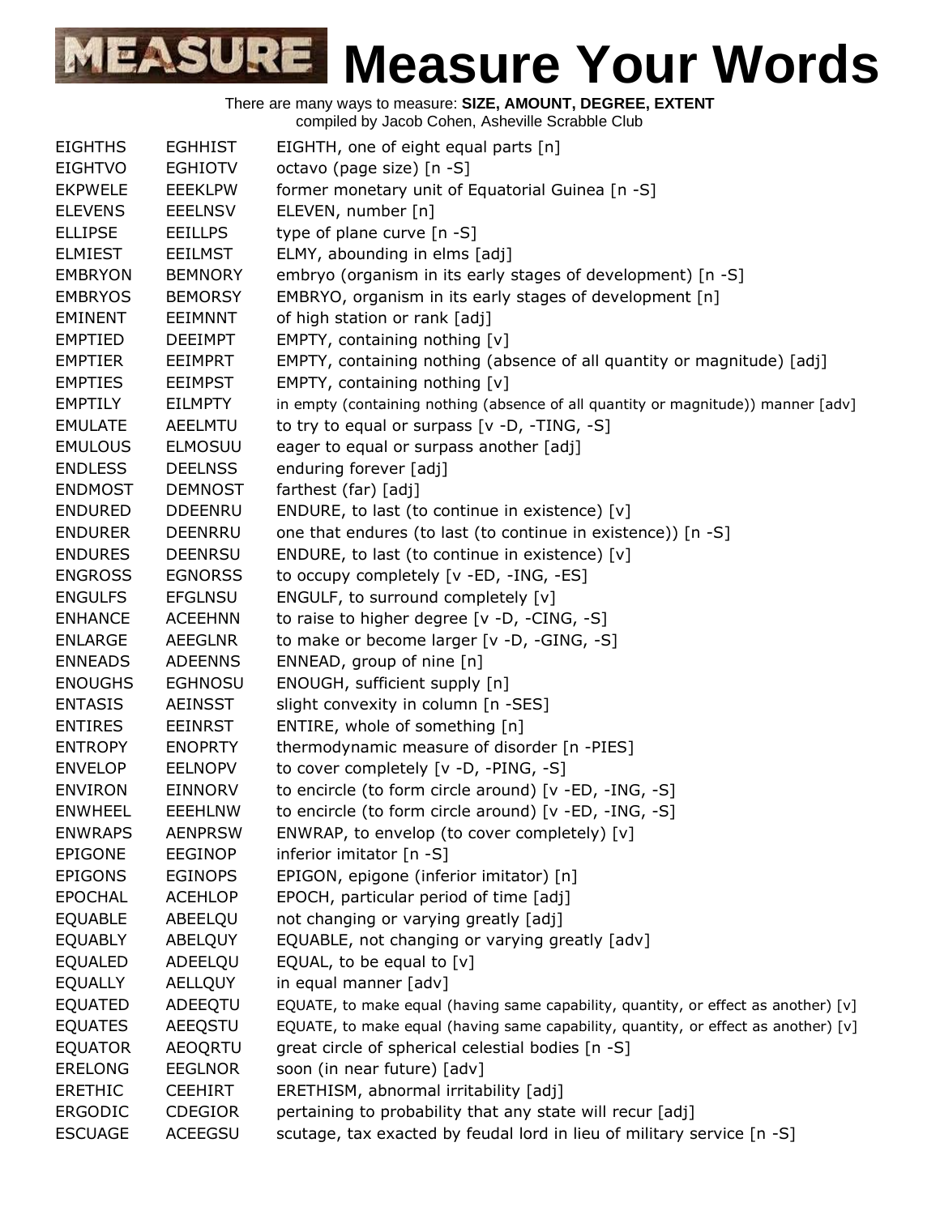# Measure Your Words

There are many ways to measure: **SIZE, AMOUNT, DEGREE, EXTENT**
compiled by Jacob Cohen, Asheville Scrabble Club

| | | |
|---|---|---|
| EIGHTHS | EGHHIST | EIGHTH, one of eight equal parts [n] |
| EIGHTVO | EGHIOTV | octavo (page size) [n -S] |
| EKPWELE | EEEKLPW | former monetary unit of Equatorial Guinea [n -S] |
| ELEVENS | EEELNSV | ELEVEN, number [n] |
| ELLIPSE | EEILLPS | type of plane curve [n -S] |
| ELMIEST | EEILMST | ELMY, abounding in elms [adj] |
| EMBRYON | BEMNORY | embryo (organism in its early stages of development) [n -S] |
| EMBRYOS | BEMORSY | EMBRYO, organism in its early stages of development [n] |
| EMINENT | EEIMNNT | of high station or rank [adj] |
| EMPTIED | DEEIMPT | EMPTY, containing nothing [v] |
| EMPTIER | EEIMPRT | EMPTY, containing nothing (absence of all quantity or magnitude) [adj] |
| EMPTIES | EEIMPST | EMPTY, containing nothing [v] |
| EMPTILY | EILMPTY | in empty (containing nothing (absence of all quantity or magnitude)) manner [adv] |
| EMULATE | AEELMTU | to try to equal or surpass [v -D, -TING, -S] |
| EMULOUS | ELMOSUU | eager to equal or surpass another [adj] |
| ENDLESS | DEELNSS | enduring forever [adj] |
| ENDMOST | DEMNOST | farthest (far) [adj] |
| ENDURED | DDEENRU | ENDURE, to last (to continue in existence) [v] |
| ENDURER | DEENRRU | one that endures (to last (to continue in existence)) [n -S] |
| ENDURES | DEENRSU | ENDURE, to last (to continue in existence) [v] |
| ENGROSS | EGNORSS | to occupy completely [v -ED, -ING, -ES] |
| ENGULFS | EFGLNSU | ENGULF, to surround completely [v] |
| ENHANCE | ACEEHNN | to raise to higher degree [v -D, -CING, -S] |
| ENLARGE | AEEGLNR | to make or become larger [v -D, -GING, -S] |
| ENNEADS | ADEENNS | ENNEAD, group of nine [n] |
| ENOUGHS | EGHNOSU | ENOUGH, sufficient supply [n] |
| ENTASIS | AEINSST | slight convexity in column [n -SES] |
| ENTIRES | EEINRST | ENTIRE, whole of something [n] |
| ENTROPY | ENOPRTY | thermodynamic measure of disorder [n -PIES] |
| ENVELOP | EELNOPV | to cover completely [v -D, -PING, -S] |
| ENVIRON | EINNORV | to encircle (to form circle around) [v -ED, -ING, -S] |
| ENWHEEL | EEEHLNW | to encircle (to form circle around) [v -ED, -ING, -S] |
| ENWRAPS | AENPRSW | ENWRAP, to envelop (to cover completely) [v] |
| EPIGONE | EEGINOP | inferior imitator [n -S] |
| EPIGONS | EGINOPS | EPIGON, epigone (inferior imitator) [n] |
| EPOCHAL | ACEHLOP | EPOCH, particular period of time [adj] |
| EQUABLE | ABEELQU | not changing or varying greatly [adj] |
| EQUABLY | ABELQUY | EQUABLE, not changing or varying greatly [adv] |
| EQUALED | ADEELQU | EQUAL, to be equal to [v] |
| EQUALLY | AELLQUY | in equal manner [adv] |
| EQUATED | ADEEQTU | EQUATE, to make equal (having same capability, quantity, or effect as another) [v] |
| EQUATES | AEEQSTU | EQUATE, to make equal (having same capability, quantity, or effect as another) [v] |
| EQUATOR | AEOQRTU | great circle of spherical celestial bodies [n -S] |
| ERELONG | EEGLNOR | soon (in near future) [adv] |
| ERETHIC | CEEHIRT | ERETHISM, abnormal irritability [adj] |
| ERGODIC | CDEGIOR | pertaining to probability that any state will recur [adj] |
| ESCUAGE | ACEEGSU | scutage, tax exacted by feudal lord in lieu of military service [n -S] |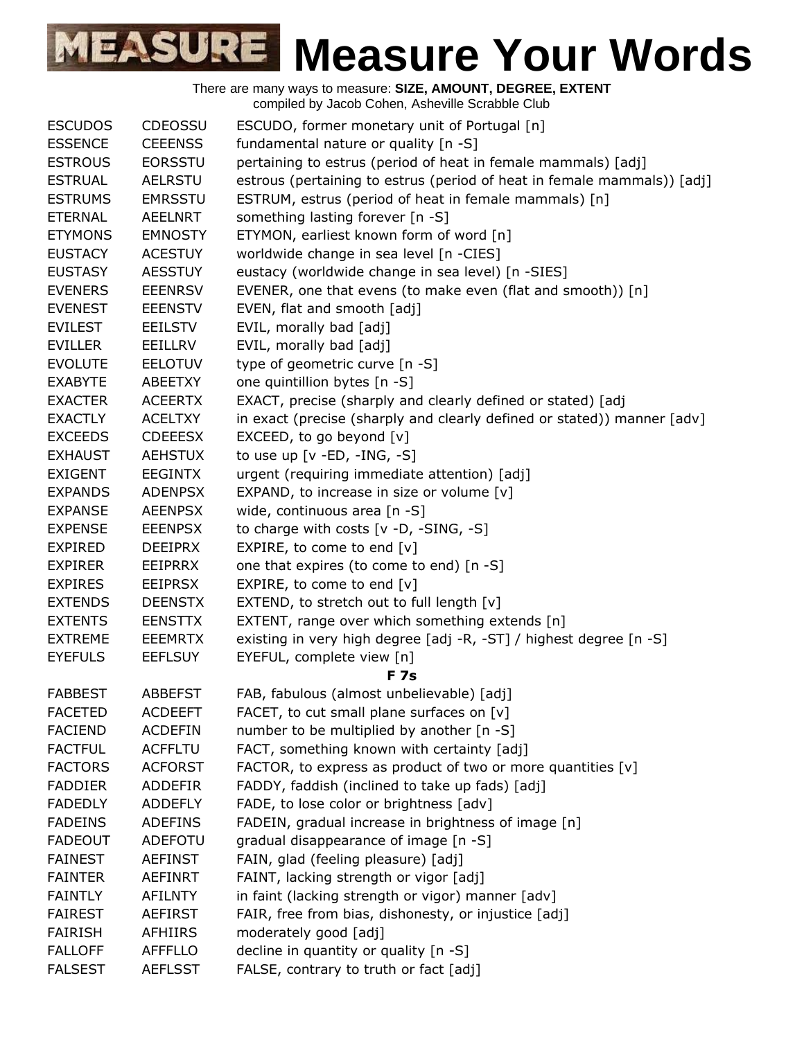# Measure Your Words

There are many ways to measure: **SIZE, AMOUNT, DEGREE, EXTENT**
compiled by Jacob Cohen, Asheville Scrabble Club

| | | |
|---|---|---|
| ESCUDOS | CDEOSSU | ESCUDO, former monetary unit of Portugal [n] |
| ESSENCE | CEEENSS | fundamental nature or quality [n -S] |
| ESTROUS | EORSSTU | pertaining to estrus (period of heat in female mammals) [adj] |
| ESTRUAL | AELRSTU | estrous (pertaining to estrus (period of heat in female mammals)) [adj] |
| ESTRUMS | EMRSSTU | ESTRUM, estrus (period of heat in female mammals) [n] |
| ETERNAL | AEELNRT | something lasting forever [n -S] |
| ETYMONS | EMNOSTY | ETYMON, earliest known form of word [n] |
| EUSTACY | ACESTUY | worldwide change in sea level [n -CIES] |
| EUSTASY | AESSTUY | eustacy (worldwide change in sea level) [n -SIES] |
| EVENERS | EEENRSV | EVENER, one that evens (to make even (flat and smooth)) [n] |
| EVENEST | EEENSTV | EVEN, flat and smooth [adj] |
| EVILEST | EEILSTV | EVIL, morally bad [adj] |
| EVILLER | EEILLRV | EVIL, morally bad [adj] |
| EVOLUTE | EELOTUV | type of geometric curve [n -S] |
| EXABYTE | ABEETXY | one quintillion bytes [n -S] |
| EXACTER | ACEERTX | EXACT, precise (sharply and clearly defined or stated) [adj |
| EXACTLY | ACELTXY | in exact (precise (sharply and clearly defined or stated)) manner [adv] |
| EXCEEDS | CDEEESX | EXCEED, to go beyond [v] |
| EXHAUST | AEHSTUX | to use up [v -ED, -ING, -S] |
| EXIGENT | EEGINTX | urgent (requiring immediate attention) [adj] |
| EXPANDS | ADENPSX | EXPAND, to increase in size or volume [v] |
| EXPANSE | AEENPSX | wide, continuous area [n -S] |
| EXPENSE | EEENPSX | to charge with costs [v -D, -SING, -S] |
| EXPIRED | DEEIPRX | EXPIRE, to come to end [v] |
| EXPIRER | EEIPRRX | one that expires (to come to end) [n -S] |
| EXPIRES | EEIPRSX | EXPIRE, to come to end [v] |
| EXTENDS | DEENSTX | EXTEND, to stretch out to full length [v] |
| EXTENTS | EENSTTX | EXTENT, range over which something extends [n] |
| EXTREME | EEEMRTX | existing in very high degree [adj -R, -ST] / highest degree [n -S] |
| EYEFULS | EEFLSUY | EYEFUL, complete view [n] |
| | | **F 7s** |
| FABBEST | ABBEFST | FAB, fabulous (almost unbelievable) [adj] |
| FACETED | ACDEEFT | FACET, to cut small plane surfaces on [v] |
| FACIEND | ACDEFIN | number to be multiplied by another [n -S] |
| FACTFUL | ACFFLTU | FACT, something known with certainty [adj] |
| FACTORS | ACFORST | FACTOR, to express as product of two or more quantities [v] |
| FADDIER | ADDEFIR | FADDY, faddish (inclined to take up fads) [adj] |
| FADEDLY | ADDEFLY | FADE, to lose color or brightness [adv] |
| FADEINS | ADEFINS | FADEIN, gradual increase in brightness of image [n] |
| FADEOUT | ADEFOTU | gradual disappearance of image [n -S] |
| FAINEST | AEFINST | FAIN, glad (feeling pleasure) [adj] |
| FAINTER | AEFINRT | FAINT, lacking strength or vigor [adj] |
| FAINTLY | AFILNTY | in faint (lacking strength or vigor) manner [adv] |
| FAIREST | AEFIRST | FAIR, free from bias, dishonesty, or injustice [adj] |
| FAIRISH | AFHIIRS | moderately good [adj] |
| FALLOFF | AFFFLLO | decline in quantity or quality [n -S] |
| FALSEST | AEFLSST | FALSE, contrary to truth or fact [adj] |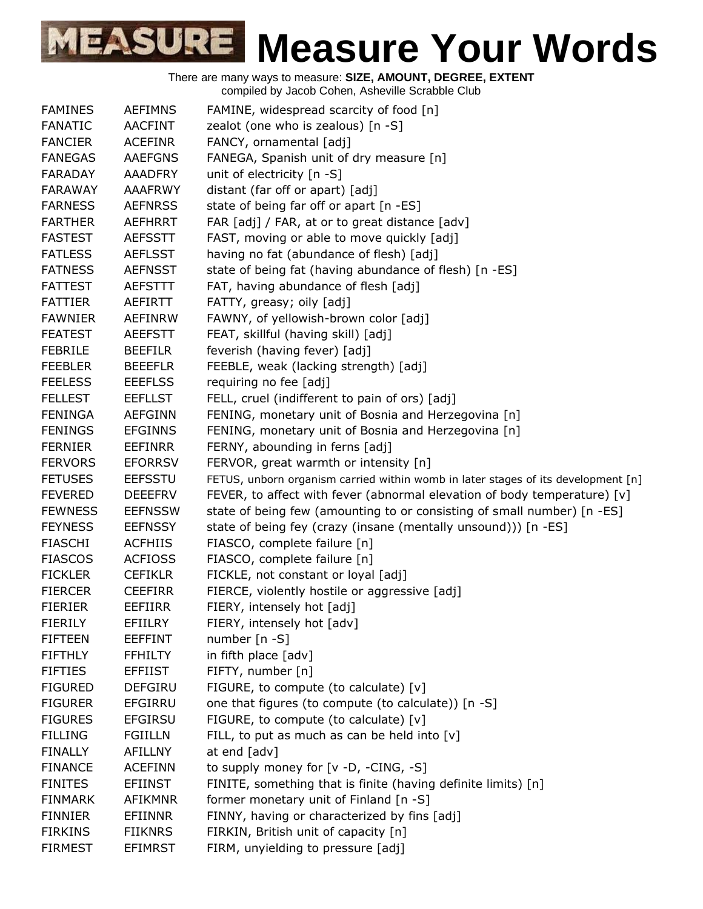# MEASURE Measure Your Words

There are many ways to measure: **SIZE, AMOUNT, DEGREE, EXTENT**
compiled by Jacob Cohen, Asheville Scrabble Club

| | | |
|---|---|---|
| FAMINES | AEFIMNS | FAMINE, widespread scarcity of food [n] |
| FANATIC | AACFINT | zealot (one who is zealous) [n -S] |
| FANCIER | ACEFINR | FANCY, ornamental [adj] |
| FANEGAS | AAEFGNS | FANEGA, Spanish unit of dry measure [n] |
| FARADAY | AAADFRY | unit of electricity [n -S] |
| FARAWAY | AAAFRWY | distant (far off or apart) [adj] |
| FARNESS | AEFNRSS | state of being far off or apart [n -ES] |
| FARTHER | AEFHRRT | FAR [adj] / FAR, at or to great distance [adv] |
| FASTEST | AEFSSTT | FAST, moving or able to move quickly [adj] |
| FATLESS | AEFLSST | having no fat (abundance of flesh) [adj] |
| FATNESS | AEFNSST | state of being fat (having abundance of flesh) [n -ES] |
| FATTEST | AEFSTTT | FAT, having abundance of flesh [adj] |
| FATTIER | AEFIRTT | FATTY, greasy; oily [adj] |
| FAWNIER | AEFINRW | FAWNY, of yellowish-brown color [adj] |
| FEATEST | AEEFSTT | FEAT, skillful (having skill) [adj] |
| FEBRILE | BEEFILR | feverish (having fever) [adj] |
| FEEBLER | BEEEFLR | FEEBLE, weak (lacking strength) [adj] |
| FEELESS | EEEFLSS | requiring no fee [adj] |
| FELLEST | EEFLLST | FELL, cruel (indifferent to pain of ors) [adj] |
| FENINGA | AEFGINN | FENING, monetary unit of Bosnia and Herzegovina [n] |
| FENINGS | EFGINNS | FENING, monetary unit of Bosnia and Herzegovina [n] |
| FERNIER | EEFINRR | FERNY, abounding in ferns [adj] |
| FERVORS | EFORRSV | FERVOR, great warmth or intensity [n] |
| FETUSES | EEFSSTU | FETUS, unborn organism carried within womb in later stages of its development [n] |
| FEVERED | DEEEFRV | FEVER, to affect with fever (abnormal elevation of body temperature) [v] |
| FEWNESS | EEFNSSW | state of being few (amounting to or consisting of small number) [n -ES] |
| FEYNESS | EEFNSSY | state of being fey (crazy (insane (mentally unsound))) [n -ES] |
| FIASCHI | ACFHIIS | FIASCO, complete failure [n] |
| FIASCOS | ACFIOSS | FIASCO, complete failure [n] |
| FICKLER | CEFIKLR | FICKLE, not constant or loyal [adj] |
| FIERCER | CEEFIRR | FIERCE, violently hostile or aggressive [adj] |
| FIERIER | EEFIIRR | FIERY, intensely hot [adj] |
| FIERILY | EFIILRY | FIERY, intensely hot [adv] |
| FIFTEEN | EEFFINT | number [n -S] |
| FIFTHLY | FFHILTY | in fifth place [adv] |
| FIFTIES | EFFIIST | FIFTY, number [n] |
| FIGURED | DEFGIRU | FIGURE, to compute (to calculate) [v] |
| FIGURER | EFGIRRU | one that figures (to compute (to calculate)) [n -S] |
| FIGURES | EFGIRSU | FIGURE, to compute (to calculate) [v] |
| FILLING | FGIILLN | FILL, to put as much as can be held into [v] |
| FINALLY | AFILLNY | at end [adv] |
| FINANCE | ACEFINN | to supply money for [v -D, -CING, -S] |
| FINITES | EFIINST | FINITE, something that is finite (having definite limits) [n] |
| FINMARK | AFIKMNR | former monetary unit of Finland [n -S] |
| FINNIER | EFIINNR | FINNY, having or characterized by fins [adj] |
| FIRKINS | FIIKNRS | FIRKIN, British unit of capacity [n] |
| FIRMEST | EFIMRST | FIRM, unyielding to pressure [adj] |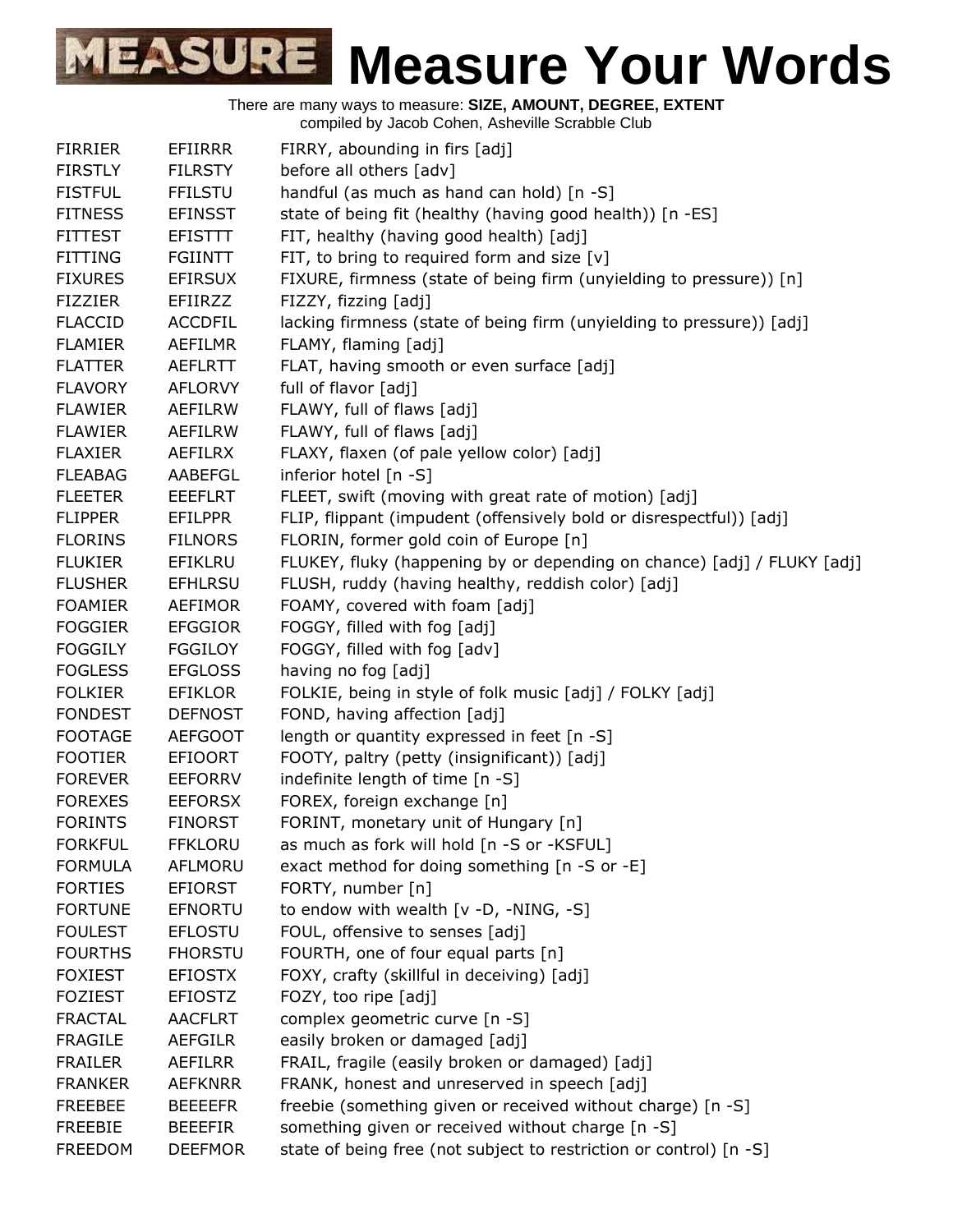# Measure Your Words

There are many ways to measure: **SIZE, AMOUNT, DEGREE, EXTENT**
compiled by Jacob Cohen, Asheville Scrabble Club

| | | |
|---|---|---|
| FIRRIER | EFIIRRR | FIRRY, abounding in firs [adj] |
| FIRSTLY | FILRSTY | before all others [adv] |
| FISTFUL | FFILSTU | handful (as much as hand can hold) [n -S] |
| FITNESS | EFINSST | state of being fit (healthy (having good health)) [n -ES] |
| FITTEST | EFISTTT | FIT, healthy (having good health) [adj] |
| FITTING | FGIINTT | FIT, to bring to required form and size [v] |
| FIXURES | EFIRSUX | FIXURE, firmness (state of being firm (unyielding to pressure)) [n] |
| FIZZIER | EFIIRZZ | FIZZY, fizzing [adj] |
| FLACCID | ACCDFIL | lacking firmness (state of being firm (unyielding to pressure)) [adj] |
| FLAMIER | AEFILMR | FLAMY, flaming [adj] |
| FLATTER | AEFLRTT | FLAT, having smooth or even surface [adj] |
| FLAVORY | AFLORVY | full of flavor [adj] |
| FLAWIER | AEFILRW | FLAWY, full of flaws [adj] |
| FLAWIER | AEFILRW | FLAWY, full of flaws [adj] |
| FLAXIER | AEFILRX | FLAXY, flaxen (of pale yellow color) [adj] |
| FLEABAG | AABEFGL | inferior hotel [n -S] |
| FLEETER | EEEFLRT | FLEET, swift (moving with great rate of motion) [adj] |
| FLIPPER | EFILPPR | FLIP, flippant (impudent (offensively bold or disrespectful)) [adj] |
| FLORINS | FILNORS | FLORIN, former gold coin of Europe [n] |
| FLUKIER | EFIKLRU | FLUKEY, fluky (happening by or depending on chance) [adj] / FLUKY [adj] |
| FLUSHER | EFHLRSU | FLUSH, ruddy (having healthy, reddish color) [adj] |
| FOAMIER | AEFIMOR | FOAMY, covered with foam [adj] |
| FOGGIER | EFGGIOR | FOGGY, filled with fog [adj] |
| FOGGILY | FGGILOY | FOGGY, filled with fog [adv] |
| FOGLESS | EFGLOSS | having no fog [adj] |
| FOLKIER | EFIKLOR | FOLKIE, being in style of folk music [adj] / FOLKY [adj] |
| FONDEST | DEFNOST | FOND, having affection [adj] |
| FOOTAGE | AEFGOOT | length or quantity expressed in feet [n -S] |
| FOOTIER | EFIOORT | FOOTY, paltry (petty (insignificant)) [adj] |
| FOREVER | EEFORRV | indefinite length of time [n -S] |
| FOREXES | EEFORSX | FOREX, foreign exchange [n] |
| FORINTS | FINORST | FORINT, monetary unit of Hungary [n] |
| FORKFUL | FFKLORU | as much as fork will hold [n -S or -KSFUL] |
| FORMULA | AFLMORU | exact method for doing something [n -S or -E] |
| FORTIES | EFIORST | FORTY, number [n] |
| FORTUNE | EFNORTU | to endow with wealth [v -D, -NING, -S] |
| FOULEST | EFLOSTU | FOUL, offensive to senses [adj] |
| FOURTHS | FHORSTU | FOURTH, one of four equal parts [n] |
| FOXIEST | EFIOSTX | FOXY, crafty (skillful in deceiving) [adj] |
| FOZIEST | EFIOSTZ | FOZY, too ripe [adj] |
| FRACTAL | AACFLRT | complex geometric curve [n -S] |
| FRAGILE | AEFGILR | easily broken or damaged [adj] |
| FRAILER | AEFILRR | FRAIL, fragile (easily broken or damaged) [adj] |
| FRANKER | AEFKNRR | FRANK, honest and unreserved in speech [adj] |
| FREEBEE | BEEEEFR | freebie (something given or received without charge) [n -S] |
| FREEBIE | BEEEFIR | something given or received without charge [n -S] |
| FREEDOM | DEEFMOR | state of being free (not subject to restriction or control) [n -S] |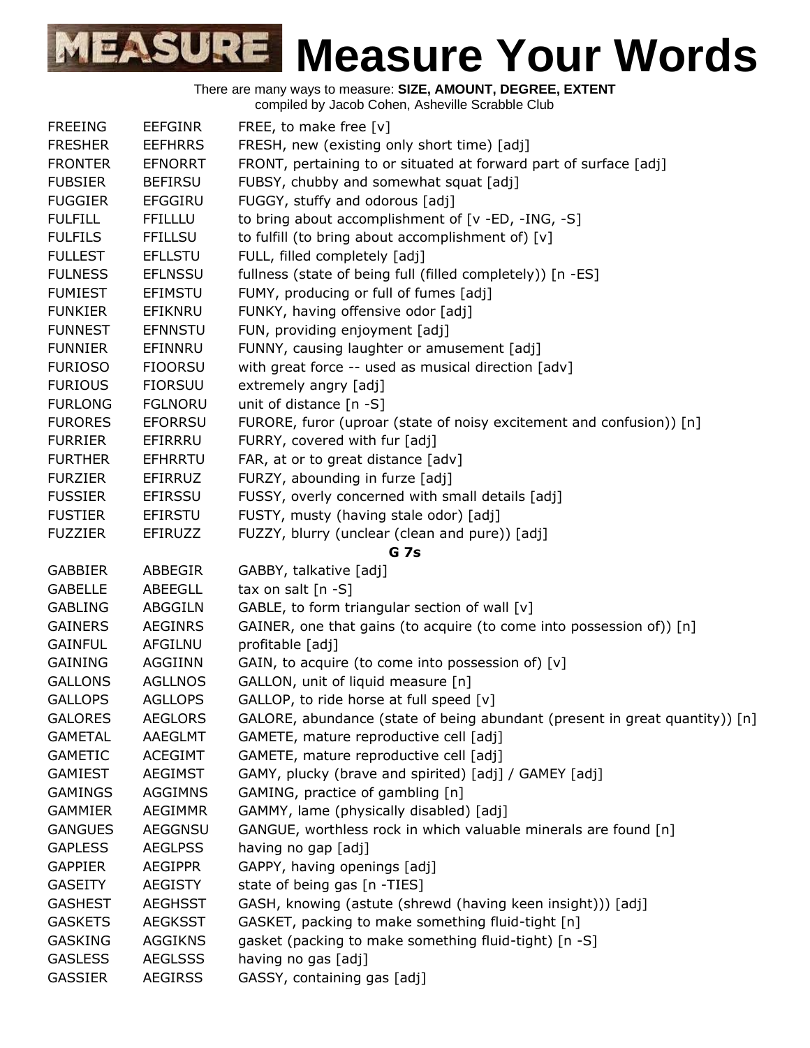# Measure Your Words

There are many ways to measure: **SIZE, AMOUNT, DEGREE, EXTENT**
compiled by Jacob Cohen, Asheville Scrabble Club

| | | |
|---|---|---|
| FREEING | EEFGINR | FREE, to make free [v] |
| FRESHER | EEFHRRS | FRESH, new (existing only short time) [adj] |
| FRONTER | EFNORRT | FRONT, pertaining to or situated at forward part of surface [adj] |
| FUBSIER | BEFIRSU | FUBSY, chubby and somewhat squat [adj] |
| FUGGIER | EFGGIRU | FUGGY, stuffy and odorous [adj] |
| FULFILL | FFILLLU | to bring about accomplishment of [v -ED, -ING, -S] |
| FULFILS | FFILLSU | to fulfill (to bring about accomplishment of) [v] |
| FULLEST | EFLLSTU | FULL, filled completely [adj] |
| FULNESS | EFLNSSU | fullness (state of being full (filled completely)) [n -ES] |
| FUMIEST | EFIMSTU | FUMY, producing or full of fumes [adj] |
| FUNKIER | EFIKNRU | FUNKY, having offensive odor [adj] |
| FUNNEST | EFNNSTU | FUN, providing enjoyment [adj] |
| FUNNIER | EFINNRU | FUNNY, causing laughter or amusement [adj] |
| FURIOSO | FIOORSU | with great force -- used as musical direction [adv] |
| FURIOUS | FIORSUU | extremely angry [adj] |
| FURLONG | FGLNORU | unit of distance [n -S] |
| FURORES | EFORRSU | FURORE, furor (uproar (state of noisy excitement and confusion)) [n] |
| FURRIER | EFIRRRU | FURRY, covered with fur [adj] |
| FURTHER | EFHRRTU | FAR, at or to great distance [adv] |
| FURZIER | EFIRRUZ | FURZY, abounding in furze [adj] |
| FUSSIER | EFIRSSU | FUSSY, overly concerned with small details [adj] |
| FUSTIER | EFIRSTU | FUSTY, musty (having stale odor) [adj] |
| FUZZIER | EFIRUZZ | FUZZY, blurry (unclear (clean and pure)) [adj] |

**G 7s**

| | | |
|---|---|---|
| GABBIER | ABBEGIR | GABBY, talkative [adj] |
| GABELLE | ABEEGLL | tax on salt [n -S] |
| GABLING | ABGGILN | GABLE, to form triangular section of wall [v] |
| GAINERS | AEGINRS | GAINER, one that gains (to acquire (to come into possession of)) [n] |
| GAINFUL | AFGILNU | profitable [adj] |
| GAINING | AGGIINN | GAIN, to acquire (to come into possession of) [v] |
| GALLONS | AGLLNOS | GALLON, unit of liquid measure [n] |
| GALLOPS | AGLLOPS | GALLOP, to ride horse at full speed [v] |
| GALORES | AEGLORS | GALORE, abundance (state of being abundant (present in great quantity)) [n] |
| GAMETAL | AAEGLMT | GAMETE, mature reproductive cell [adj] |
| GAMETIC | ACEGIMT | GAMETE, mature reproductive cell [adj] |
| GAMIEST | AEGIMST | GAMY, plucky (brave and spirited) [adj] / GAMEY [adj] |
| GAMINGS | AGGIMNS | GAMING, practice of gambling [n] |
| GAMMIER | AEGIMMR | GAMMY, lame (physically disabled) [adj] |
| GANGUES | AEGGNSU | GANGUE, worthless rock in which valuable minerals are found [n] |
| GAPLESS | AEGLPSS | having no gap [adj] |
| GAPPIER | AEGIPPR | GAPPY, having openings [adj] |
| GASEITY | AEGISTY | state of being gas [n -TIES] |
| GASHEST | AEGHSST | GASH, knowing (astute (shrewd (having keen insight))) [adj] |
| GASKETS | AEGKSST | GASKET, packing to make something fluid-tight [n] |
| GASKING | AGGIKNS | gasket (packing to make something fluid-tight) [n -S] |
| GASLESS | AEGLSSS | having no gas [adj] |
| GASSIER | AEGIRSS | GASSY, containing gas [adj] |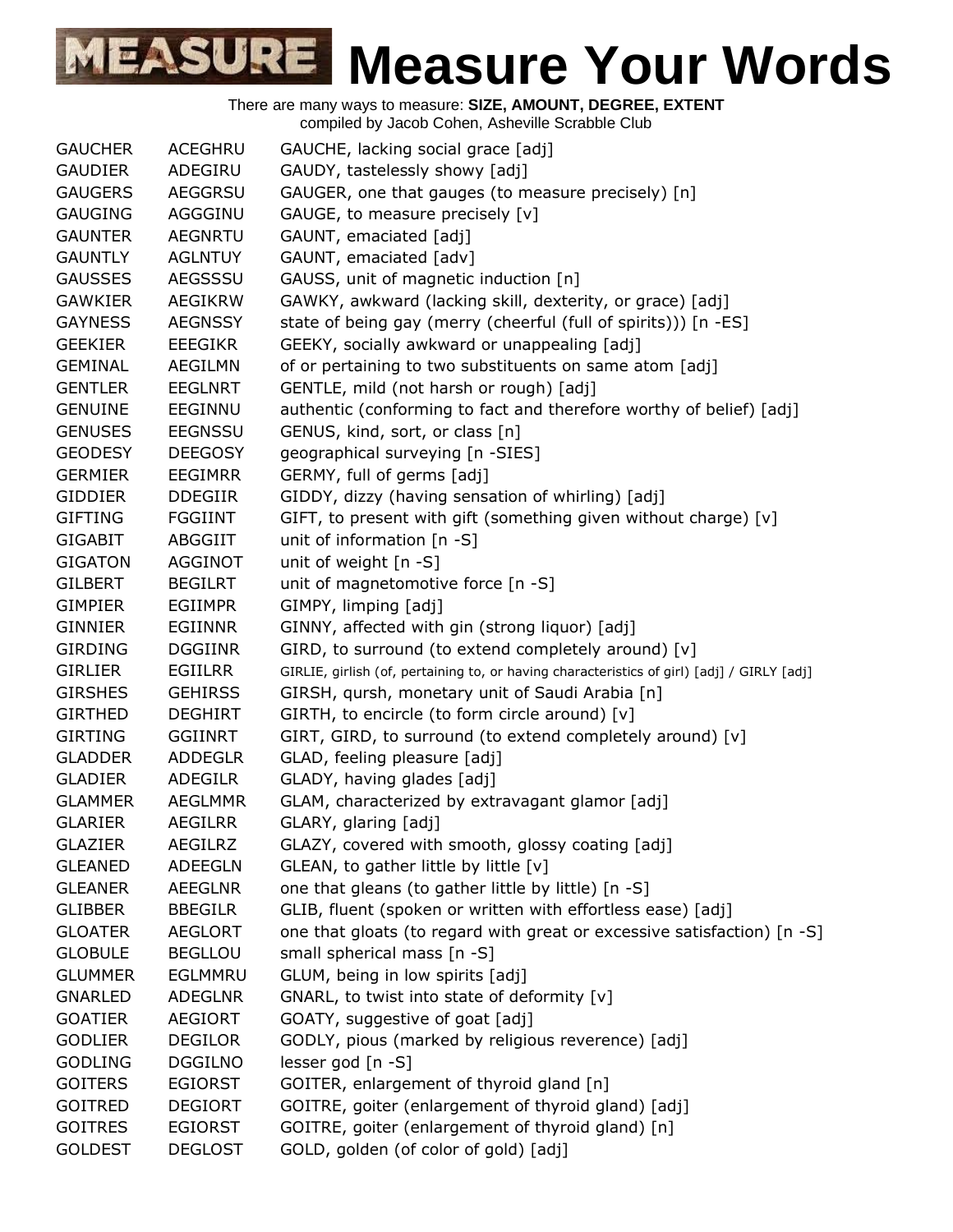# MEASURE Measure Your Words

There are many ways to measure: **SIZE, AMOUNT, DEGREE, EXTENT**
compiled by Jacob Cohen, Asheville Scrabble Club

| | | |
|---|---|---|
| GAUCHER | ACEGHRU | GAUCHE, lacking social grace [adj] |
| GAUDIER | ADEGIRU | GAUDY, tastelessly showy [adj] |
| GAUGERS | AEGGRSU | GAUGER, one that gauges (to measure precisely) [n] |
| GAUGING | AGGGINU | GAUGE, to measure precisely [v] |
| GAUNTER | AEGNRTU | GAUNT, emaciated [adj] |
| GAUNTLY | AGLNTUY | GAUNT, emaciated [adv] |
| GAUSSES | AEGSSSU | GAUSS, unit of magnetic induction [n] |
| GAWKIER | AEGIKRW | GAWKY, awkward (lacking skill, dexterity, or grace) [adj] |
| GAYNESS | AEGNSSY | state of being gay (merry (cheerful (full of spirits))) [n -ES] |
| GEEKIER | EEEGIKR | GEEKY, socially awkward or unappealing [adj] |
| GEMINAL | AEGILMN | of or pertaining to two substituents on same atom [adj] |
| GENTLER | EEGLNRT | GENTLE, mild (not harsh or rough) [adj] |
| GENUINE | EEGINNU | authentic (conforming to fact and therefore worthy of belief) [adj] |
| GENUSES | EEGNSSU | GENUS, kind, sort, or class [n] |
| GEODESY | DEEGOSY | geographical surveying [n -SIES] |
| GERMIER | EEGIMRR | GERMY, full of germs [adj] |
| GIDDIER | DDEGIIR | GIDDY, dizzy (having sensation of whirling) [adj] |
| GIFTING | FGGIINT | GIFT, to present with gift (something given without charge) [v] |
| GIGABIT | ABGGIIT | unit of information [n -S] |
| GIGATON | AGGINOT | unit of weight [n -S] |
| GILBERT | BEGILRT | unit of magnetomotive force [n -S] |
| GIMPIER | EGIIMPR | GIMPY, limping [adj] |
| GINNIER | EGIINNR | GINNY, affected with gin (strong liquor) [adj] |
| GIRDING | DGGIINR | GIRD, to surround (to extend completely around) [v] |
| GIRLIER | EGIILRR | GIRLIE, girlish (of, pertaining to, or having characteristics of girl) [adj] / GIRLY [adj] |
| GIRSHES | GEHIRSS | GIRSH, qursh, monetary unit of Saudi Arabia [n] |
| GIRTHED | DEGHIRT | GIRTH, to encircle (to form circle around) [v] |
| GIRTING | GGIINRT | GIRT, GIRD, to surround (to extend completely around) [v] |
| GLADDER | ADDEGLR | GLAD, feeling pleasure [adj] |
| GLADIER | ADEGILR | GLADY, having glades [adj] |
| GLAMMER | AEGLMMR | GLAM, characterized by extravagant glamor [adj] |
| GLARIER | AEGILRR | GLARY, glaring [adj] |
| GLAZIER | AEGILRZ | GLAZY, covered with smooth, glossy coating [adj] |
| GLEANED | ADEEGLN | GLEAN, to gather little by little [v] |
| GLEANER | AEEGLNR | one that gleans (to gather little by little) [n -S] |
| GLIBBER | BBEGILR | GLIB, fluent (spoken or written with effortless ease) [adj] |
| GLOATER | AEGLORT | one that gloats (to regard with great or excessive satisfaction) [n -S] |
| GLOBULE | BEGLLOU | small spherical mass [n -S] |
| GLUMMER | EGLMMRU | GLUM, being in low spirits [adj] |
| GNARLED | ADEGLNR | GNARL, to twist into state of deformity [v] |
| GOATIER | AEGIORT | GOATY, suggestive of goat [adj] |
| GODLIER | DEGILOR | GODLY, pious (marked by religious reverence) [adj] |
| GODLING | DGGILNO | lesser god [n -S] |
| GOITERS | EGIORST | GOITER, enlargement of thyroid gland [n] |
| GOITRED | DEGIORT | GOITRE, goiter (enlargement of thyroid gland) [adj] |
| GOITRES | EGIORST | GOITRE, goiter (enlargement of thyroid gland) [n] |
| GOLDEST | DEGLOST | GOLD, golden (of color of gold) [adj] |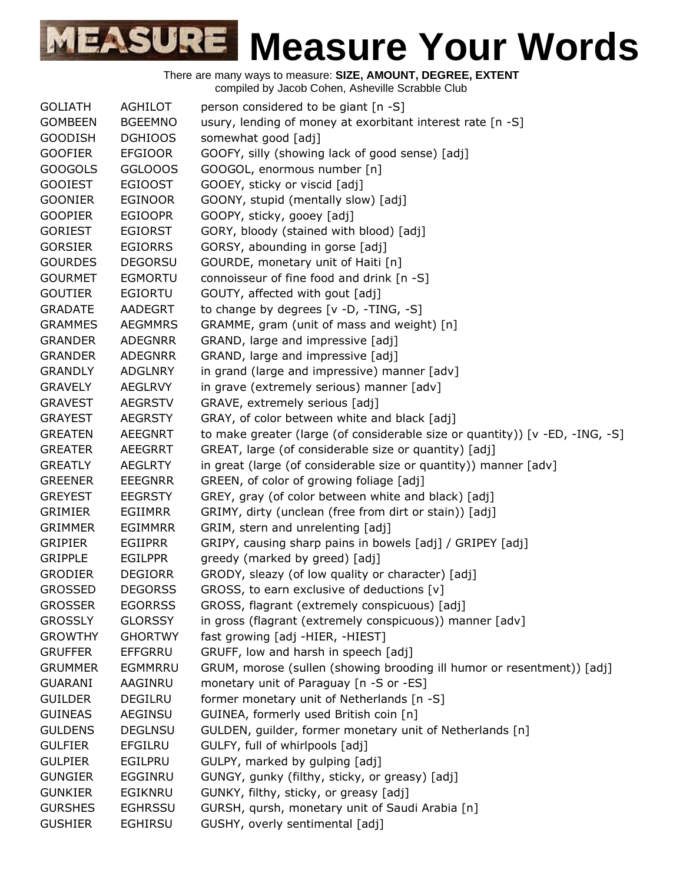# MEASURE Measure Your Words

There are many ways to measure: **SIZE, AMOUNT, DEGREE, EXTENT**
compiled by Jacob Cohen, Asheville Scrabble Club

| | | |
|---|---|---|
| GOLIATH | AGHILOT | person considered to be giant [n -S] |
| GOMBEEN | BGEEMNO | usury, lending of money at exorbitant interest rate [n -S] |
| GOODISH | DGHIOOS | somewhat good [adj] |
| GOOFIER | EFGIOOR | GOOFY, silly (showing lack of good sense) [adj] |
| GOOGOLS | GGLOOOS | GOOGOL, enormous number [n] |
| GOOIEST | EGIOOST | GOOEY, sticky or viscid [adj] |
| GOONIER | EGINOOR | GOONY, stupid (mentally slow) [adj] |
| GOOPIER | EGIOOPR | GOOPY, sticky, gooey [adj] |
| GORIEST | EGIORST | GORY, bloody (stained with blood) [adj] |
| GORSIER | EGIORRS | GORSY, abounding in gorse [adj] |
| GOURDES | DEGORSU | GOURDE, monetary unit of Haiti [n] |
| GOURMET | EGMORTU | connoisseur of fine food and drink [n -S] |
| GOUTIER | EGIORTU | GOUTY, affected with gout [adj] |
| GRADATE | AADEGRT | to change by degrees [v -D, -TING, -S] |
| GRAMMES | AEGMMRS | GRAMME, gram (unit of mass and weight) [n] |
| GRANDER | ADEGNRR | GRAND, large and impressive [adj] |
| GRANDER | ADEGNRR | GRAND, large and impressive [adj] |
| GRANDLY | ADGLNRY | in grand (large and impressive) manner [adv] |
| GRAVELY | AEGLRVY | in grave (extremely serious) manner [adv] |
| GRAVEST | AEGRSTV | GRAVE, extremely serious [adj] |
| GRAYEST | AEGRSTY | GRAY, of color between white and black [adj] |
| GREATEN | AEEGNRT | to make greater (large (of considerable size or quantity)) [v -ED, -ING, -S] |
| GREATER | AEEGRRT | GREAT, large (of considerable size or quantity) [adj] |
| GREATLY | AEGLRTY | in great (large (of considerable size or quantity)) manner [adv] |
| GREENER | EEEGNRR | GREEN, of color of growing foliage [adj] |
| GREYEST | EEGRSTY | GREY, gray (of color between white and black) [adj] |
| GRIMIER | EGIIMRR | GRIMY, dirty (unclean (free from dirt or stain)) [adj] |
| GRIMMER | EGIMMRR | GRIM, stern and unrelenting [adj] |
| GRIPIER | EGIIPRR | GRIPY, causing sharp pains in bowels [adj] / GRIPEY [adj] |
| GRIPPLE | EGILPPR | greedy (marked by greed) [adj] |
| GRODIER | DEGIORR | GRODY, sleazy (of low quality or character) [adj] |
| GROSSED | DEGORSS | GROSS, to earn exclusive of deductions [v] |
| GROSSER | EGORRSS | GROSS, flagrant (extremely conspicuous) [adj] |
| GROSSLY | GLORSSY | in gross (flagrant (extremely conspicuous)) manner [adv] |
| GROWTHY | GHORTWY | fast growing [adj -HIER, -HIEST] |
| GRUFFER | EFFGRRU | GRUFF, low and harsh in speech [adj] |
| GRUMMER | EGMMRRU | GRUM, morose (sullen (showing brooding ill humor or resentment)) [adj] |
| GUARANI | AAGINRU | monetary unit of Paraguay [n -S or -ES] |
| GUILDER | DEGILRU | former monetary unit of Netherlands [n -S] |
| GUINEAS | AEGINSU | GUINEA, formerly used British coin [n] |
| GULDENS | DEGLNSU | GULDEN, guilder, former monetary unit of Netherlands [n] |
| GULFIER | EFGILRU | GULFY, full of whirlpools [adj] |
| GULPIER | EGILPRU | GULPY, marked by gulping [adj] |
| GUNGIER | EGGINRU | GUNGY, gunky (filthy, sticky, or greasy) [adj] |
| GUNKIER | EGIKNRU | GUNKY, filthy, sticky, or greasy [adj] |
| GURSHES | EGHRSSU | GURSH, qursh, monetary unit of Saudi Arabia [n] |
| GUSHIER | EGHIRSU | GUSHY, overly sentimental [adj] |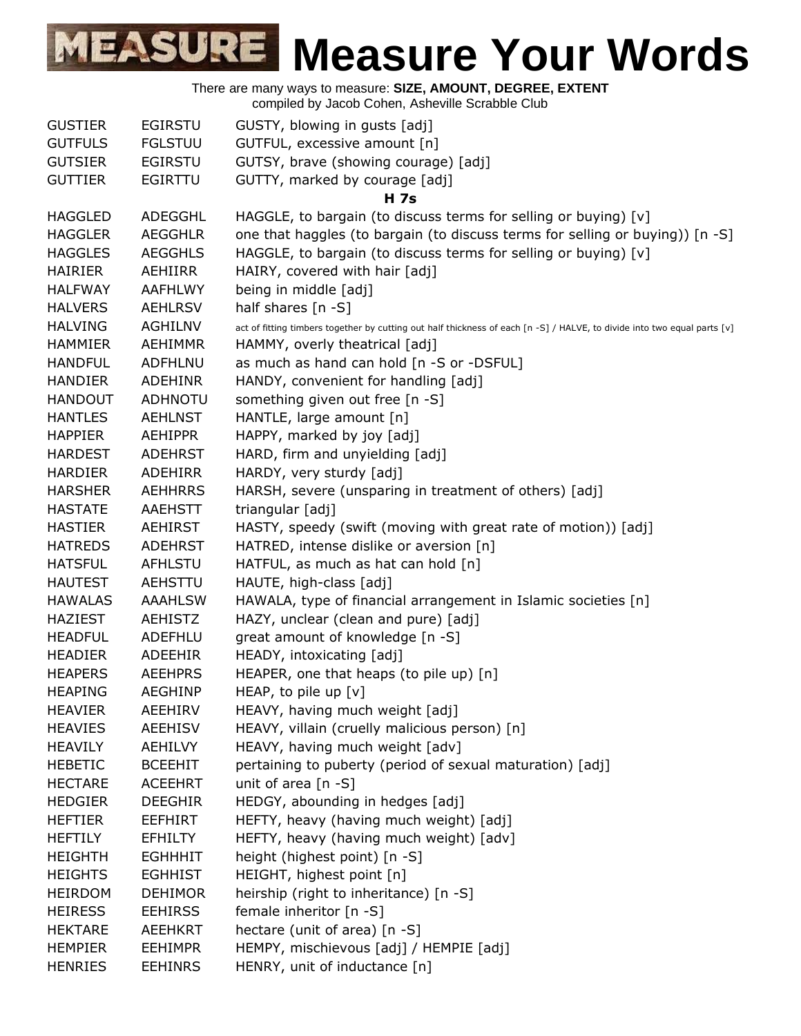# Measure Your Words

There are many ways to measure: **SIZE, AMOUNT, DEGREE, EXTENT**
compiled by Jacob Cohen, Asheville Scrabble Club

| | | |
|---|---|---|
| GUSTIER | EGIRSTU | GUSTY, blowing in gusts [adj] |
| GUTFULS | FGLSTUU | GUTFUL, excessive amount [n] |
| GUTSIER | EGIRSTU | GUTSY, brave (showing courage) [adj] |
| GUTTIER | EGIRTTU | GUTTY, marked by courage [adj] |
| | | **H 7s** |
| HAGGLED | ADEGGHL | HAGGLE, to bargain (to discuss terms for selling or buying) [v] |
| HAGGLER | AEGGHLR | one that haggles (to bargain (to discuss terms for selling or buying)) [n -S] |
| HAGGLES | AEGGHLS | HAGGLE, to bargain (to discuss terms for selling or buying) [v] |
| HAIRIER | AEHIIRR | HAIRY, covered with hair [adj] |
| HALFWAY | AAFHLWY | being in middle [adj] |
| HALVERS | AEHLRSV | half shares [n -S] |
| HALVING | AGHILNV | act of fitting timbers together by cutting out half thickness of each [n -S] / HALVE, to divide into two equal parts [v] |
| HAMMIER | AEHIMMR | HAMMY, overly theatrical [adj] |
| HANDFUL | ADFHLNU | as much as hand can hold [n -S or -DSFUL] |
| HANDIER | ADEHINR | HANDY, convenient for handling [adj] |
| HANDOUT | ADHNOTU | something given out free [n -S] |
| HANTLES | AEHLNST | HANTLE, large amount [n] |
| HAPPIER | AEHIPPR | HAPPY, marked by joy [adj] |
| HARDEST | ADEHRST | HARD, firm and unyielding [adj] |
| HARDIER | ADEHIRR | HARDY, very sturdy [adj] |
| HARSHER | AEHHRRS | HARSH, severe (unsparing in treatment of others) [adj] |
| HASTATE | AAEHSTT | triangular [adj] |
| HASTIER | AEHIRST | HASTY, speedy (swift (moving with great rate of motion)) [adj] |
| HATREDS | ADEHRST | HATRED, intense dislike or aversion [n] |
| HATSFUL | AFHLSTU | HATFUL, as much as hat can hold [n] |
| HAUTEST | AEHSTTU | HAUTE, high-class [adj] |
| HAWALAS | AAAHLSW | HAWALA, type of financial arrangement in Islamic societies [n] |
| HAZIEST | AEHISTZ | HAZY, unclear (clean and pure) [adj] |
| HEADFUL | ADEFHLU | great amount of knowledge [n -S] |
| HEADIER | ADEEHIR | HEADY, intoxicating [adj] |
| HEAPERS | AEEHPRS | HEAPER, one that heaps (to pile up) [n] |
| HEAPING | AEGHINP | HEAP, to pile up [v] |
| HEAVIER | AEEHIRV | HEAVY, having much weight [adj] |
| HEAVIES | AEEHISV | HEAVY, villain (cruelly malicious person) [n] |
| HEAVILY | AEHILVY | HEAVY, having much weight [adv] |
| HEBETIC | BCEEHIT | pertaining to puberty (period of sexual maturation) [adj] |
| HECTARE | ACEEHRT | unit of area [n -S] |
| HEDGIER | DEEGHIR | HEDGY, abounding in hedges [adj] |
| HEFTIER | EEFHIRT | HEFTY, heavy (having much weight) [adj] |
| HEFTILY | EFHILTY | HEFTY, heavy (having much weight) [adv] |
| HEIGHTH | EGHHHIT | height (highest point) [n -S] |
| HEIGHTS | EGHHIST | HEIGHT, highest point [n] |
| HEIRDOM | DEHIMOR | heirship (right to inheritance) [n -S] |
| HEIRESS | EEHIRSS | female inheritor [n -S] |
| HEKTARE | AEEHKRT | hectare (unit of area) [n -S] |
| HEMPIER | EEHIMPR | HEMPY, mischievous [adj] / HEMPIE [adj] |
| HENRIES | EEHINRS | HENRY, unit of inductance [n] |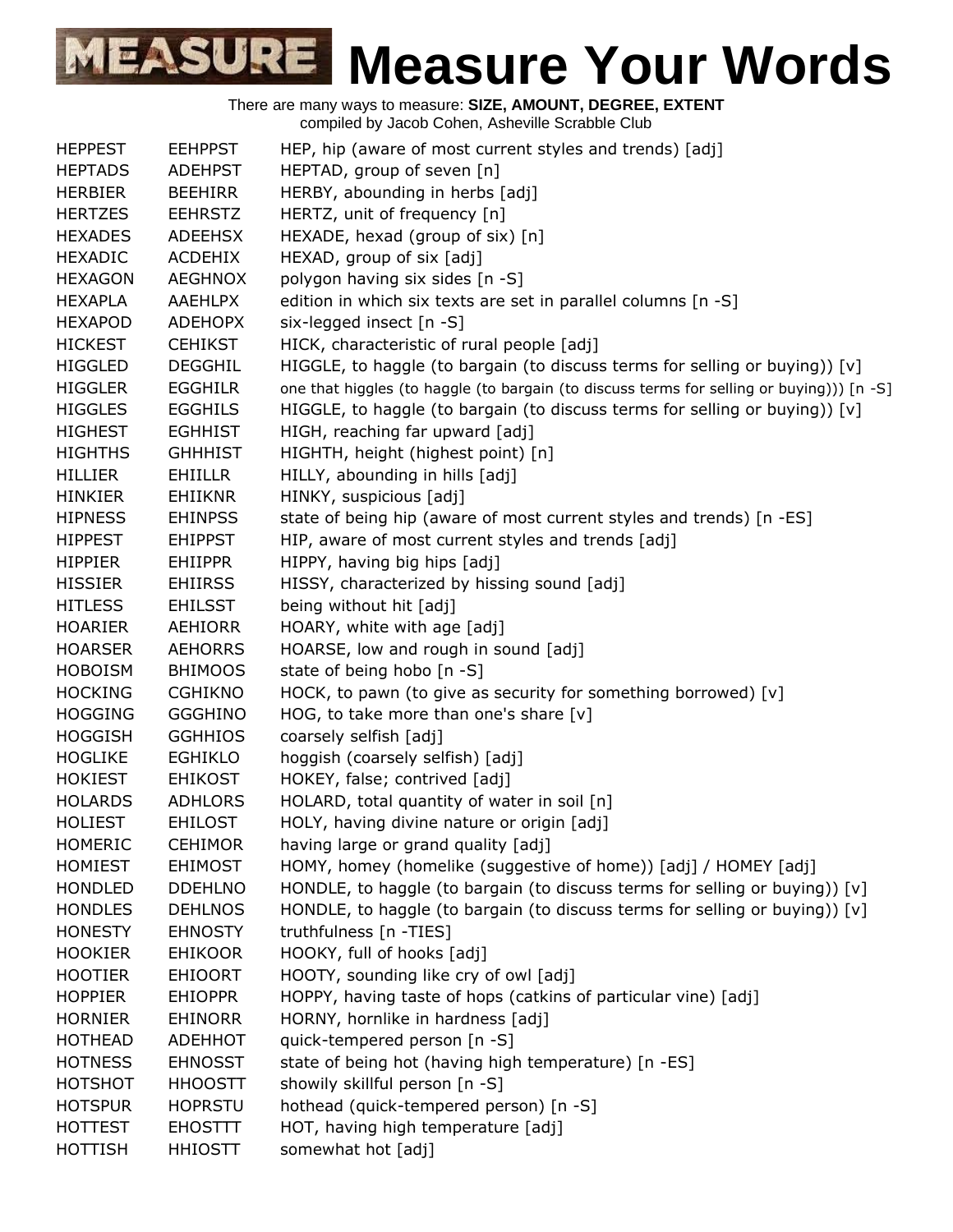# Measure Your Words

There are many ways to measure: **SIZE, AMOUNT, DEGREE, EXTENT**
compiled by Jacob Cohen, Asheville Scrabble Club

| | | |
|---|---|---|
| HEPPEST | EEHPPST | HEP, hip (aware of most current styles and trends) [adj] |
| HEPTADS | ADEHPST | HEPTAD, group of seven [n] |
| HERBIER | BEEHIRR | HERBY, abounding in herbs [adj] |
| HERTZES | EEHRSTZ | HERTZ, unit of frequency [n] |
| HEXADES | ADEEHSX | HEXADE, hexad (group of six) [n] |
| HEXADIC | ACDEHIX | HEXAD, group of six [adj] |
| HEXAGON | AEGHNOX | polygon having six sides [n -S] |
| HEXAPLA | AAEHLPX | edition in which six texts are set in parallel columns [n -S] |
| HEXAPOD | ADEHOPX | six-legged insect [n -S] |
| HICKEST | CEHIKST | HICK, characteristic of rural people [adj] |
| HIGGLED | DEGGHIL | HIGGLE, to haggle (to bargain (to discuss terms for selling or buying)) [v] |
| HIGGLER | EGGHILR | one that higgles (to haggle (to bargain (to discuss terms for selling or buying))) [n -S] |
| HIGGLES | EGGHILS | HIGGLE, to haggle (to bargain (to discuss terms for selling or buying)) [v] |
| HIGHEST | EGHHIST | HIGH, reaching far upward [adj] |
| HIGHTHS | GHHHIST | HIGHTH, height (highest point) [n] |
| HILLIER | EHIILLR | HILLY, abounding in hills [adj] |
| HINKIER | EHIIKNR | HINKY, suspicious [adj] |
| HIPNESS | EHINPSS | state of being hip (aware of most current styles and trends) [n -ES] |
| HIPPEST | EHIPPST | HIP, aware of most current styles and trends [adj] |
| HIPPIER | EHIIPPR | HIPPY, having big hips [adj] |
| HISSIER | EHIIRSS | HISSY, characterized by hissing sound [adj] |
| HITLESS | EHILSST | being without hit [adj] |
| HOARIER | AEHIORR | HOARY, white with age [adj] |
| HOARSER | AEHORRS | HOARSE, low and rough in sound [adj] |
| HOBOISM | BHIMOOS | state of being hobo [n -S] |
| HOCKING | CGHIKNO | HOCK, to pawn (to give as security for something borrowed) [v] |
| HOGGING | GGGHINO | HOG, to take more than one's share [v] |
| HOGGISH | GGHHIOS | coarsely selfish [adj] |
| HOGLIKE | EGHIKLO | hoggish (coarsely selfish) [adj] |
| HOKIEST | EHIKOST | HOKEY, false; contrived [adj] |
| HOLARDS | ADHLORS | HOLARD, total quantity of water in soil [n] |
| HOLIEST | EHILOST | HOLY, having divine nature or origin [adj] |
| HOMERIC | CEHIMOR | having large or grand quality [adj] |
| HOMIEST | EHIMOST | HOMY, homey (homelike (suggestive of home)) [adj] / HOMEY [adj] |
| HONDLED | DDEHLNO | HONDLE, to haggle (to bargain (to discuss terms for selling or buying)) [v] |
| HONDLES | DEHLNOS | HONDLE, to haggle (to bargain (to discuss terms for selling or buying)) [v] |
| HONESTY | EHNOSTY | truthfulness [n -TIES] |
| HOOKIER | EHIKOOR | HOOKY, full of hooks [adj] |
| HOOTIER | EHIOORT | HOOTY, sounding like cry of owl [adj] |
| HOPPIER | EHIOPPR | HOPPY, having taste of hops (catkins of particular vine) [adj] |
| HORNIER | EHINORR | HORNY, hornlike in hardness [adj] |
| HOTHEAD | ADEHHOT | quick-tempered person [n -S] |
| HOTNESS | EHNOSST | state of being hot (having high temperature) [n -ES] |
| HOTSHOT | HHOOSTT | showily skillful person [n -S] |
| HOTSPUR | HOPRSTU | hothead (quick-tempered person) [n -S] |
| HOTTEST | EHOSTTT | HOT, having high temperature [adj] |
| HOTTISH | HHIOSTT | somewhat hot [adj] |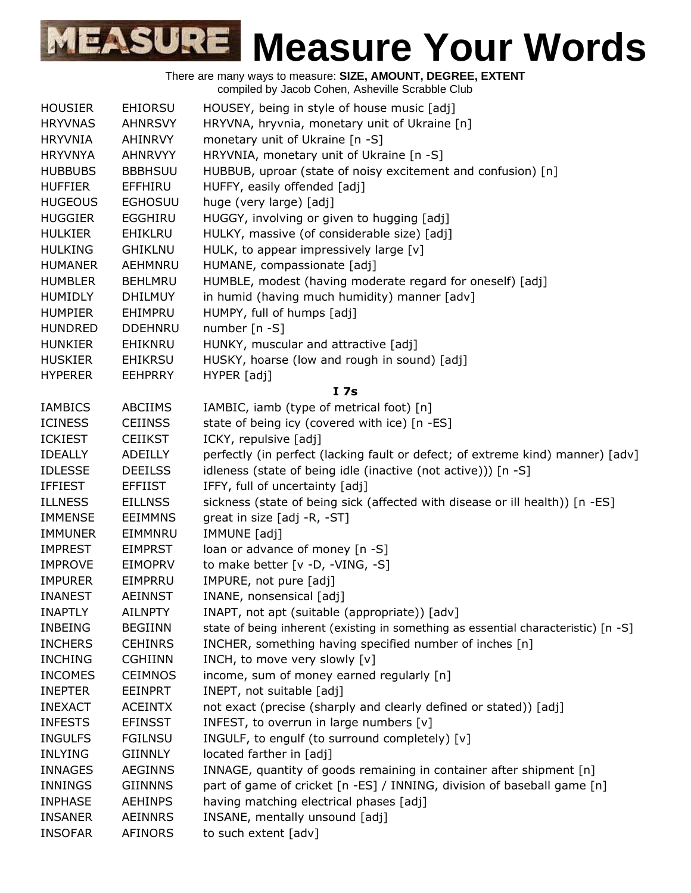# Measure Your Words

There are many ways to measure: **SIZE, AMOUNT, DEGREE, EXTENT**
compiled by Jacob Cohen, Asheville Scrabble Club

| | | |
|---|---|---|
| HOUSIER | EHIORSU | HOUSEY, being in style of house music [adj] |
| HRYVNAS | AHNRSVY | HRYVNA, hryvnia, monetary unit of Ukraine [n] |
| HRYVNIA | AHINRVY | monetary unit of Ukraine [n -S] |
| HRYVNYA | AHNRVYY | HRYVNIA, monetary unit of Ukraine [n -S] |
| HUBBUBS | BBBHSUU | HUBBUB, uproar (state of noisy excitement and confusion) [n] |
| HUFFIER | EFFHIRU | HUFFY, easily offended [adj] |
| HUGEOUS | EGHOSUU | huge (very large) [adj] |
| HUGGIER | EGGHIRU | HUGGY, involving or given to hugging [adj] |
| HULKIER | EHIKLRU | HULKY, massive (of considerable size) [adj] |
| HULKING | GHIKLNU | HULK, to appear impressively large [v] |
| HUMANER | AEHMNRU | HUMANE, compassionate [adj] |
| HUMBLER | BEHLMRU | HUMBLE, modest (having moderate regard for oneself) [adj] |
| HUMIDLY | DHILMUY | in humid (having much humidity) manner [adv] |
| HUMPIER | EHIMPRU | HUMPY, full of humps [adj] |
| HUNDRED | DDEHNRU | number [n -S] |
| HUNKIER | EHIKNRU | HUNKY, muscular and attractive [adj] |
| HUSKIER | EHIKRSU | HUSKY, hoarse (low and rough in sound) [adj] |
| HYPERER | EEHPRRY | HYPER [adj] |

### I 7s

| | | |
|---|---|---|
| IAMBICS | ABCIIMS | IAMBIC, iamb (type of metrical foot) [n] |
| ICINESS | CEIINSS | state of being icy (covered with ice) [n -ES] |
| ICKIEST | CEIIKST | ICKY, repulsive [adj] |
| IDEALLY | ADEILLY | perfectly (in perfect (lacking fault or defect; of extreme kind) manner) [adv] |
| IDLESSE | DEEILSS | idleness (state of being idle (inactive (not active))) [n -S] |
| IFFIEST | EFFIIST | IFFY, full of uncertainty [adj] |
| ILLNESS | EILLNSS | sickness (state of being sick (affected with disease or ill health)) [n -ES] |
| IMMENSE | EEIMMNS | great in size [adj -R, -ST] |
| IMMUNER | EIMMNRU | IMMUNE [adj] |
| IMPREST | EIMPRST | loan or advance of money [n -S] |
| IMPROVE | EIMOPRV | to make better [v -D, -VING, -S] |
| IMPURER | EIMPRRU | IMPURE, not pure [adj] |
| INANEST | AEINNST | INANE, nonsensical [adj] |
| INAPTLY | AILNPTY | INAPT, not apt (suitable (appropriate)) [adv] |
| INBEING | BEGIINN | state of being inherent (existing in something as essential characteristic) [n -S] |
| INCHERS | CEHINRS | INCHER, something having specified number of inches [n] |
| INCHING | CGHIINN | INCH, to move very slowly [v] |
| INCOMES | CEIMNOS | income, sum of money earned regularly [n] |
| INEPTER | EEINPRT | INEPT, not suitable [adj] |
| INEXACT | ACEINTX | not exact (precise (sharply and clearly defined or stated)) [adj] |
| INFESTS | EFINSST | INFEST, to overrun in large numbers [v] |
| INGULFS | FGILNSU | INGULF, to engulf (to surround completely) [v] |
| INLYING | GIINNLY | located farther in [adj] |
| INNAGES | AEGINNS | INNAGE, quantity of goods remaining in container after shipment [n] |
| INNINGS | GIINNNS | part of game of cricket [n -ES] / INNING, division of baseball game [n] |
| INPHASE | AEHINPS | having matching electrical phases [adj] |
| INSANER | AEINNRS | INSANE, mentally unsound [adj] |
| INSOFAR | AFINORS | to such extent [adv] |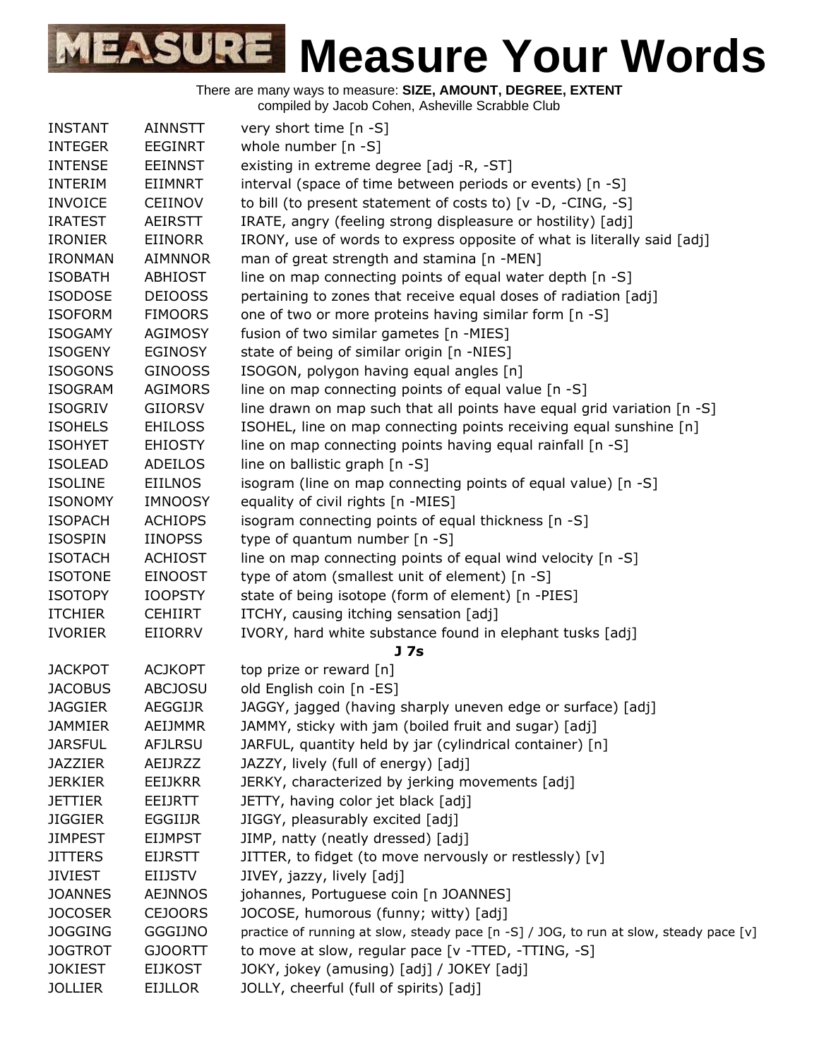# Measure Your Words

There are many ways to measure: **SIZE, AMOUNT, DEGREE, EXTENT**
compiled by Jacob Cohen, Asheville Scrabble Club

| | | |
|---|---|---|
| INSTANT | AINNSTT | very short time [n -S] |
| INTEGER | EEGINRT | whole number [n -S] |
| INTENSE | EEINNST | existing in extreme degree [adj -R, -ST] |
| INTERIM | EIIMNRT | interval (space of time between periods or events) [n -S] |
| INVOICE | CEIINOV | to bill (to present statement of costs to) [v -D, -CING, -S] |
| IRATEST | AEIRSTT | IRATE, angry (feeling strong displeasure or hostility) [adj] |
| IRONIER | EIINORR | IRONY, use of words to express opposite of what is literally said [adj] |
| IRONMAN | AIMNNOR | man of great strength and stamina [n -MEN] |
| ISOBATH | ABHIOST | line on map connecting points of equal water depth [n -S] |
| ISODOSE | DEIOOSS | pertaining to zones that receive equal doses of radiation [adj] |
| ISOFORM | FIMOORS | one of two or more proteins having similar form [n -S] |
| ISOGAMY | AGIMOSY | fusion of two similar gametes [n -MIES] |
| ISOGENY | EGINOSY | state of being of similar origin [n -NIES] |
| ISOGONS | GINOOSS | ISOGON, polygon having equal angles [n] |
| ISOGRAM | AGIMORS | line on map connecting points of equal value [n -S] |
| ISOGRIV | GIIORSV | line drawn on map such that all points have equal grid variation [n -S] |
| ISOHELS | EHILOSS | ISOHEL, line on map connecting points receiving equal sunshine [n] |
| ISOHYET | EHIOSTY | line on map connecting points having equal rainfall [n -S] |
| ISOLEAD | ADEILOS | line on ballistic graph [n -S] |
| ISOLINE | EIILNOS | isogram (line on map connecting points of equal value) [n -S] |
| ISONOMY | IMNOOSY | equality of civil rights [n -MIES] |
| ISOPACH | ACHIOPS | isogram connecting points of equal thickness [n -S] |
| ISOSPIN | IINOPSS | type of quantum number [n -S] |
| ISOTACH | ACHIOST | line on map connecting points of equal wind velocity [n -S] |
| ISOTONE | EINOOST | type of atom (smallest unit of element) [n -S] |
| ISOTOPY | IOOPSTY | state of being isotope (form of element) [n -PIES] |
| ITCHIER | CEHIIRT | ITCHY, causing itching sensation [adj] |
| IVORIER | EIIORRV | IVORY, hard white substance found in elephant tusks [adj] |

**J 7s**

| | | |
|---|---|---|
| JACKPOT | ACJKOPT | top prize or reward [n] |
| JACOBUS | ABCJOSU | old English coin [n -ES] |
| JAGGIER | AEGGIJR | JAGGY, jagged (having sharply uneven edge or surface) [adj] |
| JAMMIER | AEIJMMR | JAMMY, sticky with jam (boiled fruit and sugar) [adj] |
| JARSFUL | AFJLRSU | JARFUL, quantity held by jar (cylindrical container) [n] |
| JAZZIER | AEIJRZZ | JAZZY, lively (full of energy) [adj] |
| JERKIER | EEIJKRR | JERKY, characterized by jerking movements [adj] |
| JETTIER | EEIJRTT | JETTY, having color jet black [adj] |
| JIGGIER | EGGIIJR | JIGGY, pleasurably excited [adj] |
| JIMPEST | EIJMPST | JIMP, natty (neatly dressed) [adj] |
| JITTERS | EIJRSTT | JITTER, to fidget (to move nervously or restlessly) [v] |
| JIVIEST | EIIJSTV | JIVEY, jazzy, lively [adj] |
| JOANNES | AEJNNOS | johannes, Portuguese coin [n JOANNES] |
| JOCOSER | CEJOORS | JOCOSE, humorous (funny; witty) [adj] |
| JOGGING | GGGIJNO | practice of running at slow, steady pace [n -S] / JOG, to run at slow, steady pace [v] |
| JOGTROT | GJOORTT | to move at slow, regular pace [v -TTED, -TTING, -S] |
| JOKIEST | EIJKOST | JOKY, jokey (amusing) [adj] / JOKEY [adj] |
| JOLLIER | EIJLLOR | JOLLY, cheerful (full of spirits) [adj] |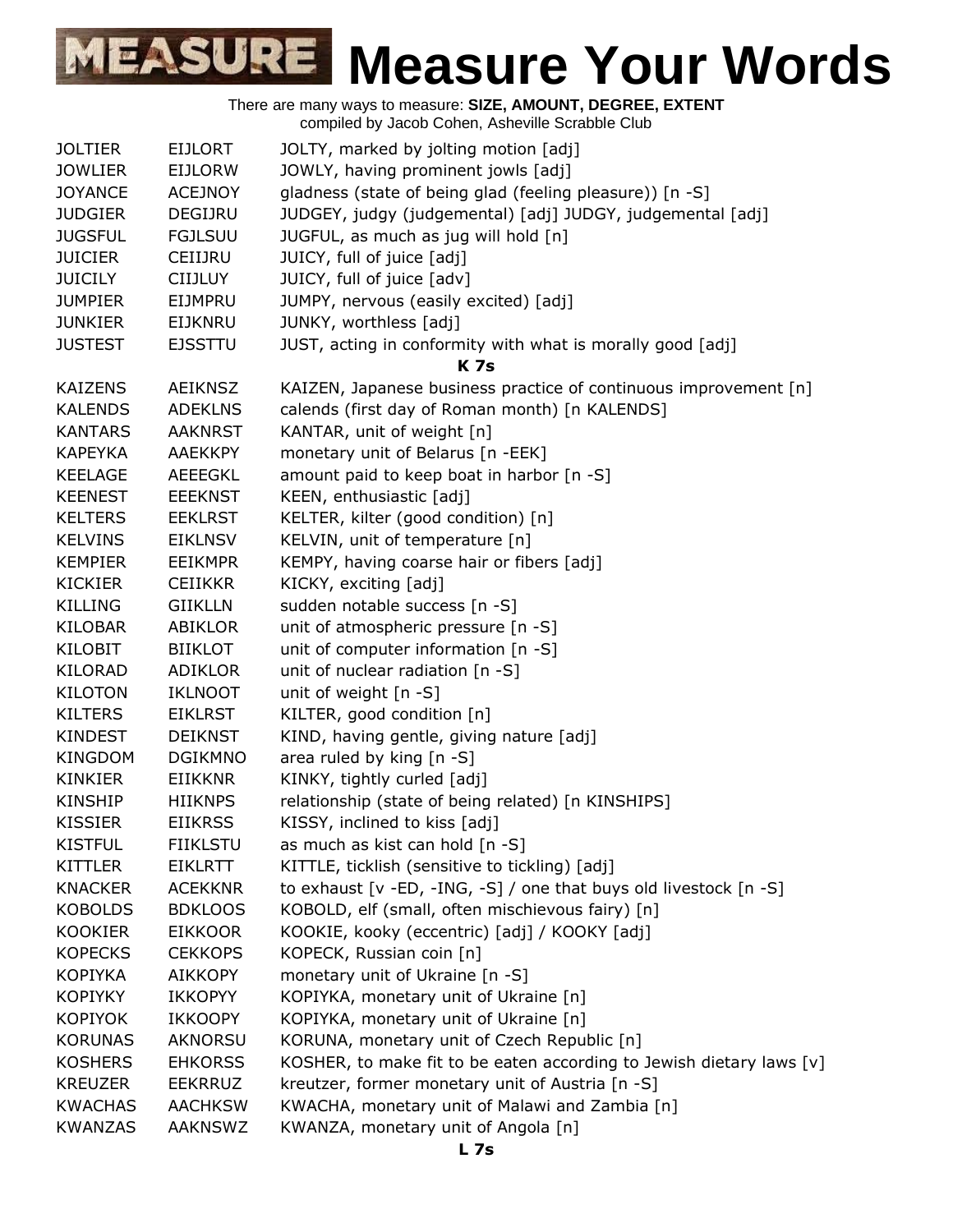# Measure Your Words

There are many ways to measure: **SIZE, AMOUNT, DEGREE, EXTENT**
compiled by Jacob Cohen, Asheville Scrabble Club

| | | |
|---|---|---|
| JOLTIER | EIJLORT | JOLTY, marked by jolting motion [adj] |
| JOWLIER | EIJLORW | JOWLY, having prominent jowls [adj] |
| JOYANCE | ACEJNOY | gladness (state of being glad (feeling pleasure)) [n -S] |
| JUDGIER | DEGIJRU | JUDGEY, judgy (judgemental) [adj] JUDGY, judgemental [adj] |
| JUGSFUL | FGJLSUU | JUGFUL, as much as jug will hold [n] |
| JUICIER | CEIIJRU | JUICY, full of juice [adj] |
| JUICILY | CIIJLUY | JUICY, full of juice [adv] |
| JUMPIER | EIJMPRU | JUMPY, nervous (easily excited) [adj] |
| JUNKIER | EIJKNRU | JUNKY, worthless [adj] |
| JUSTEST | EJSSTTU | JUST, acting in conformity with what is morally good [adj] |

**K 7s**

| | | |
|---|---|---|
| KAIZENS | AEIKNSZ | KAIZEN, Japanese business practice of continuous improvement [n] |
| KALENDS | ADEKLNS | calends (first day of Roman month) [n KALENDS] |
| KANTARS | AAKNRST | KANTAR, unit of weight [n] |
| KAPEYKA | AAEKKPY | monetary unit of Belarus [n -EEK] |
| KEELAGE | AEEEGKL | amount paid to keep boat in harbor [n -S] |
| KEENEST | EEEKNST | KEEN, enthusiastic [adj] |
| KELTERS | EEKLRST | KELTER, kilter (good condition) [n] |
| KELVINS | EIKLNSV | KELVIN, unit of temperature [n] |
| KEMPIER | EEIKMPR | KEMPY, having coarse hair or fibers [adj] |
| KICKIER | CEIIKKR | KICKY, exciting [adj] |
| KILLING | GIIKLLN | sudden notable success [n -S] |
| KILOBAR | ABIKLOR | unit of atmospheric pressure [n -S] |
| KILOBIT | BIIKLOT | unit of computer information [n -S] |
| KILORAD | ADIKLOR | unit of nuclear radiation [n -S] |
| KILOTON | IKLNOOT | unit of weight [n -S] |
| KILTERS | EIKLRST | KILTER, good condition [n] |
| KINDEST | DEIKNST | KIND, having gentle, giving nature [adj] |
| KINGDOM | DGIKMNO | area ruled by king [n -S] |
| KINKIER | EIIKKNR | KINKY, tightly curled [adj] |
| KINSHIP | HIIKNPS | relationship (state of being related) [n KINSHIPS] |
| KISSIER | EIIKRSS | KISSY, inclined to kiss [adj] |
| KISTFUL | FIIKLSTU | as much as kist can hold [n -S] |
| KITTLER | EIKLRTT | KITTLE, ticklish (sensitive to tickling) [adj] |
| KNACKER | ACEKKNR | to exhaust [v -ED, -ING, -S] / one that buys old livestock [n -S] |
| KOBOLDS | BDKLOOS | KOBOLD, elf (small, often mischievous fairy) [n] |
| KOOKIER | EIKKOOR | KOOKIE, kooky (eccentric) [adj] / KOOKY [adj] |
| KOPECKS | CEKKOPS | KOPECK, Russian coin [n] |
| KOPIYKA | AIKKOPY | monetary unit of Ukraine [n -S] |
| KOPIYKY | IKKOPYY | KOPIYKA, monetary unit of Ukraine [n] |
| KOPIYOK | IKKOOPY | KOPIYKA, monetary unit of Ukraine [n] |
| KORUNAS | AKNORSU | KORUNA, monetary unit of Czech Republic [n] |
| KOSHERS | EHKORSS | KOSHER, to make fit to be eaten according to Jewish dietary laws [v] |
| KREUZER | EEKRRUZ | kreutzer, former monetary unit of Austria [n -S] |
| KWACHAS | AACHKSW | KWACHA, monetary unit of Malawi and Zambia [n] |
| KWANZAS | AAKNSWZ | KWANZA, monetary unit of Angola [n] |

**L 7s**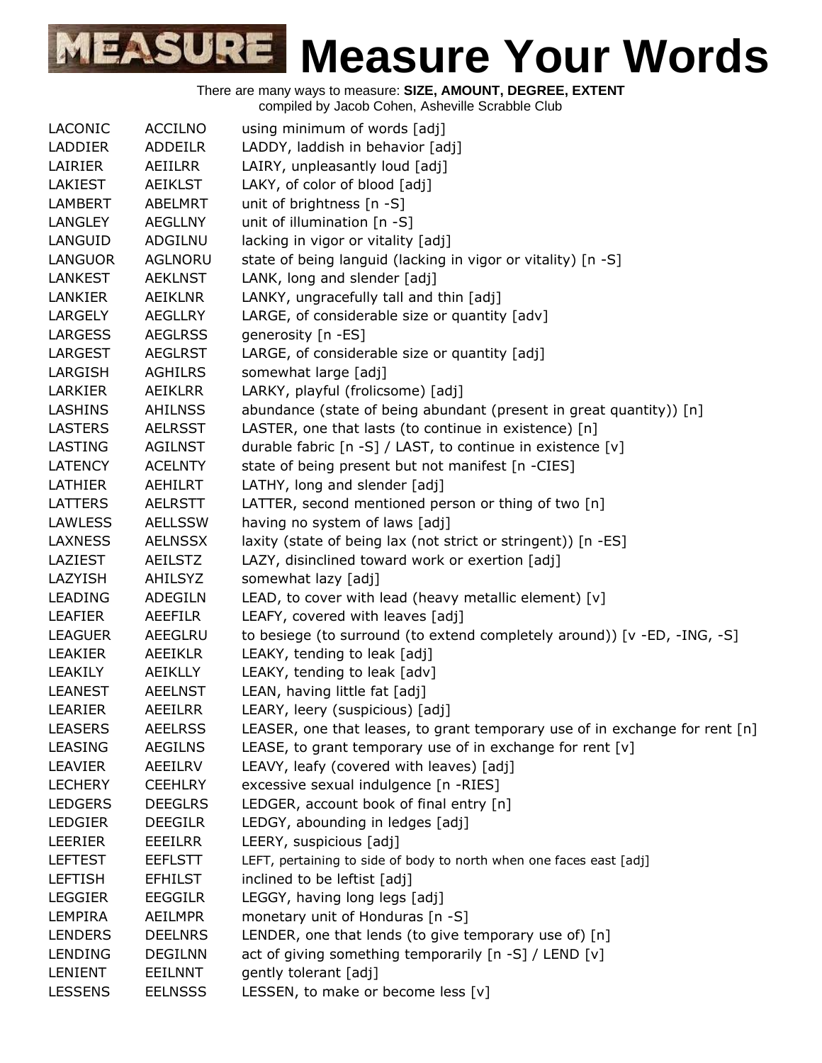# Measure Your Words

There are many ways to measure: **SIZE, AMOUNT, DEGREE, EXTENT**
compiled by Jacob Cohen, Asheville Scrabble Club

| | | |
|---|---|---|
| LACONIC | ACCILNO | using minimum of words [adj] |
| LADDIER | ADDEILR | LADDY, laddish in behavior [adj] |
| LAIRIER | AEIILRR | LAIRY, unpleasantly loud [adj] |
| LAKIEST | AEIKLST | LAKY, of color of blood [adj] |
| LAMBERT | ABELMRT | unit of brightness [n -S] |
| LANGLEY | AEGLLNY | unit of illumination [n -S] |
| LANGUID | ADGILNU | lacking in vigor or vitality [adj] |
| LANGUOR | AGLNORU | state of being languid (lacking in vigor or vitality) [n -S] |
| LANKEST | AEKLNST | LANK, long and slender [adj] |
| LANKIER | AEIKLNR | LANKY, ungracefully tall and thin [adj] |
| LARGELY | AEGLLRY | LARGE, of considerable size or quantity [adv] |
| LARGESS | AEGLRSS | generosity [n -ES] |
| LARGEST | AEGLRST | LARGE, of considerable size or quantity [adj] |
| LARGISH | AGHILRS | somewhat large [adj] |
| LARKIER | AEIKLRR | LARKY, playful (frolicsome) [adj] |
| LASHINS | AHILNSS | abundance (state of being abundant (present in great quantity)) [n] |
| LASTERS | AELRSST | LASTER, one that lasts (to continue in existence) [n] |
| LASTING | AGILNST | durable fabric [n -S] / LAST, to continue in existence [v] |
| LATENCY | ACELNTY | state of being present but not manifest [n -CIES] |
| LATHIER | AEHILRT | LATHY, long and slender [adj] |
| LATTERS | AELRSTT | LATTER, second mentioned person or thing of two [n] |
| LAWLESS | AELLSSW | having no system of laws [adj] |
| LAXNESS | AELNSSX | laxity (state of being lax (not strict or stringent)) [n -ES] |
| LAZIEST | AEILSTZ | LAZY, disinclined toward work or exertion [adj] |
| LAZYISH | AHILSYZ | somewhat lazy [adj] |
| LEADING | ADEGILN | LEAD, to cover with lead (heavy metallic element) [v] |
| LEAFIER | AEEFILR | LEAFY, covered with leaves [adj] |
| LEAGUER | AEEGLRU | to besiege (to surround (to extend completely around)) [v -ED, -ING, -S] |
| LEAKIER | AEEIKLR | LEAKY, tending to leak [adj] |
| LEAKILY | AEIKLLY | LEAKY, tending to leak [adv] |
| LEANEST | AEELNST | LEAN, having little fat [adj] |
| LEARIER | AEEILRR | LEARY, leery (suspicious) [adj] |
| LEASERS | AEELRSS | LEASER, one that leases, to grant temporary use of in exchange for rent [n] |
| LEASING | AEGILNS | LEASE, to grant temporary use of in exchange for rent [v] |
| LEAVIER | AEEILRV | LEAVY, leafy (covered with leaves) [adj] |
| LECHERY | CEEHLRY | excessive sexual indulgence [n -RIES] |
| LEDGERS | DEEGLRS | LEDGER, account book of final entry [n] |
| LEDGIER | DEEGILR | LEDGY, abounding in ledges [adj] |
| LEERIER | EEEILRR | LEERY, suspicious [adj] |
| LEFTEST | EEFLSTT | LEFT, pertaining to side of body to north when one faces east [adj] |
| LEFTISH | EFHILST | inclined to be leftist [adj] |
| LEGGIER | EEGGILR | LEGGY, having long legs [adj] |
| LEMPIRA | AEILMPR | monetary unit of Honduras [n -S] |
| LENDERS | DEELNRS | LENDER, one that lends (to give temporary use of) [n] |
| LENDING | DEGILNN | act of giving something temporarily [n -S] / LEND [v] |
| LENIENT | EEILNNT | gently tolerant [adj] |
| LESSENS | EELNSSS | LESSEN, to make or become less [v] |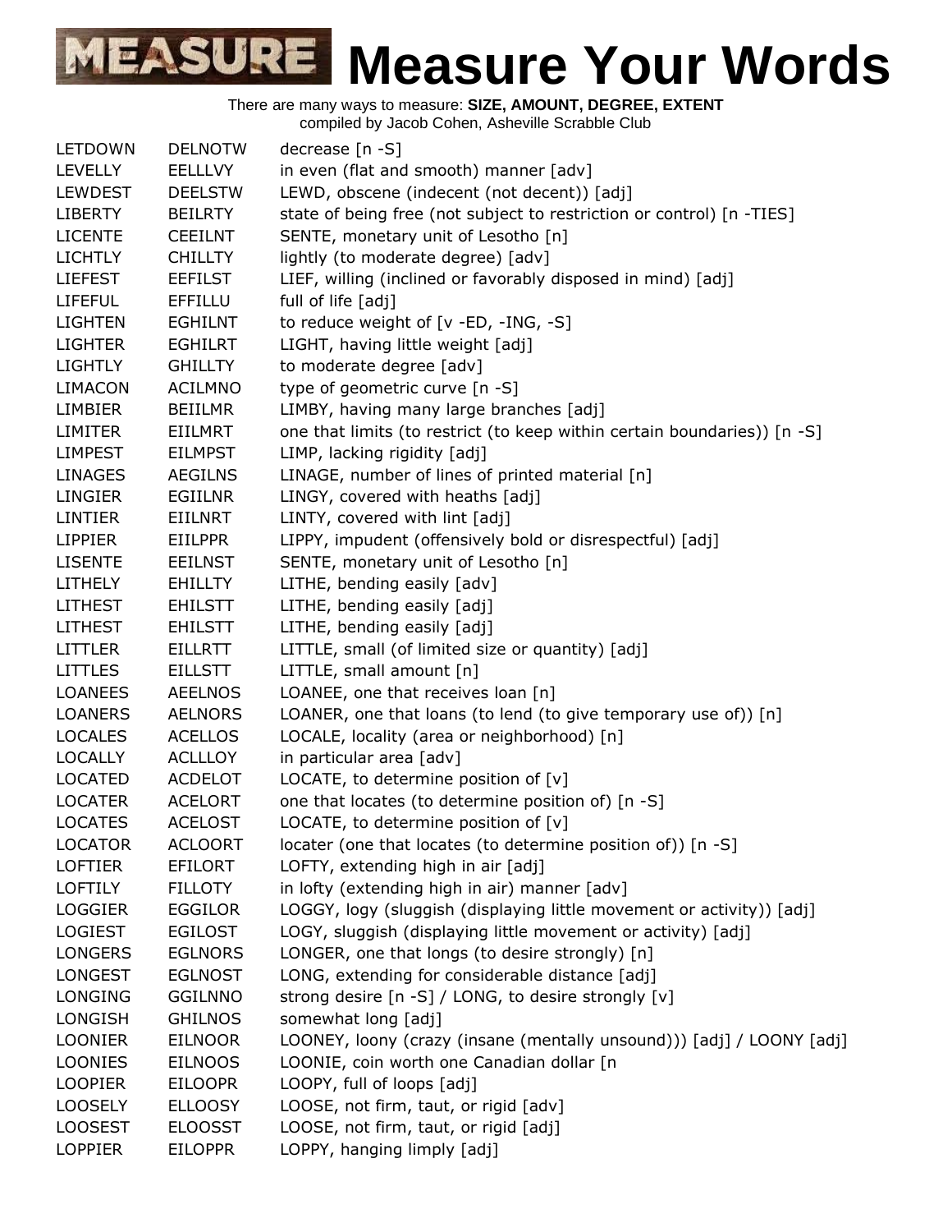# Measure Your Words

There are many ways to measure: **SIZE, AMOUNT, DEGREE, EXTENT**
compiled by Jacob Cohen, Asheville Scrabble Club

| | | |
|---|---|---|
| LETDOWN | DELNOTW | decrease [n -S] |
| LEVELLY | EELLLVY | in even (flat and smooth) manner [adv] |
| LEWDEST | DEELSTW | LEWD, obscene (indecent (not decent)) [adj] |
| LIBERTY | BEILRTY | state of being free (not subject to restriction or control) [n -TIES] |
| LICENTE | CEEILNT | SENTE, monetary unit of Lesotho [n] |
| LICHTLY | CHILLTY | lightly (to moderate degree) [adv] |
| LIEFEST | EEFILST | LIEF, willing (inclined or favorably disposed in mind) [adj] |
| LIFEFUL | EFFILLU | full of life [adj] |
| LIGHTEN | EGHILNT | to reduce weight of [v -ED, -ING, -S] |
| LIGHTER | EGHILRT | LIGHT, having little weight [adj] |
| LIGHTLY | GHILLTY | to moderate degree [adv] |
| LIMACON | ACILMNO | type of geometric curve [n -S] |
| LIMBIER | BEIILMR | LIMBY, having many large branches [adj] |
| LIMITER | EIILMRT | one that limits (to restrict (to keep within certain boundaries)) [n -S] |
| LIMPEST | EILMPST | LIMP, lacking rigidity [adj] |
| LINAGES | AEGILNS | LINAGE, number of lines of printed material [n] |
| LINGIER | EGIILNR | LINGY, covered with heaths [adj] |
| LINTIER | EIILNRT | LINTY, covered with lint [adj] |
| LIPPIER | EIILPPR | LIPPY, impudent (offensively bold or disrespectful) [adj] |
| LISENTE | EEILNST | SENTE, monetary unit of Lesotho [n] |
| LITHELY | EHILLTY | LITHE, bending easily [adv] |
| LITHEST | EHILSTT | LITHE, bending easily [adj] |
| LITHEST | EHILSTT | LITHE, bending easily [adj] |
| LITTLER | EILLRTT | LITTLE, small (of limited size or quantity) [adj] |
| LITTLES | EILLSTT | LITTLE, small amount [n] |
| LOANEES | AEELNOS | LOANEE, one that receives loan [n] |
| LOANERS | AELNORS | LOANER, one that loans (to lend (to give temporary use of)) [n] |
| LOCALES | ACELLOS | LOCALE, locality (area or neighborhood) [n] |
| LOCALLY | ACLLLOY | in particular area [adv] |
| LOCATED | ACDELOT | LOCATE, to determine position of [v] |
| LOCATER | ACELORT | one that locates (to determine position of) [n -S] |
| LOCATES | ACELOST | LOCATE, to determine position of [v] |
| LOCATOR | ACLOORT | locater (one that locates (to determine position of)) [n -S] |
| LOFTIER | EFILORT | LOFTY, extending high in air [adj] |
| LOFTILY | FILLOTY | in lofty (extending high in air) manner [adv] |
| LOGGIER | EGGILOR | LOGGY, logy (sluggish (displaying little movement or activity)) [adj] |
| LOGIEST | EGILOST | LOGY, sluggish (displaying little movement or activity) [adj] |
| LONGERS | EGLNORS | LONGER, one that longs (to desire strongly) [n] |
| LONGEST | EGLNOST | LONG, extending for considerable distance [adj] |
| LONGING | GGILNNO | strong desire [n -S] / LONG, to desire strongly [v] |
| LONGISH | GHILNOS | somewhat long [adj] |
| LOONIER | EILNOOR | LOONEY, loony (crazy (insane (mentally unsound))) [adj] / LOONY [adj] |
| LOONIES | EILNOOS | LOONIE, coin worth one Canadian dollar [n |
| LOOPIER | EILOOPR | LOOPY, full of loops [adj] |
| LOOSELY | ELLOOSY | LOOSE, not firm, taut, or rigid [adv] |
| LOOSEST | ELOOSST | LOOSE, not firm, taut, or rigid [adj] |
| LOPPIER | EILOPPR | LOPPY, hanging limply [adj] |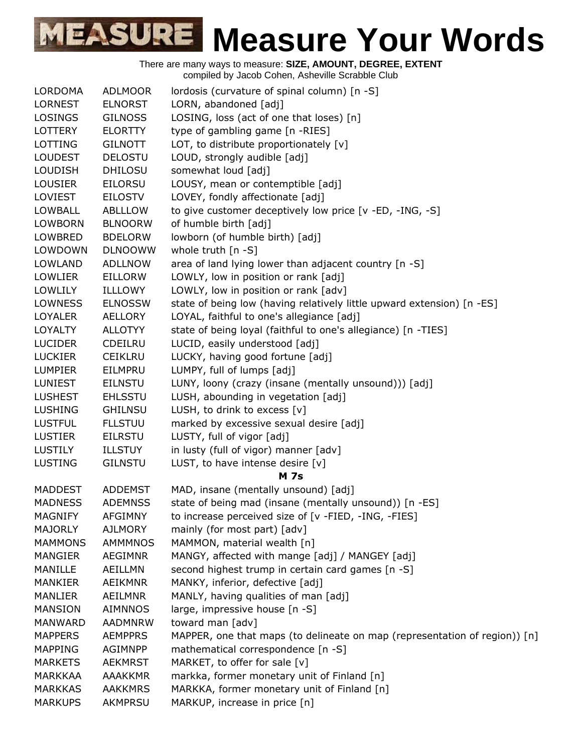# Measure Your Words

There are many ways to measure: **SIZE, AMOUNT, DEGREE, EXTENT**
compiled by Jacob Cohen, Asheville Scrabble Club

| | | |
|---|---|---|
| LORDOMA | ADLMOOR | lordosis (curvature of spinal column) [n -S] |
| LORNEST | ELNORST | LORN, abandoned [adj] |
| LOSINGS | GILNOSS | LOSING, loss (act of one that loses) [n] |
| LOTTERY | ELORTTY | type of gambling game [n -RIES] |
| LOTTING | GILNOTT | LOT, to distribute proportionately [v] |
| LOUDEST | DELOSTU | LOUD, strongly audible [adj] |
| LOUDISH | DHILOSU | somewhat loud [adj] |
| LOUSIER | EILORSU | LOUSY, mean or contemptible [adj] |
| LOVIEST | EILOSTV | LOVEY, fondly affectionate [adj] |
| LOWBALL | ABLLLOW | to give customer deceptively low price [v -ED, -ING, -S] |
| LOWBORN | BLNOORW | of humble birth [adj] |
| LOWBRED | BDELORW | lowborn (of humble birth) [adj] |
| LOWDOWN | DLNOOWW | whole truth [n -S] |
| LOWLAND | ADLLNOW | area of land lying lower than adjacent country [n -S] |
| LOWLIER | EILLORW | LOWLY, low in position or rank [adj] |
| LOWLILY | ILLLOWY | LOWLY, low in position or rank [adv] |
| LOWNESS | ELNOSSW | state of being low (having relatively little upward extension) [n -ES] |
| LOYALER | AELLORY | LOYAL, faithful to one's allegiance [adj] |
| LOYALTY | ALLOTYY | state of being loyal (faithful to one's allegiance) [n -TIES] |
| LUCIDER | CDEILRU | LUCID, easily understood [adj] |
| LUCKIER | CEIKLRU | LUCKY, having good fortune [adj] |
| LUMPIER | EILMPRU | LUMPY, full of lumps [adj] |
| LUNIEST | EILNSTU | LUNY, loony (crazy (insane (mentally unsound))) [adj] |
| LUSHEST | EHLSSTU | LUSH, abounding in vegetation [adj] |
| LUSHING | GHILNSU | LUSH, to drink to excess [v] |
| LUSTFUL | FLLSTUU | marked by excessive sexual desire [adj] |
| LUSTIER | EILRSTU | LUSTY, full of vigor [adj] |
| LUSTILY | ILLSTUY | in lusty (full of vigor) manner [adv] |
| LUSTING | GILNSTU | LUST, to have intense desire [v] |
| | | **M 7s** |
| MADDEST | ADDEMST | MAD, insane (mentally unsound) [adj] |
| MADNESS | ADEMNSS | state of being mad (insane (mentally unsound)) [n -ES] |
| MAGNIFY | AFGIMNY | to increase perceived size of [v -FIED, -ING, -FIES] |
| MAJORLY | AJLMORY | mainly (for most part) [adv] |
| MAMMONS | AMMMNOS | MAMMON, material wealth [n] |
| MANGIER | AEGIMNR | MANGY, affected with mange [adj] / MANGEY [adj] |
| MANILLE | AEILLMN | second highest trump in certain card games [n -S] |
| MANKIER | AEIKMNR | MANKY, inferior, defective [adj] |
| MANLIER | AEILMNR | MANLY, having qualities of man [adj] |
| MANSION | AIMNNOS | large, impressive house [n -S] |
| MANWARD | AADMNRW | toward man [adv] |
| MAPPERS | AEMPPRS | MAPPER, one that maps (to delineate on map (representation of region)) [n] |
| MAPPING | AGIMNPP | mathematical correspondence [n -S] |
| MARKETS | AEKMRST | MARKET, to offer for sale [v] |
| MARKKAA | AAAKKMR | markka, former monetary unit of Finland [n] |
| MARKKAS | AAKKMRS | MARKKA, former monetary unit of Finland [n] |
| MARKUPS | AKMPRSU | MARKUP, increase in price [n] |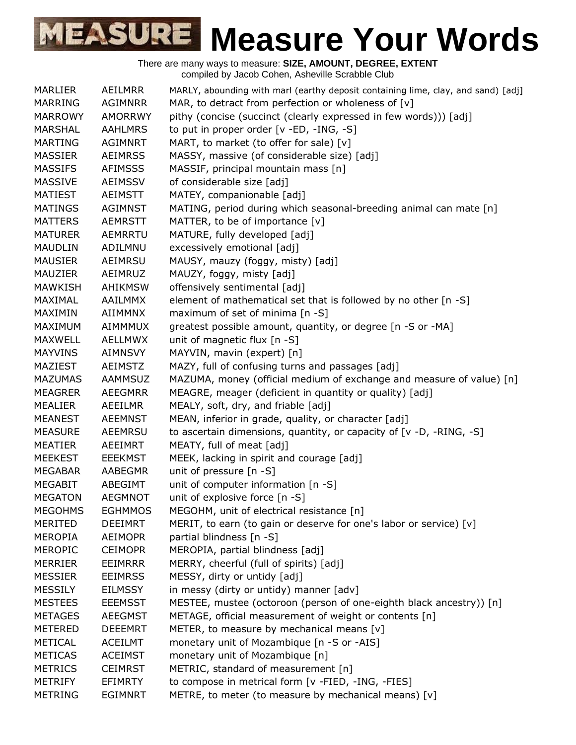# Measure Your Words

There are many ways to measure: **SIZE, AMOUNT, DEGREE, EXTENT**
compiled by Jacob Cohen, Asheville Scrabble Club

| | | |
|---|---|---|
| MARLIER | AEILMRR | MARLY, abounding with marl (earthy deposit containing lime, clay, and sand) [adj] |
| MARRING | AGIMNRR | MAR, to detract from perfection or wholeness of [v] |
| MARROWY | AMORRWY | pithy (concise (succinct (clearly expressed in few words))) [adj] |
| MARSHAL | AAHLMRS | to put in proper order [v -ED, -ING, -S] |
| MARTING | AGIMNRT | MART, to market (to offer for sale) [v] |
| MASSIER | AEIMRSS | MASSY, massive (of considerable size) [adj] |
| MASSIFS | AFIMSSS | MASSIF, principal mountain mass [n] |
| MASSIVE | AEIMSSV | of considerable size [adj] |
| MATIEST | AEIMSTT | MATEY, companionable [adj] |
| MATINGS | AGIMNST | MATING, period during which seasonal-breeding animal can mate [n] |
| MATTERS | AEMRSTT | MATTER, to be of importance [v] |
| MATURER | AEMRRTU | MATURE, fully developed [adj] |
| MAUDLIN | ADILMNU | excessively emotional [adj] |
| MAUSIER | AEIMRSU | MAUSY, mauzy (foggy, misty) [adj] |
| MAUZIER | AEIMRUZ | MAUZY, foggy, misty [adj] |
| MAWKISH | AHIKMSW | offensively sentimental [adj] |
| MAXIMAL | AAILMMX | element of mathematical set that is followed by no other [n -S] |
| MAXIMIN | AIIMMNX | maximum of set of minima [n -S] |
| MAXIMUM | AIMMMUX | greatest possible amount, quantity, or degree [n -S or -MA] |
| MAXWELL | AELLMWX | unit of magnetic flux [n -S] |
| MAYVINS | AIMNSVY | MAYVIN, mavin (expert) [n] |
| MAZIEST | AEIMSTZ | MAZY, full of confusing turns and passages [adj] |
| MAZUMAS | AAMMSUZ | MAZUMA, money (official medium of exchange and measure of value) [n] |
| MEAGRER | AEEGMRR | MEAGRE, meager (deficient in quantity or quality) [adj] |
| MEALIER | AEEILMR | MEALY, soft, dry, and friable [adj] |
| MEANEST | AEEMNST | MEAN, inferior in grade, quality, or character [adj] |
| MEASURE | AEEMRSU | to ascertain dimensions, quantity, or capacity of [v -D, -RING, -S] |
| MEATIER | AEEIMRT | MEATY, full of meat [adj] |
| MEEKEST | EEEKMST | MEEK, lacking in spirit and courage [adj] |
| MEGABAR | AABEGMR | unit of pressure [n -S] |
| MEGABIT | ABEGIMT | unit of computer information [n -S] |
| MEGATON | AEGMNOT | unit of explosive force [n -S] |
| MEGOHMS | EGHMMOS | MEGOHM, unit of electrical resistance [n] |
| MERITED | DEEIMRT | MERIT, to earn (to gain or deserve for one's labor or service) [v] |
| MEROPIA | AEIMOPR | partial blindness [n -S] |
| MEROPIC | CEIMOPR | MEROPIA, partial blindness [adj] |
| MERRIER | EEIMRRR | MERRY, cheerful (full of spirits) [adj] |
| MESSIER | EEIMRSS | MESSY, dirty or untidy [adj] |
| MESSILY | EILMSSY | in messy (dirty or untidy) manner [adv] |
| MESTEES | EEEMSST | MESTEE, mustee (octoroon (person of one-eighth black ancestry)) [n] |
| METAGES | AEEGMST | METAGE, official measurement of weight or contents [n] |
| METERED | DEEEMRT | METER, to measure by mechanical means [v] |
| METICAL | ACEILMT | monetary unit of Mozambique [n -S or -AIS] |
| METICAS | ACEIMST | monetary unit of Mozambique [n] |
| METRICS | CEIMRST | METRIC, standard of measurement [n] |
| METRIFY | EFIMRTY | to compose in metrical form [v -FIED, -ING, -FIES] |
| METRING | EGIMNRT | METRE, to meter (to measure by mechanical means) [v] |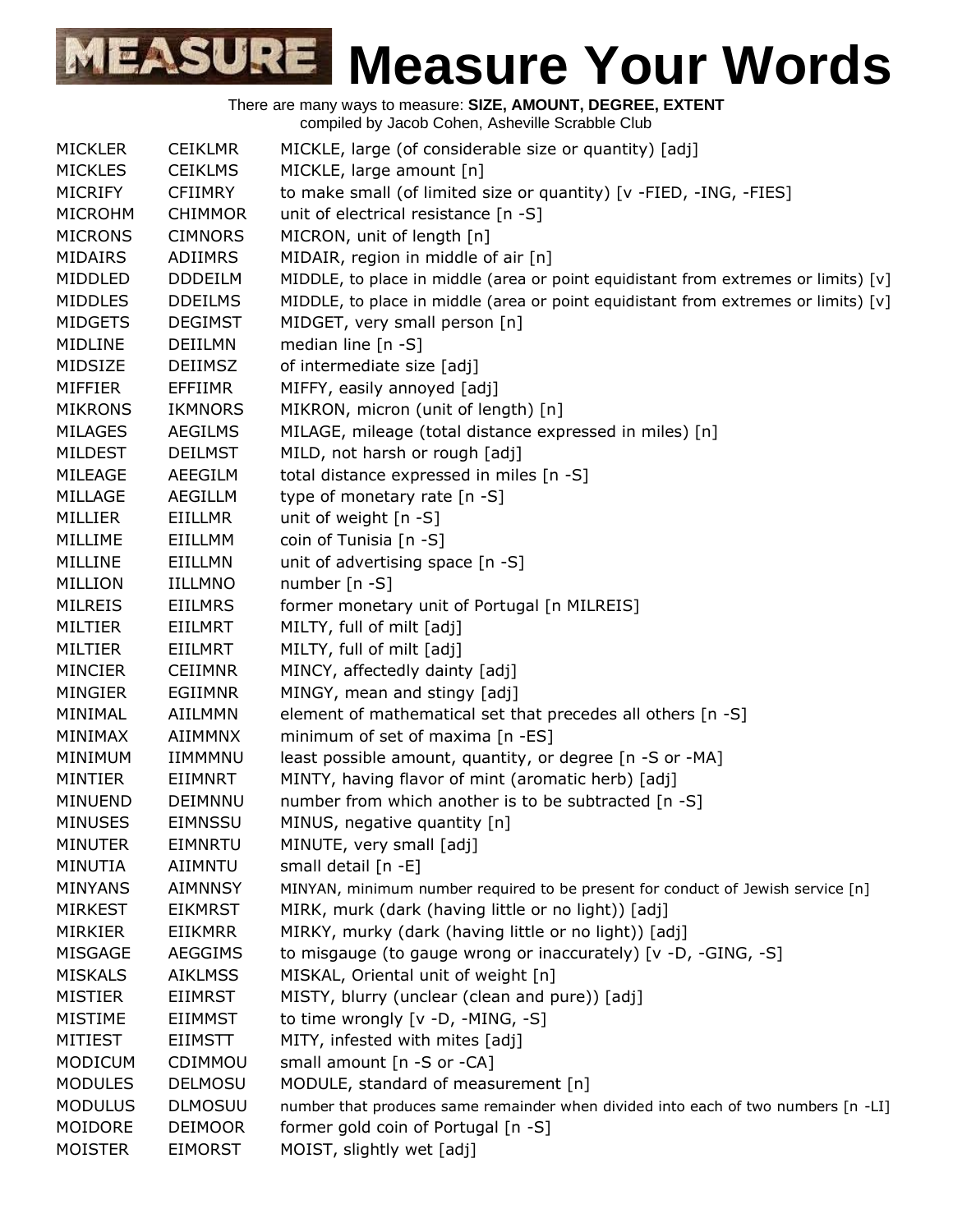# Measure Your Words

There are many ways to measure: **SIZE, AMOUNT, DEGREE, EXTENT**
compiled by Jacob Cohen, Asheville Scrabble Club

| | | |
|---|---|---|
| MICKLER | CEIKLMR | MICKLE, large (of considerable size or quantity) [adj] |
| MICKLES | CEIKLMS | MICKLE, large amount [n] |
| MICRIFY | CFIIMRY | to make small (of limited size or quantity) [v -FIED, -ING, -FIES] |
| MICROHM | CHIMMOR | unit of electrical resistance [n -S] |
| MICRONS | CIMNORS | MICRON, unit of length [n] |
| MIDAIRS | ADIIMRS | MIDAIR, region in middle of air [n] |
| MIDDLED | DDDEILM | MIDDLE, to place in middle (area or point equidistant from extremes or limits) [v] |
| MIDDLES | DDEILMS | MIDDLE, to place in middle (area or point equidistant from extremes or limits) [v] |
| MIDGETS | DEGIMST | MIDGET, very small person [n] |
| MIDLINE | DEIILMN | median line [n -S] |
| MIDSIZE | DEIIMSZ | of intermediate size [adj] |
| MIFFIER | EFFIIMR | MIFFY, easily annoyed [adj] |
| MIKRONS | IKMNORS | MIKRON, micron (unit of length) [n] |
| MILAGES | AEGILMS | MILAGE, mileage (total distance expressed in miles) [n] |
| MILDEST | DEILMST | MILD, not harsh or rough [adj] |
| MILEAGE | AEEGILM | total distance expressed in miles [n -S] |
| MILLAGE | AEGILLM | type of monetary rate [n -S] |
| MILLIER | EIILLMR | unit of weight [n -S] |
| MILLIME | EIILLMM | coin of Tunisia [n -S] |
| MILLINE | EIILLMN | unit of advertising space [n -S] |
| MILLION | IILLMNO | number [n -S] |
| MILREIS | EIILMRS | former monetary unit of Portugal [n MILREIS] |
| MILTIER | EIILMRT | MILTY, full of milt [adj] |
| MILTIER | EIILMRT | MILTY, full of milt [adj] |
| MINCIER | CEIIMNR | MINCY, affectedly dainty [adj] |
| MINGIER | EGIIMNR | MINGY, mean and stingy [adj] |
| MINIMAL | AIILMMN | element of mathematical set that precedes all others [n -S] |
| MINIMAX | AIIMMNX | minimum of set of maxima [n -ES] |
| MINIMUM | IIMMMNU | least possible amount, quantity, or degree [n -S or -MA] |
| MINTIER | EIIMNRT | MINTY, having flavor of mint (aromatic herb) [adj] |
| MINUEND | DEIMNNU | number from which another is to be subtracted [n -S] |
| MINUSES | EIMNSSU | MINUS, negative quantity [n] |
| MINUTER | EIMNRTU | MINUTE, very small [adj] |
| MINUTIA | AIIMNTU | small detail [n -E] |
| MINYANS | AIMNNSY | MINYAN, minimum number required to be present for conduct of Jewish service [n] |
| MIRKEST | EIKMRST | MIRK, murk (dark (having little or no light)) [adj] |
| MIRKIER | EIIKMRR | MIRKY, murky (dark (having little or no light)) [adj] |
| MISGAGE | AEGGIMS | to misgauge (to gauge wrong or inaccurately) [v -D, -GING, -S] |
| MISKALS | AIKLMSS | MISKAL, Oriental unit of weight [n] |
| MISTIER | EIIMRST | MISTY, blurry (unclear (clean and pure)) [adj] |
| MISTIME | EIIMMST | to time wrongly [v -D, -MING, -S] |
| MITIEST | EIIMSTT | MITY, infested with mites [adj] |
| MODICUM | CDIMMOU | small amount [n -S or -CA] |
| MODULES | DELMOSU | MODULE, standard of measurement [n] |
| MODULUS | DLMOSUU | number that produces same remainder when divided into each of two numbers [n -LI] |
| MOIDORE | DEIMOOR | former gold coin of Portugal [n -S] |
| MOISTER | EIMORST | MOIST, slightly wet [adj] |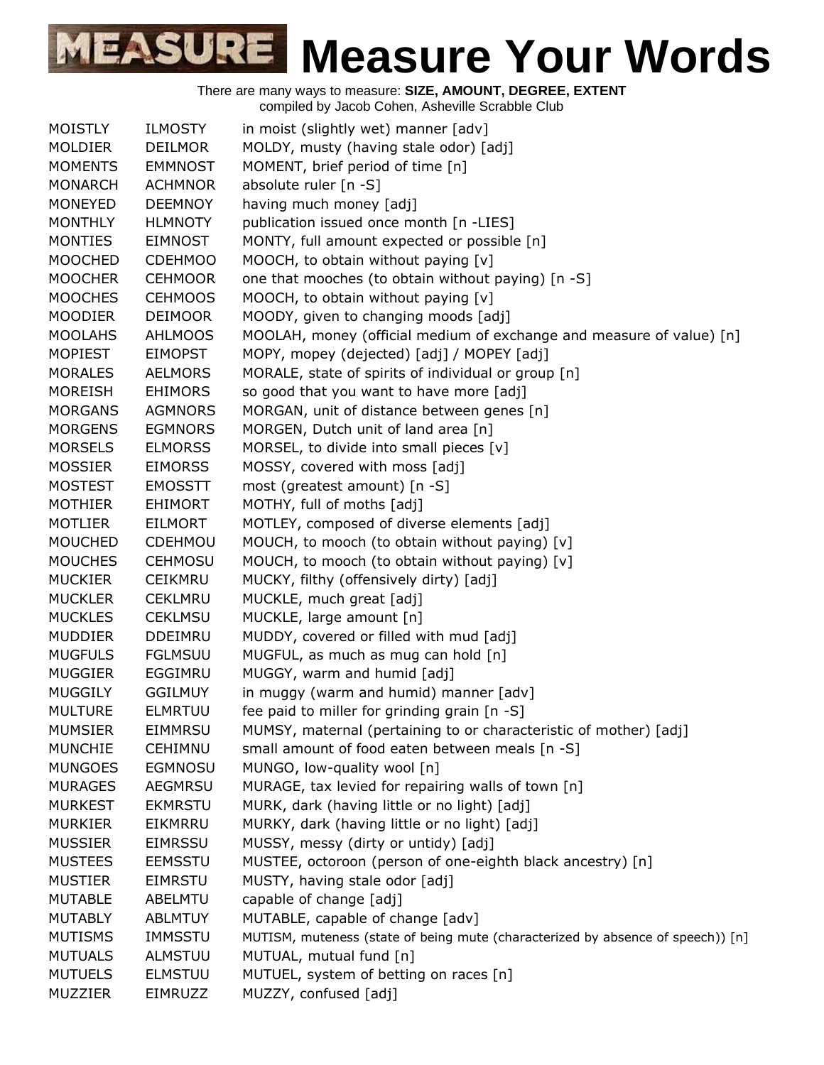# Measure Your Words

There are many ways to measure: **SIZE, AMOUNT, DEGREE, EXTENT**
compiled by Jacob Cohen, Asheville Scrabble Club

| | | |
|---|---|---|
| MOISTLY | ILMOSTY | in moist (slightly wet) manner [adv] |
| MOLDIER | DEILMOR | MOLDY, musty (having stale odor) [adj] |
| MOMENTS | EMMNOST | MOMENT, brief period of time [n] |
| MONARCH | ACHMNOR | absolute ruler [n -S] |
| MONEYED | DEEMNOY | having much money [adj] |
| MONTHLY | HLMNOTY | publication issued once month [n -LIES] |
| MONTIES | EIMNOST | MONTY, full amount expected or possible [n] |
| MOOCHED | CDEHMOO | MOOCH, to obtain without paying [v] |
| MOOCHER | CEHMOOR | one that mooches (to obtain without paying) [n -S] |
| MOOCHES | CEHMOOS | MOOCH, to obtain without paying [v] |
| MOODIER | DEIMOOR | MOODY, given to changing moods [adj] |
| MOOLAHS | AHLMOOS | MOOLAH, money (official medium of exchange and measure of value) [n] |
| MOPIEST | EIMOPST | MOPY, mopey (dejected) [adj] / MOPEY [adj] |
| MORALES | AELMORS | MORALE, state of spirits of individual or group [n] |
| MOREISH | EHIMORS | so good that you want to have more [adj] |
| MORGANS | AGMNORS | MORGAN, unit of distance between genes [n] |
| MORGENS | EGMNORS | MORGEN, Dutch unit of land area [n] |
| MORSELS | ELMORSS | MORSEL, to divide into small pieces [v] |
| MOSSIER | EIMORSS | MOSSY, covered with moss [adj] |
| MOSTEST | EMOSSTT | most (greatest amount) [n -S] |
| MOTHIER | EHIMORT | MOTHY, full of moths [adj] |
| MOTLIER | EILMORT | MOTLEY, composed of diverse elements [adj] |
| MOUCHED | CDEHMOU | MOUCH, to mooch (to obtain without paying) [v] |
| MOUCHES | CEHMOSU | MOUCH, to mooch (to obtain without paying) [v] |
| MUCKIER | CEIKMRU | MUCKY, filthy (offensively dirty) [adj] |
| MUCKLER | CEKLMRU | MUCKLE, much great [adj] |
| MUCKLES | CEKLMSU | MUCKLE, large amount [n] |
| MUDDIER | DDEIMRU | MUDDY, covered or filled with mud [adj] |
| MUGFULS | FGLMSUU | MUGFUL, as much as mug can hold [n] |
| MUGGIER | EGGIMRU | MUGGY, warm and humid [adj] |
| MUGGILY | GGILMUY | in muggy (warm and humid) manner [adv] |
| MULTURE | ELMRTUU | fee paid to miller for grinding grain [n -S] |
| MUMSIER | EIMMRSU | MUMSY, maternal (pertaining to or characteristic of mother) [adj] |
| MUNCHIE | CEHIMNU | small amount of food eaten between meals [n -S] |
| MUNGOES | EGMNOSU | MUNGO, low-quality wool [n] |
| MURAGES | AEGMRSU | MURAGE, tax levied for repairing walls of town [n] |
| MURKEST | EKMRSTU | MURK, dark (having little or no light) [adj] |
| MURKIER | EIKMRRU | MURKY, dark (having little or no light) [adj] |
| MUSSIER | EIMRSSU | MUSSY, messy (dirty or untidy) [adj] |
| MUSTEES | EEMSSTU | MUSTEE, octoroon (person of one-eighth black ancestry) [n] |
| MUSTIER | EIMRSTU | MUSTY, having stale odor [adj] |
| MUTABLE | ABELMTU | capable of change [adj] |
| MUTABLY | ABLMTUY | MUTABLE, capable of change [adv] |
| MUTISMS | IMMSSTU | MUTISM, muteness (state of being mute (characterized by absence of speech)) [n] |
| MUTUALS | ALMSTUU | MUTUAL, mutual fund [n] |
| MUTUELS | ELMSTUU | MUTUEL, system of betting on races [n] |
| MUZZIER | EIMRUZZ | MUZZY, confused [adj] |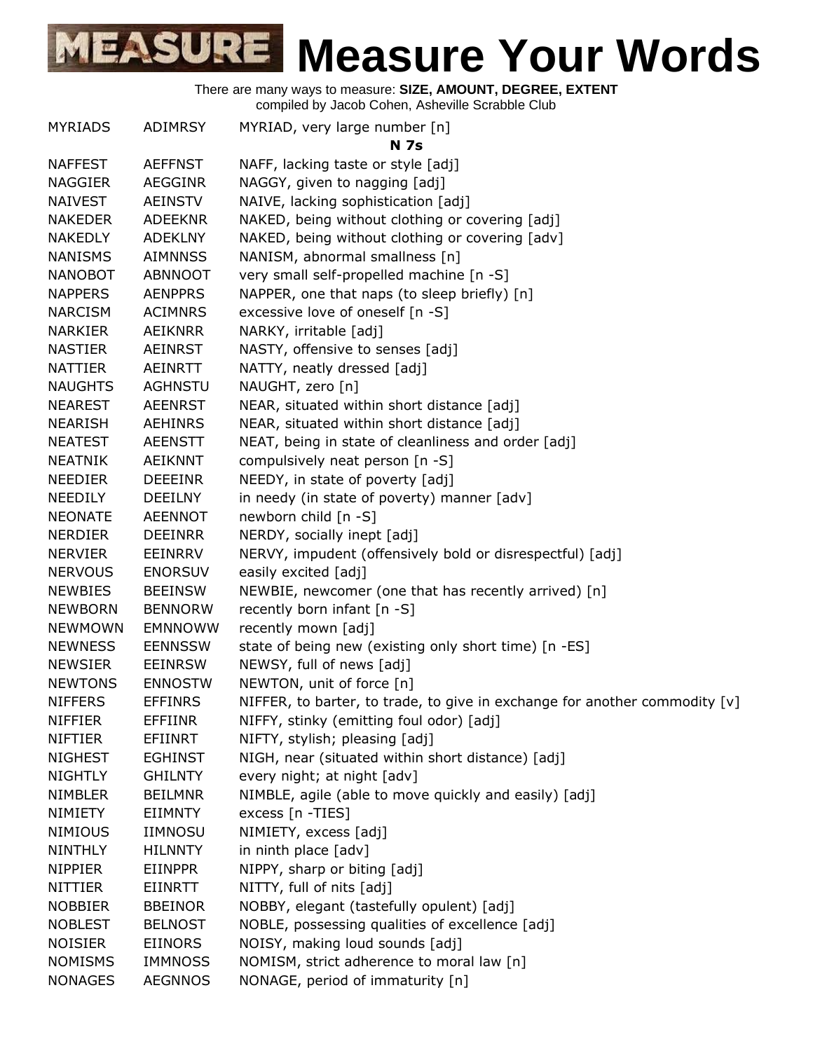# Measure Your Words

There are many ways to measure: **SIZE, AMOUNT, DEGREE, EXTENT**
compiled by Jacob Cohen, Asheville Scrabble Club

| | | |
|---|---|---|
| MYRIADS | ADIMRSY | MYRIAD, very large number [n] |
| | | **N 7s** |
| NAFFEST | AEFFNST | NAFF, lacking taste or style [adj] |
| NAGGIER | AEGGINR | NAGGY, given to nagging [adj] |
| NAIVEST | AEINSTV | NAIVE, lacking sophistication [adj] |
| NAKEDER | ADEEKNR | NAKED, being without clothing or covering [adj] |
| NAKEDLY | ADEKLNY | NAKED, being without clothing or covering [adv] |
| NANISMS | AIMNNSS | NANISM, abnormal smallness [n] |
| NANOBOT | ABNNOOT | very small self-propelled machine [n -S] |
| NAPPERS | AENPPRS | NAPPER, one that naps (to sleep briefly) [n] |
| NARCISM | ACIMNRS | excessive love of oneself [n -S] |
| NARKIER | AEIKNRR | NARKY, irritable [adj] |
| NASTIER | AEINRST | NASTY, offensive to senses [adj] |
| NATTIER | AEINRTT | NATTY, neatly dressed [adj] |
| NAUGHTS | AGHNSTU | NAUGHT, zero [n] |
| NEAREST | AEENRST | NEAR, situated within short distance [adj] |
| NEARISH | AEHINRS | NEAR, situated within short distance [adj] |
| NEATEST | AEENSTT | NEAT, being in state of cleanliness and order [adj] |
| NEATNIK | AEIKNNT | compulsively neat person [n -S] |
| NEEDIER | DEEEINR | NEEDY, in state of poverty [adj] |
| NEEDILY | DEEILNY | in needy (in state of poverty) manner [adv] |
| NEONATE | AEENNOT | newborn child [n -S] |
| NERDIER | DEEINRR | NERDY, socially inept [adj] |
| NERVIER | EEINRRV | NERVY, impudent (offensively bold or disrespectful) [adj] |
| NERVOUS | ENORSUV | easily excited [adj] |
| NEWBIES | BEEINSW | NEWBIE, newcomer (one that has recently arrived) [n] |
| NEWBORN | BENNORW | recently born infant [n -S] |
| NEWMOWN | EMNNOWW | recently mown [adj] |
| NEWNESS | EENNSSW | state of being new (existing only short time) [n -ES] |
| NEWSIER | EEINRSW | NEWSY, full of news [adj] |
| NEWTONS | ENNOSTW | NEWTON, unit of force [n] |
| NIFFERS | EFFINRS | NIFFER, to barter, to trade, to give in exchange for another commodity [v] |
| NIFFIER | EFFIINR | NIFFY, stinky (emitting foul odor) [adj] |
| NIFTIER | EFIINRT | NIFTY, stylish; pleasing [adj] |
| NIGHEST | EGHINST | NIGH, near (situated within short distance) [adj] |
| NIGHTLY | GHILNTY | every night; at night [adv] |
| NIMBLER | BEILMNR | NIMBLE, agile (able to move quickly and easily) [adj] |
| NIMIETY | EIIMNTY | excess [n -TIES] |
| NIMIOUS | IIMNOSU | NIMIETY, excess [adj] |
| NINTHLY | HILNNTY | in ninth place [adv] |
| NIPPIER | EIINPPR | NIPPY, sharp or biting [adj] |
| NITTIER | EIINRTT | NITTY, full of nits [adj] |
| NOBBIER | BBEINOR | NOBBY, elegant (tastefully opulent) [adj] |
| NOBLEST | BELNOST | NOBLE, possessing qualities of excellence [adj] |
| NOISIER | EIINORS | NOISY, making loud sounds [adj] |
| NOMISMS | IMMNOSS | NOMISM, strict adherence to moral law [n] |
| NONAGES | AEGNNOS | NONAGE, period of immaturity [n] |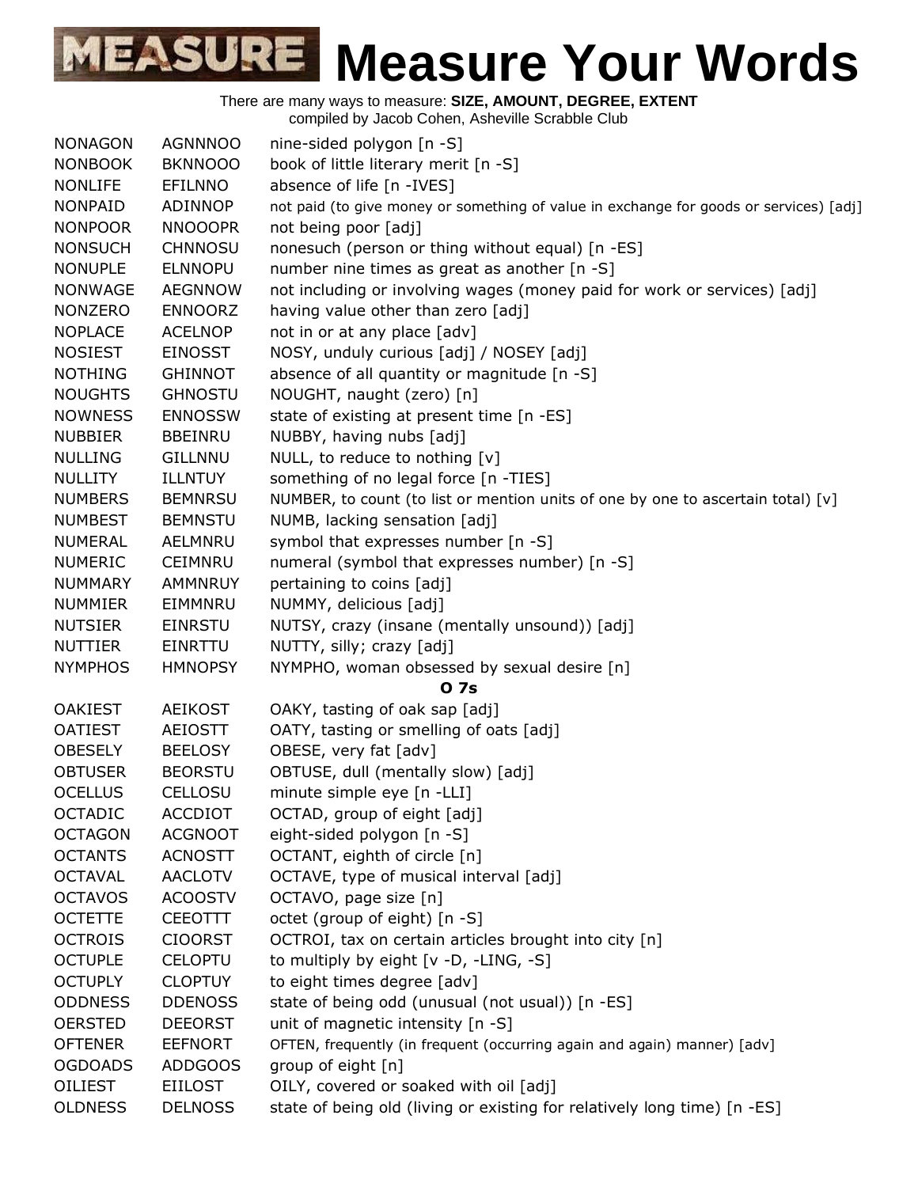# Measure Your Words

There are many ways to measure: **SIZE, AMOUNT, DEGREE, EXTENT**
compiled by Jacob Cohen, Asheville Scrabble Club

| | | |
|---|---|---|
| NONAGON | AGNNNOO | nine-sided polygon [n -S] |
| NONBOOK | BKNNOOO | book of little literary merit [n -S] |
| NONLIFE | EFILNNO | absence of life [n -IVES] |
| NONPAID | ADINNOP | not paid (to give money or something of value in exchange for goods or services) [adj] |
| NONPOOR | NNOOOPR | not being poor [adj] |
| NONSUCH | CHNNOSU | nonesuch (person or thing without equal) [n -ES] |
| NONUPLE | ELNNOPU | number nine times as great as another [n -S] |
| NONWAGE | AEGNNOW | not including or involving wages (money paid for work or services) [adj] |
| NONZERO | ENNOORZ | having value other than zero [adj] |
| NOPLACE | ACELNOP | not in or at any place [adv] |
| NOSIEST | EINOSST | NOSY, unduly curious [adj] / NOSEY [adj] |
| NOTHING | GHINNOT | absence of all quantity or magnitude [n -S] |
| NOUGHTS | GHNOSTU | NOUGHT, naught (zero) [n] |
| NOWNESS | ENNOSSW | state of existing at present time [n -ES] |
| NUBBIER | BBEINRU | NUBBY, having nubs [adj] |
| NULLING | GILLNNU | NULL, to reduce to nothing [v] |
| NULLITY | ILLNTUY | something of no legal force [n -TIES] |
| NUMBERS | BEMNRSU | NUMBER, to count (to list or mention units of one by one to ascertain total) [v] |
| NUMBEST | BEMNSTU | NUMB, lacking sensation [adj] |
| NUMERAL | AELMNRU | symbol that expresses number [n -S] |
| NUMERIC | CEIMNRU | numeral (symbol that expresses number) [n -S] |
| NUMMARY | AMMNRUY | pertaining to coins [adj] |
| NUMMIER | EIMMNRU | NUMMY, delicious [adj] |
| NUTSIER | EINRSTU | NUTSY, crazy (insane (mentally unsound)) [adj] |
| NUTTIER | EINRTTU | NUTTY, silly; crazy [adj] |
| NYMPHOS | HMNOPSY | NYMPHO, woman obsessed by sexual desire [n] |
| | | **O 7s** |
| OAKIEST | AEIKOST | OAKY, tasting of oak sap [adj] |
| OATIEST | AEIOSTT | OATY, tasting or smelling of oats [adj] |
| OBESELY | BEELOSY | OBESE, very fat [adv] |
| OBTUSER | BEORSTU | OBTUSE, dull (mentally slow) [adj] |
| OCELLUS | CELLOSU | minute simple eye [n -LLI] |
| OCTADIC | ACCDIOT | OCTAD, group of eight [adj] |
| OCTAGON | ACGNOOT | eight-sided polygon [n -S] |
| OCTANTS | ACNOSTT | OCTANT, eighth of circle [n] |
| OCTAVAL | AACLOTV | OCTAVE, type of musical interval [adj] |
| OCTAVOS | ACOOSTV | OCTAVO, page size [n] |
| OCTETTE | CEEOTTT | octet (group of eight) [n -S] |
| OCTROIS | CIOORST | OCTROI, tax on certain articles brought into city [n] |
| OCTUPLE | CELOPTU | to multiply by eight [v -D, -LING, -S] |
| OCTUPLY | CLOPTUY | to eight times degree [adv] |
| ODDNESS | DDENOSS | state of being odd (unusual (not usual)) [n -ES] |
| OERSTED | DEEORST | unit of magnetic intensity [n -S] |
| OFTENER | EEFNORT | OFTEN, frequently (in frequent (occurring again and again) manner) [adv] |
| OGDOADS | ADDGOOS | group of eight [n] |
| OILIEST | EIILOST | OILY, covered or soaked with oil [adj] |
| OLDNESS | DELNOSS | state of being old (living or existing for relatively long time) [n -ES] |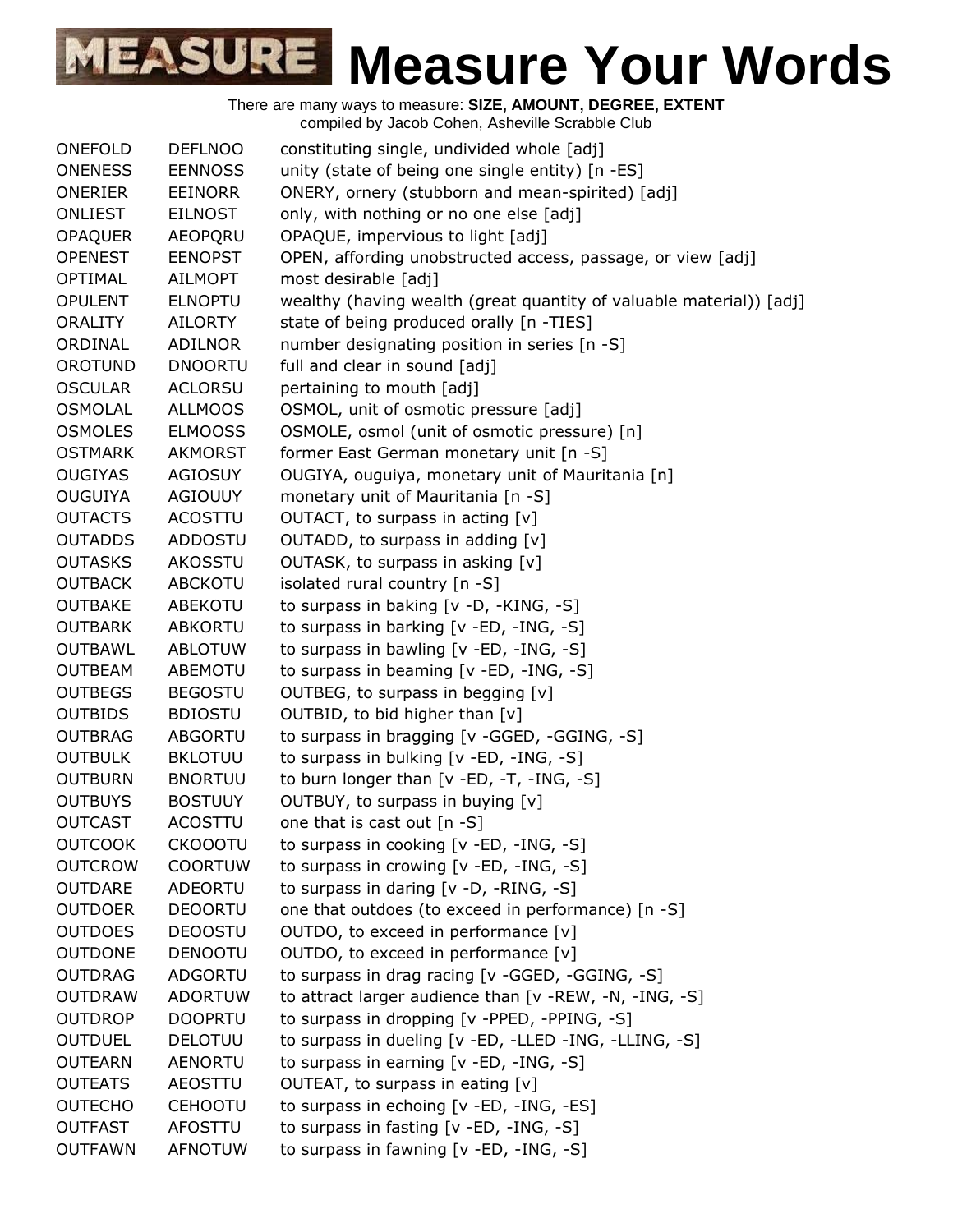# Measure Your Words

There are many ways to measure: **SIZE, AMOUNT, DEGREE, EXTENT**
compiled by Jacob Cohen, Asheville Scrabble Club

| | | |
|---|---|---|
| ONEFOLD | DEFLNOO | constituting single, undivided whole [adj] |
| ONENESS | EENNOSS | unity (state of being one single entity) [n -ES] |
| ONERIER | EEINORR | ONERY, ornery (stubborn and mean-spirited) [adj] |
| ONLIEST | EILNOST | only, with nothing or no one else [adj] |
| OPAQUER | AEOPQRU | OPAQUE, impervious to light [adj] |
| OPENEST | EENOPST | OPEN, affording unobstructed access, passage, or view [adj] |
| OPTIMAL | AILMOPT | most desirable [adj] |
| OPULENT | ELNOPTU | wealthy (having wealth (great quantity of valuable material)) [adj] |
| ORALITY | AILORTY | state of being produced orally [n -TIES] |
| ORDINAL | ADILNOR | number designating position in series [n -S] |
| OROTUND | DNOORTU | full and clear in sound [adj] |
| OSCULAR | ACLORSU | pertaining to mouth [adj] |
| OSMOLAL | ALLMOOS | OSMOL, unit of osmotic pressure [adj] |
| OSMOLES | ELMOOSS | OSMOLE, osmol (unit of osmotic pressure) [n] |
| OSTMARK | AKMORST | former East German monetary unit [n -S] |
| OUGIYAS | AGIOSUY | OUGIYA, ouguiya, monetary unit of Mauritania [n] |
| OUGUIYA | AGIOUUY | monetary unit of Mauritania [n -S] |
| OUTACTS | ACOSTTU | OUTACT, to surpass in acting [v] |
| OUTADDS | ADDOSTU | OUTADD, to surpass in adding [v] |
| OUTASKS | AKOSSTU | OUTASK, to surpass in asking [v] |
| OUTBACK | ABCKOTU | isolated rural country [n -S] |
| OUTBAKE | ABEKOTU | to surpass in baking [v -D, -KING, -S] |
| OUTBARK | ABKORTU | to surpass in barking [v -ED, -ING, -S] |
| OUTBAWL | ABLOTUW | to surpass in bawling [v -ED, -ING, -S] |
| OUTBEAM | ABEMOTU | to surpass in beaming [v -ED, -ING, -S] |
| OUTBEGS | BEGOSTU | OUTBEG, to surpass in begging [v] |
| OUTBIDS | BDIOSTU | OUTBID, to bid higher than [v] |
| OUTBRAG | ABGORTU | to surpass in bragging [v -GGED, -GGING, -S] |
| OUTBULK | BKLOTUU | to surpass in bulking [v -ED, -ING, -S] |
| OUTBURN | BNORTUU | to burn longer than [v -ED, -T, -ING, -S] |
| OUTBUYS | BOSTUUY | OUTBUY, to surpass in buying [v] |
| OUTCAST | ACOSTTU | one that is cast out [n -S] |
| OUTCOOK | CKOOOTU | to surpass in cooking [v -ED, -ING, -S] |
| OUTCROW | COORTUW | to surpass in crowing [v -ED, -ING, -S] |
| OUTDARE | ADEORTU | to surpass in daring [v -D, -RING, -S] |
| OUTDOER | DEOORTU | one that outdoes (to exceed in performance) [n -S] |
| OUTDOES | DEOOSTU | OUTDO, to exceed in performance [v] |
| OUTDONE | DENOOTU | OUTDO, to exceed in performance [v] |
| OUTDRAG | ADGORTU | to surpass in drag racing [v -GGED, -GGING, -S] |
| OUTDRAW | ADORTUW | to attract larger audience than [v -REW, -N, -ING, -S] |
| OUTDROP | DOOPRTU | to surpass in dropping [v -PPED, -PPING, -S] |
| OUTDUEL | DELOTUU | to surpass in dueling [v -ED, -LLED -ING, -LLING, -S] |
| OUTEARN | AENORTU | to surpass in earning [v -ED, -ING, -S] |
| OUTEATS | AEOSTTU | OUTEAT, to surpass in eating [v] |
| OUTECHO | CEHOOTU | to surpass in echoing [v -ED, -ING, -ES] |
| OUTFAST | AFOSTTU | to surpass in fasting [v -ED, -ING, -S] |
| OUTFAWN | AFNOTUW | to surpass in fawning [v -ED, -ING, -S] |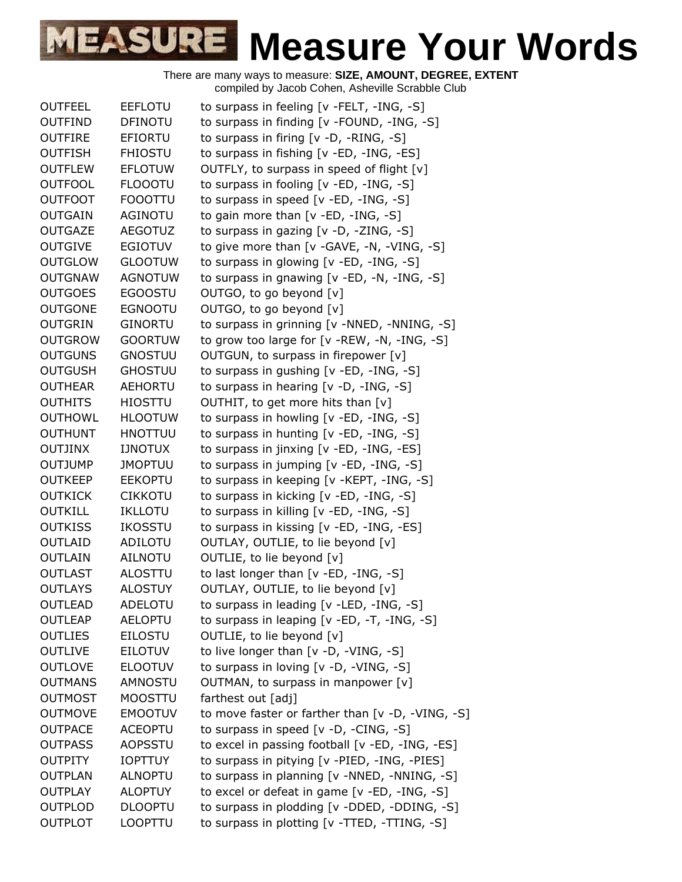# Measure Your Words

There are many ways to measure: **SIZE, AMOUNT, DEGREE, EXTENT**
compiled by Jacob Cohen, Asheville Scrabble Club

| | | |
|---|---|---|
| OUTFEEL | EEFLOTU | to surpass in feeling [v -FELT, -ING, -S] |
| OUTFIND | DFINOTU | to surpass in finding [v -FOUND, -ING, -S] |
| OUTFIRE | EFIORTU | to surpass in firing [v -D, -RING, -S] |
| OUTFISH | FHIOSTU | to surpass in fishing [v -ED, -ING, -ES] |
| OUTFLEW | EFLOTUW | OUTFLY, to surpass in speed of flight [v] |
| OUTFOOL | FLOOOTU | to surpass in fooling [v -ED, -ING, -S] |
| OUTFOOT | FOOOTTU | to surpass in speed [v -ED, -ING, -S] |
| OUTGAIN | AGINOTU | to gain more than [v -ED, -ING, -S] |
| OUTGAZE | AEGOTUZ | to surpass in gazing [v -D, -ZING, -S] |
| OUTGIVE | EGIOTUV | to give more than [v -GAVE, -N, -VING, -S] |
| OUTGLOW | GLOOTUW | to surpass in glowing [v -ED, -ING, -S] |
| OUTGNAW | AGNOTUW | to surpass in gnawing [v -ED, -N, -ING, -S] |
| OUTGOES | EGOOSTU | OUTGO, to go beyond [v] |
| OUTGONE | EGNOOTU | OUTGO, to go beyond [v] |
| OUTGRIN | GINORTU | to surpass in grinning [v -NNED, -NNING, -S] |
| OUTGROW | GOORTUW | to grow too large for [v -REW, -N, -ING, -S] |
| OUTGUNS | GNOSTUU | OUTGUN, to surpass in firepower [v] |
| OUTGUSH | GHOSTUU | to surpass in gushing [v -ED, -ING, -S] |
| OUTHEAR | AEHORTU | to surpass in hearing [v -D, -ING, -S] |
| OUTHITS | HIOSTTU | OUTHIT, to get more hits than [v] |
| OUTHOWL | HLOOTUW | to surpass in howling [v -ED, -ING, -S] |
| OUTHUNT | HNOTTUU | to surpass in hunting [v -ED, -ING, -S] |
| OUTJINX | IJNOTUX | to surpass in jinxing [v -ED, -ING, -ES] |
| OUTJUMP | JMOPTUU | to surpass in jumping [v -ED, -ING, -S] |
| OUTKEEP | EEKOPTU | to surpass in keeping [v -KEPT, -ING, -S] |
| OUTKICK | CIKKOTU | to surpass in kicking [v -ED, -ING, -S] |
| OUTKILL | IKLLOTU | to surpass in killing [v -ED, -ING, -S] |
| OUTKISS | IKOSSTU | to surpass in kissing [v -ED, -ING, -ES] |
| OUTLAID | ADILOTU | OUTLAY, OUTLIE, to lie beyond [v] |
| OUTLAIN | AILNOTU | OUTLIE, to lie beyond [v] |
| OUTLAST | ALOSTTU | to last longer than [v -ED, -ING, -S] |
| OUTLAYS | ALOSTUY | OUTLAY, OUTLIE, to lie beyond [v] |
| OUTLEAD | ADELOTU | to surpass in leading [v -LED, -ING, -S] |
| OUTLEAP | AELOPTU | to surpass in leaping [v -ED, -T, -ING, -S] |
| OUTLIES | EILOSTU | OUTLIE, to lie beyond [v] |
| OUTLIVE | EILOTUV | to live longer than [v -D, -VING, -S] |
| OUTLOVE | ELOOTUV | to surpass in loving [v -D, -VING, -S] |
| OUTMANS | AMNOSTU | OUTMAN, to surpass in manpower [v] |
| OUTMOST | MOOSTTU | farthest out [adj] |
| OUTMOVE | EMOOTUV | to move faster or farther than [v -D, -VING, -S] |
| OUTPACE | ACEOPTU | to surpass in speed [v -D, -CING, -S] |
| OUTPASS | AOPSSTU | to excel in passing football [v -ED, -ING, -ES] |
| OUTPITY | IOPTTUY | to surpass in pitying [v -PIED, -ING, -PIES] |
| OUTPLAN | ALNOPTU | to surpass in planning [v -NNED, -NNING, -S] |
| OUTPLAY | ALOPTUY | to excel or defeat in game [v -ED, -ING, -S] |
| OUTPLOD | DLOOPTU | to surpass in plodding [v -DDED, -DDING, -S] |
| OUTPLOT | LOOPTTU | to surpass in plotting [v -TTED, -TTING, -S] |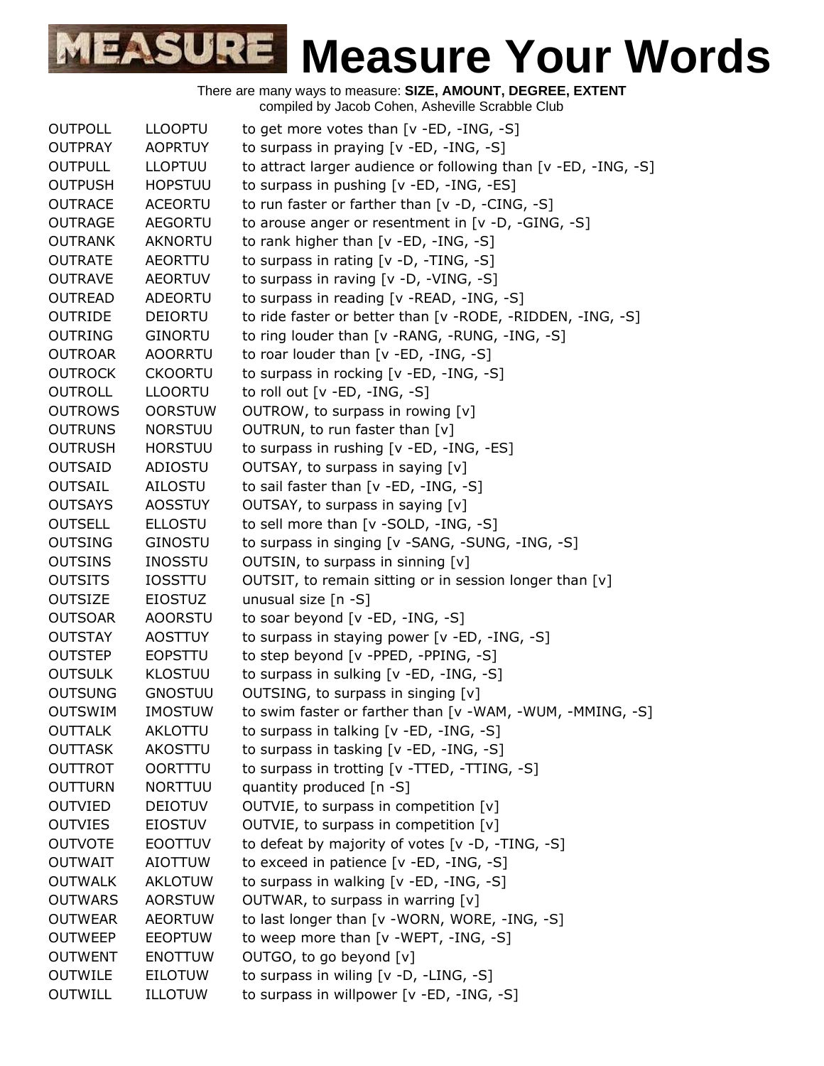# Measure Your Words

There are many ways to measure: **SIZE, AMOUNT, DEGREE, EXTENT**
compiled by Jacob Cohen, Asheville Scrabble Club

| | | |
|---|---|---|
| OUTPOLL | LLOOPTU | to get more votes than [v -ED, -ING, -S] |
| OUTPRAY | AOPRTUY | to surpass in praying [v -ED, -ING, -S] |
| OUTPULL | LLOPTUU | to attract larger audience or following than [v -ED, -ING, -S] |
| OUTPUSH | HOPSTUU | to surpass in pushing [v -ED, -ING, -ES] |
| OUTRACE | ACEORTU | to run faster or farther than [v -D, -CING, -S] |
| OUTRAGE | AEGORTU | to arouse anger or resentment in [v -D, -GING, -S] |
| OUTRANK | AKNORTU | to rank higher than [v -ED, -ING, -S] |
| OUTRATE | AEORTTU | to surpass in rating [v -D, -TING, -S] |
| OUTRAVE | AEORTUV | to surpass in raving [v -D, -VING, -S] |
| OUTREAD | ADEORTU | to surpass in reading [v -READ, -ING, -S] |
| OUTRIDE | DEIORTU | to ride faster or better than [v -RODE, -RIDDEN, -ING, -S] |
| OUTRING | GINORTU | to ring louder than [v -RANG, -RUNG, -ING, -S] |
| OUTROAR | AOORRTU | to roar louder than [v -ED, -ING, -S] |
| OUTROCK | CKOORTU | to surpass in rocking [v -ED, -ING, -S] |
| OUTROLL | LLOORTU | to roll out [v -ED, -ING, -S] |
| OUTROWS | OORSTUW | OUTROW, to surpass in rowing [v] |
| OUTRUNS | NORSTUU | OUTRUN, to run faster than [v] |
| OUTRUSH | HORSTUU | to surpass in rushing [v -ED, -ING, -ES] |
| OUTSAID | ADIOSTU | OUTSAY, to surpass in saying [v] |
| OUTSAIL | AILOSTU | to sail faster than [v -ED, -ING, -S] |
| OUTSAYS | AOSSTUY | OUTSAY, to surpass in saying [v] |
| OUTSELL | ELLOSTU | to sell more than [v -SOLD, -ING, -S] |
| OUTSING | GINOSTU | to surpass in singing [v -SANG, -SUNG, -ING, -S] |
| OUTSINS | INOSSTU | OUTSIN, to surpass in sinning [v] |
| OUTSITS | IOSSTTU | OUTSIT, to remain sitting or in session longer than [v] |
| OUTSIZE | EIOSTUZ | unusual size [n -S] |
| OUTSOAR | AOORSTU | to soar beyond [v -ED, -ING, -S] |
| OUTSTAY | AOSTTUY | to surpass in staying power [v -ED, -ING, -S] |
| OUTSTEP | EOPSTTU | to step beyond [v -PPED, -PPING, -S] |
| OUTSULK | KLOSTUU | to surpass in sulking [v -ED, -ING, -S] |
| OUTSUNG | GNOSTUU | OUTSING, to surpass in singing [v] |
| OUTSWIM | IMOSTUW | to swim faster or farther than [v -WAM, -WUM, -MMING, -S] |
| OUTTALK | AKLOTTU | to surpass in talking [v -ED, -ING, -S] |
| OUTTASK | AKOSTTU | to surpass in tasking [v -ED, -ING, -S] |
| OUTTROT | OORTTTU | to surpass in trotting [v -TTED, -TTING, -S] |
| OUTTURN | NORTTUU | quantity produced [n -S] |
| OUTVIED | DEIOTUV | OUTVIE, to surpass in competition [v] |
| OUTVIES | EIOSTUV | OUTVIE, to surpass in competition [v] |
| OUTVOTE | EOOTTUV | to defeat by majority of votes [v -D, -TING, -S] |
| OUTWAIT | AIOTTUW | to exceed in patience [v -ED, -ING, -S] |
| OUTWALK | AKLOTUW | to surpass in walking [v -ED, -ING, -S] |
| OUTWARS | AORSTUW | OUTWAR, to surpass in warring [v] |
| OUTWEAR | AEORTUW | to last longer than [v -WORN, WORE, -ING, -S] |
| OUTWEEP | EEOPTUW | to weep more than [v -WEPT, -ING, -S] |
| OUTWENT | ENOTTUW | OUTGO, to go beyond [v] |
| OUTWILE | EILOTUW | to surpass in wiling [v -D, -LING, -S] |
| OUTWILL | ILLOTUW | to surpass in willpower [v -ED, -ING, -S] |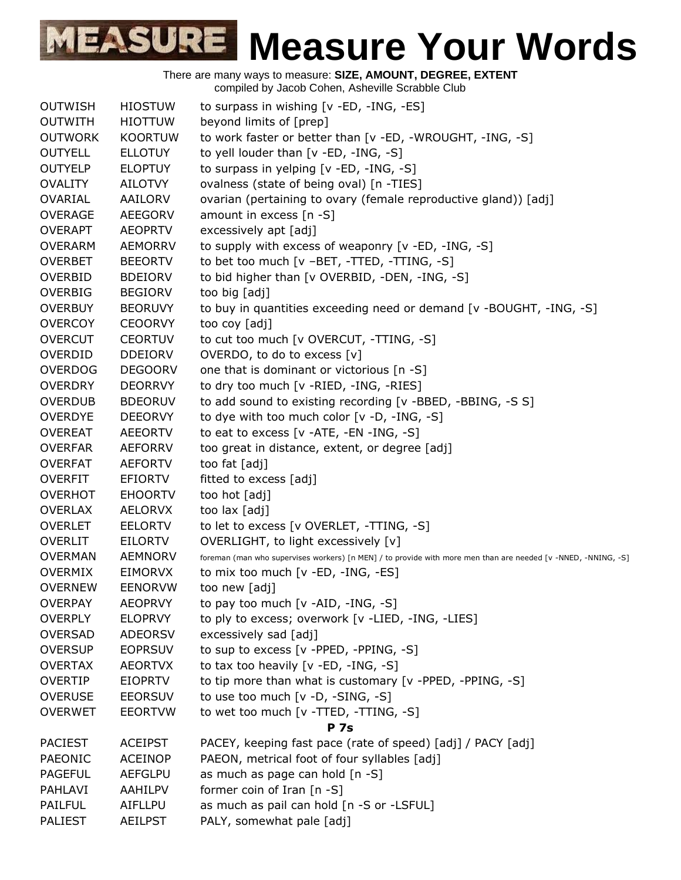# Measure Your Words

There are many ways to measure: **SIZE, AMOUNT, DEGREE, EXTENT**
compiled by Jacob Cohen, Asheville Scrabble Club

| | | |
|---|---|---|
| OUTWISH | HIOSTUW | to surpass in wishing [v -ED, -ING, -ES] |
| OUTWITH | HIOTTUW | beyond limits of [prep] |
| OUTWORK | KOORTUW | to work faster or better than [v -ED, -WROUGHT, -ING, -S] |
| OUTYELL | ELLOTUY | to yell louder than [v -ED, -ING, -S] |
| OUTYELP | ELOPTUY | to surpass in yelping [v -ED, -ING, -S] |
| OVALITY | AILOTVY | ovalness (state of being oval) [n -TIES] |
| OVARIAL | AAILORV | ovarian (pertaining to ovary (female reproductive gland)) [adj] |
| OVERAGE | AEEGORV | amount in excess [n -S] |
| OVERAPT | AEOPRTV | excessively apt [adj] |
| OVERARM | AEMORRV | to supply with excess of weaponry [v -ED, -ING, -S] |
| OVERBET | BEEORTV | to bet too much [v –BET, -TTED, -TTING, -S] |
| OVERBID | BDEIORV | to bid higher than [v OVERBID, -DEN, -ING, -S] |
| OVERBIG | BEGIORV | too big [adj] |
| OVERBUY | BEORUVY | to buy in quantities exceeding need or demand [v -BOUGHT, -ING, -S] |
| OVERCOY | CEOORVY | too coy [adj] |
| OVERCUT | CEORTUV | to cut too much [v OVERCUT, -TTING, -S] |
| OVERDID | DDEIORV | OVERDO, to do to excess [v] |
| OVERDOG | DEGOORV | one that is dominant or victorious [n -S] |
| OVERDRY | DEORRVY | to dry too much [v -RIED, -ING, -RIES] |
| OVERDUB | BDEORUV | to add sound to existing recording [v -BBED, -BBING, -S S] |
| OVERDYE | DEEORVY | to dye with too much color [v -D, -ING, -S] |
| OVEREAT | AEEORTV | to eat to excess [v -ATE, -EN -ING, -S] |
| OVERFAR | AEFORRV | too great in distance, extent, or degree [adj] |
| OVERFAT | AEFORTV | too fat [adj] |
| OVERFIT | EFIORTV | fitted to excess [adj] |
| OVERHOT | EHOORTV | too hot [adj] |
| OVERLAX | AELORVX | too lax [adj] |
| OVERLET | EELORTV | to let to excess [v OVERLET, -TTING, -S] |
| OVERLIT | EILORTV | OVERLIGHT, to light excessively [v] |
| OVERMAN | AEMNORV | foreman (man who supervises workers) [n MEN] / to provide with more men than are needed [v -NNED, -NNING, -S] |
| OVERMIX | EIMORVX | to mix too much [v -ED, -ING, -ES] |
| OVERNEW | EENORVW | too new [adj] |
| OVERPAY | AEOPRVY | to pay too much [v -AID, -ING, -S] |
| OVERPLY | ELOPRVY | to ply to excess; overwork [v -LIED, -ING, -LIES] |
| OVERSAD | ADEORSV | excessively sad [adj] |
| OVERSUP | EOPRSUV | to sup to excess [v -PPED, -PPING, -S] |
| OVERTAX | AEORTVX | to tax too heavily [v -ED, -ING, -S] |
| OVERTIP | EIOPRTV | to tip more than what is customary [v -PPED, -PPING, -S] |
| OVERUSE | EEORSUV | to use too much [v -D, -SING, -S] |
| OVERWET | EEORTVW | to wet too much [v -TTED, -TTING, -S] |

**P 7s**

| | | |
|---|---|---|
| PACIEST | ACEIPST | PACEY, keeping fast pace (rate of speed) [adj] / PACY [adj] |
| PAEONIC | ACEINOP | PAEON, metrical foot of four syllables [adj] |
| PAGEFUL | AEFGLPU | as much as page can hold [n -S] |
| PAHLAVI | AAHILPV | former coin of Iran [n -S] |
| PAILFUL | AIFLLPU | as much as pail can hold [n -S or -LSFUL] |
| PALIEST | AEILPST | PALY, somewhat pale [adj] |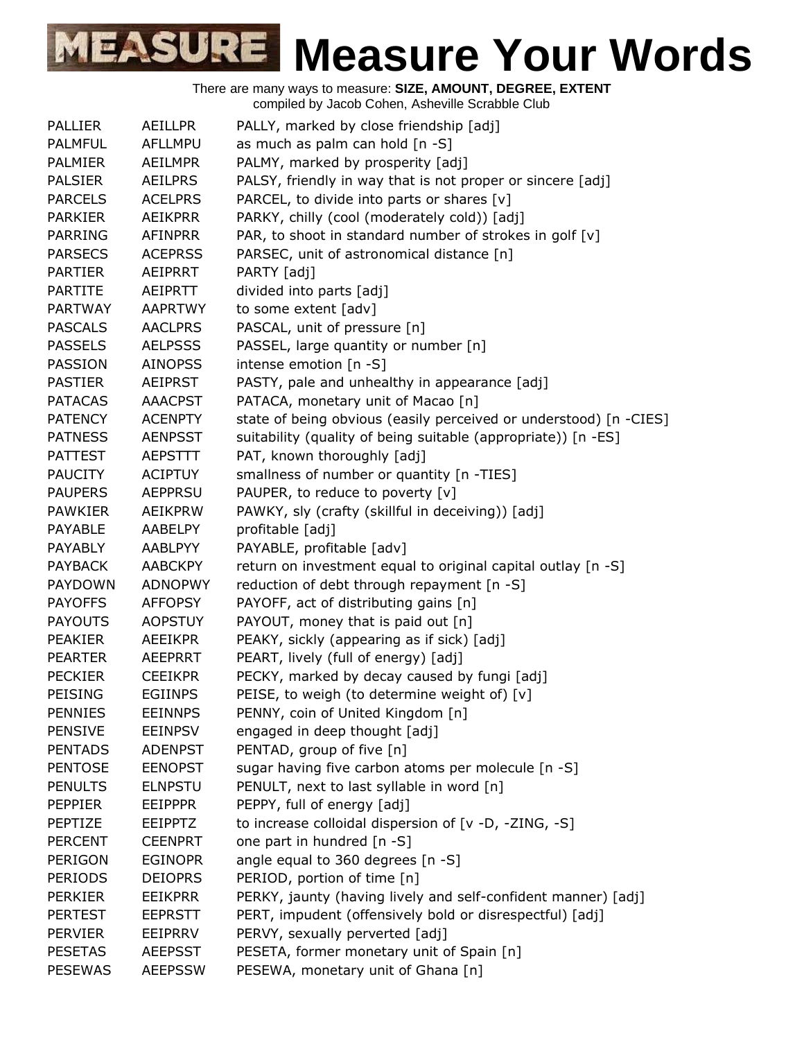# MEASURE Measure Your Words

There are many ways to measure: **SIZE, AMOUNT, DEGREE, EXTENT**
compiled by Jacob Cohen, Asheville Scrabble Club

| | | |
|---|---|---|
| PALLIER | AEILLPR | PALLY, marked by close friendship [adj] |
| PALMFUL | AFLLMPU | as much as palm can hold [n -S] |
| PALMIER | AEILMPR | PALMY, marked by prosperity [adj] |
| PALSIER | AEILPRS | PALSY, friendly in way that is not proper or sincere [adj] |
| PARCELS | ACELPRS | PARCEL, to divide into parts or shares [v] |
| PARKIER | AEIKPRR | PARKY, chilly (cool (moderately cold)) [adj] |
| PARRING | AFINPRR | PAR, to shoot in standard number of strokes in golf [v] |
| PARSECS | ACEPRSS | PARSEC, unit of astronomical distance [n] |
| PARTIER | AEIPRRT | PARTY [adj] |
| PARTITE | AEIPRTT | divided into parts [adj] |
| PARTWAY | AAPRTWY | to some extent [adv] |
| PASCALS | AACLPRS | PASCAL, unit of pressure [n] |
| PASSELS | AELPSSS | PASSEL, large quantity or number [n] |
| PASSION | AINOPSS | intense emotion [n -S] |
| PASTIER | AEIPRST | PASTY, pale and unhealthy in appearance [adj] |
| PATACAS | AAACPST | PATACA, monetary unit of Macao [n] |
| PATENCY | ACENPTY | state of being obvious (easily perceived or understood) [n -CIES] |
| PATNESS | AENPSST | suitability (quality of being suitable (appropriate)) [n -ES] |
| PATTEST | AEPSTTT | PAT, known thoroughly [adj] |
| PAUCITY | ACIPTUY | smallness of number or quantity [n -TIES] |
| PAUPERS | AEPPRSU | PAUPER, to reduce to poverty [v] |
| PAWKIER | AEIKPRW | PAWKY, sly (crafty (skillful in deceiving)) [adj] |
| PAYABLE | AABELPY | profitable [adj] |
| PAYABLY | AABLPYY | PAYABLE, profitable [adv] |
| PAYBACK | AABCKPY | return on investment equal to original capital outlay [n -S] |
| PAYDOWN | ADNOPWY | reduction of debt through repayment [n -S] |
| PAYOFFS | AFFOPSY | PAYOFF, act of distributing gains [n] |
| PAYOUTS | AOPSTUY | PAYOUT, money that is paid out [n] |
| PEAKIER | AEEIKPR | PEAKY, sickly (appearing as if sick) [adj] |
| PEARTER | AEEPRRT | PEART, lively (full of energy) [adj] |
| PECKIER | CEEIKPR | PECKY, marked by decay caused by fungi [adj] |
| PEISING | EGIINPS | PEISE, to weigh (to determine weight of) [v] |
| PENNIES | EEINNPS | PENNY, coin of United Kingdom [n] |
| PENSIVE | EEINPSV | engaged in deep thought [adj] |
| PENTADS | ADENPST | PENTAD, group of five [n] |
| PENTOSE | EENOPST | sugar having five carbon atoms per molecule [n -S] |
| PENULTS | ELNPSTU | PENULT, next to last syllable in word [n] |
| PEPPIER | EEIPPPR | PEPPY, full of energy [adj] |
| PEPTIZE | EEIPPTZ | to increase colloidal dispersion of [v -D, -ZING, -S] |
| PERCENT | CEENPRT | one part in hundred [n -S] |
| PERIGON | EGINOPR | angle equal to 360 degrees [n -S] |
| PERIODS | DEIOPRS | PERIOD, portion of time [n] |
| PERKIER | EEIKPRR | PERKY, jaunty (having lively and self-confident manner) [adj] |
| PERTEST | EEPRSTT | PERT, impudent (offensively bold or disrespectful) [adj] |
| PERVIER | EEIPRRV | PERVY, sexually perverted [adj] |
| PESETAS | AEEPSST | PESETA, former monetary unit of Spain [n] |
| PESEWAS | AEEPSSW | PESEWA, monetary unit of Ghana [n] |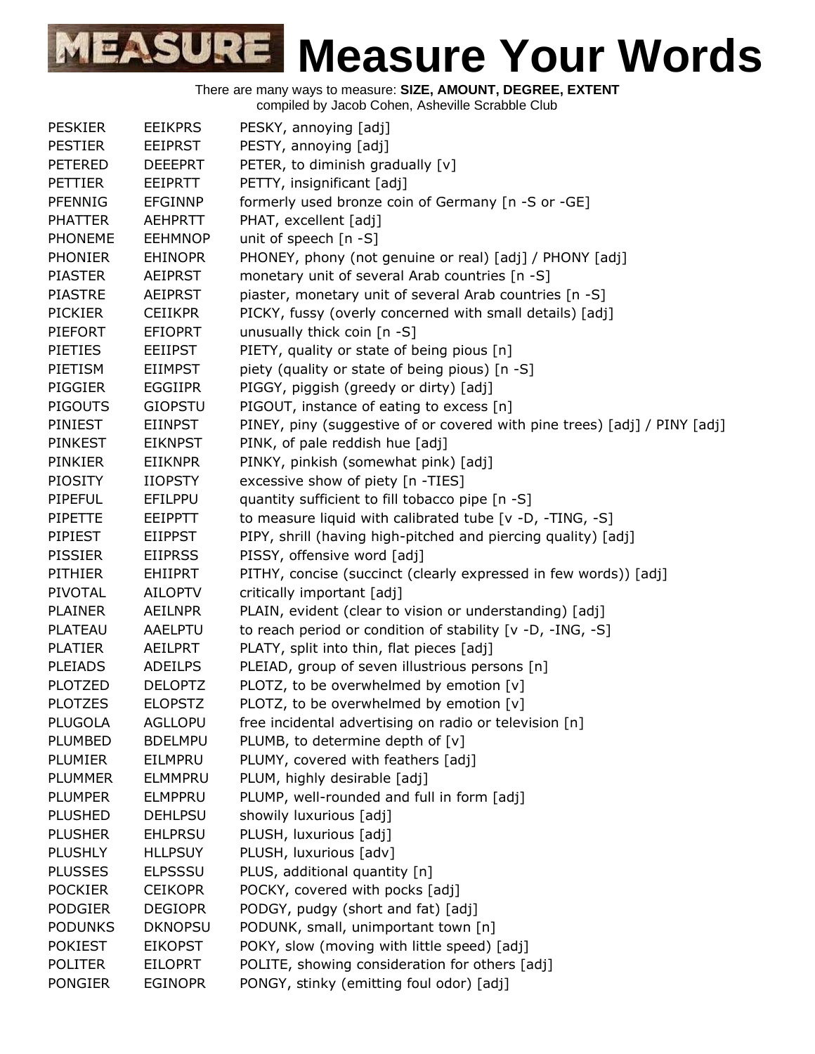# Measure Your Words

There are many ways to measure: **SIZE, AMOUNT, DEGREE, EXTENT**
compiled by Jacob Cohen, Asheville Scrabble Club

| | | |
|---|---|---|
| PESKIER | EEIKPRS | PESKY, annoying [adj] |
| PESTIER | EEIPRST | PESTY, annoying [adj] |
| PETERED | DEEEPRT | PETER, to diminish gradually [v] |
| PETTIER | EEIPRTT | PETTY, insignificant [adj] |
| PFENNIG | EFGINNP | formerly used bronze coin of Germany [n -S or -GE] |
| PHATTER | AEHPRTT | PHAT, excellent [adj] |
| PHONEME | EEHMNOP | unit of speech [n -S] |
| PHONIER | EHINOPR | PHONEY, phony (not genuine or real) [adj] / PHONY [adj] |
| PIASTER | AEIPRST | monetary unit of several Arab countries [n -S] |
| PIASTRE | AEIPRST | piaster, monetary unit of several Arab countries [n -S] |
| PICKIER | CEIIKPR | PICKY, fussy (overly concerned with small details) [adj] |
| PIEFORT | EFIOPRT | unusually thick coin [n -S] |
| PIETIES | EEIIPST | PIETY, quality or state of being pious [n] |
| PIETISM | EIIMPST | piety (quality or state of being pious) [n -S] |
| PIGGIER | EGGIIPR | PIGGY, piggish (greedy or dirty) [adj] |
| PIGOUTS | GIOPSTU | PIGOUT, instance of eating to excess [n] |
| PINIEST | EIINPST | PINEY, piny (suggestive of or covered with pine trees) [adj] / PINY [adj] |
| PINKEST | EIKNPST | PINK, of pale reddish hue [adj] |
| PINKIER | EIIKNPR | PINKY, pinkish (somewhat pink) [adj] |
| PIOSITY | IIOPSTY | excessive show of piety [n -TIES] |
| PIPEFUL | EFILPPU | quantity sufficient to fill tobacco pipe [n -S] |
| PIPETTE | EEIPPTT | to measure liquid with calibrated tube [v -D, -TING, -S] |
| PIPIEST | EIIPPST | PIPY, shrill (having high-pitched and piercing quality) [adj] |
| PISSIER | EIIPRSS | PISSY, offensive word [adj] |
| PITHIER | EHIIPRT | PITHY, concise (succinct (clearly expressed in few words)) [adj] |
| PIVOTAL | AILOPTV | critically important [adj] |
| PLAINER | AEILNPR | PLAIN, evident (clear to vision or understanding) [adj] |
| PLATEAU | AAELPTU | to reach period or condition of stability [v -D, -ING, -S] |
| PLATIER | AEILPRT | PLATY, split into thin, flat pieces [adj] |
| PLEIADS | ADEILPS | PLEIAD, group of seven illustrious persons [n] |
| PLOTZED | DELOPTZ | PLOTZ, to be overwhelmed by emotion [v] |
| PLOTZES | ELOPSTZ | PLOTZ, to be overwhelmed by emotion [v] |
| PLUGOLA | AGLLOPU | free incidental advertising on radio or television [n] |
| PLUMBED | BDELMPU | PLUMB, to determine depth of [v] |
| PLUMIER | EILMPRU | PLUMY, covered with feathers [adj] |
| PLUMMER | ELMMPRU | PLUM, highly desirable [adj] |
| PLUMPER | ELMPPRU | PLUMP, well-rounded and full in form [adj] |
| PLUSHED | DEHLPSU | showily luxurious [adj] |
| PLUSHER | EHLPRSU | PLUSH, luxurious [adj] |
| PLUSHLY | HLLPSUY | PLUSH, luxurious [adv] |
| PLUSSES | ELPSSSU | PLUS, additional quantity [n] |
| POCKIER | CEIKOPR | POCKY, covered with pocks [adj] |
| PODGIER | DEGIOPR | PODGY, pudgy (short and fat) [adj] |
| PODUNKS | DKNOPSU | PODUNK, small, unimportant town [n] |
| POKIEST | EIKOPST | POKY, slow (moving with little speed) [adj] |
| POLITER | EILOPRT | POLITE, showing consideration for others [adj] |
| PONGIER | EGINOPR | PONGY, stinky (emitting foul odor) [adj] |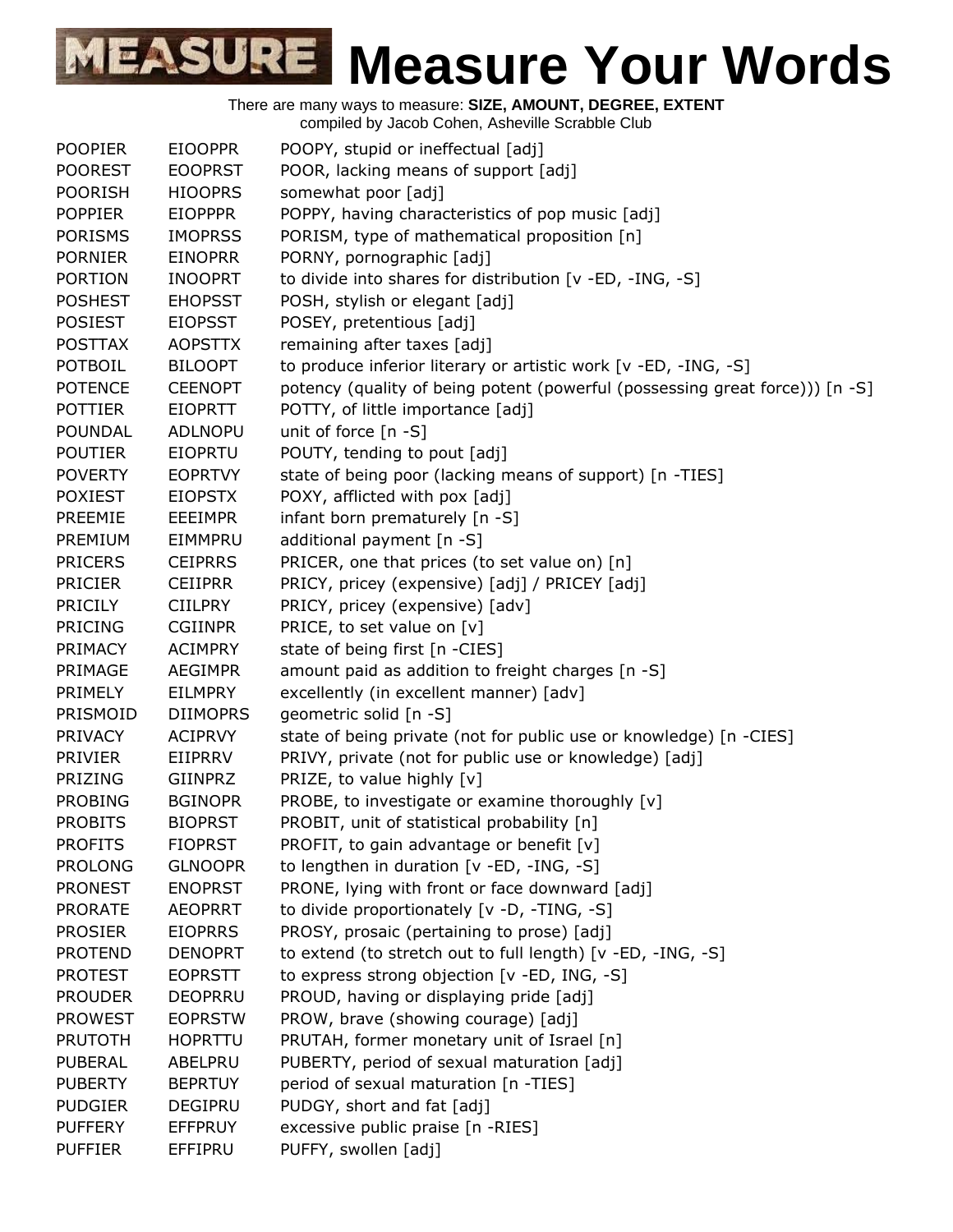# Measure Your Words

There are many ways to measure: **SIZE, AMOUNT, DEGREE, EXTENT**
compiled by Jacob Cohen, Asheville Scrabble Club

| | | |
|---|---|---|
| POOPIER | EIOOPPR | POOPY, stupid or ineffectual [adj] |
| POOREST | EOOPRST | POOR, lacking means of support [adj] |
| POORISH | HIOOPRS | somewhat poor [adj] |
| POPPIER | EIOPPPR | POPPY, having characteristics of pop music [adj] |
| PORISMS | IMOPRSS | PORISM, type of mathematical proposition [n] |
| PORNIER | EINOPRR | PORNY, pornographic [adj] |
| PORTION | INOOPRT | to divide into shares for distribution [v -ED, -ING, -S] |
| POSHEST | EHOPSST | POSH, stylish or elegant [adj] |
| POSIEST | EIOPSST | POSEY, pretentious [adj] |
| POSTTAX | AOPSTTX | remaining after taxes [adj] |
| POTBOIL | BILOOPT | to produce inferior literary or artistic work [v -ED, -ING, -S] |
| POTENCE | CEENOPT | potency (quality of being potent (powerful (possessing great force))) [n -S] |
| POTTIER | EIOPRTT | POTTY, of little importance [adj] |
| POUNDAL | ADLNOPU | unit of force [n -S] |
| POUTIER | EIOPRTU | POUTY, tending to pout [adj] |
| POVERTY | EOPRTVY | state of being poor (lacking means of support) [n -TIES] |
| POXIEST | EIOPSTX | POXY, afflicted with pox [adj] |
| PREEMIE | EEEIMPR | infant born prematurely [n -S] |
| PREMIUM | EIMMPRU | additional payment [n -S] |
| PRICERS | CEIPRRS | PRICER, one that prices (to set value on) [n] |
| PRICIER | CEIIPRR | PRICY, pricey (expensive) [adj] / PRICEY [adj] |
| PRICILY | CIILPRY | PRICY, pricey (expensive) [adv] |
| PRICING | CGIINPR | PRICE, to set value on [v] |
| PRIMACY | ACIMPRY | state of being first [n -CIES] |
| PRIMAGE | AEGIMPR | amount paid as addition to freight charges [n -S] |
| PRIMELY | EILMPRY | excellently (in excellent manner) [adv] |
| PRISMOID | DIIMOPRS | geometric solid [n -S] |
| PRIVACY | ACIPRVY | state of being private (not for public use or knowledge) [n -CIES] |
| PRIVIER | EIIPRRV | PRIVY, private (not for public use or knowledge) [adj] |
| PRIZING | GIINPRZ | PRIZE, to value highly [v] |
| PROBING | BGINOPR | PROBE, to investigate or examine thoroughly [v] |
| PROBITS | BIOPRST | PROBIT, unit of statistical probability [n] |
| PROFITS | FIOPRST | PROFIT, to gain advantage or benefit [v] |
| PROLONG | GLNOOPR | to lengthen in duration [v -ED, -ING, -S] |
| PRONEST | ENOPRST | PRONE, lying with front or face downward [adj] |
| PRORATE | AEOPRRT | to divide proportionately [v -D, -TING, -S] |
| PROSIER | EIOPRRS | PROSY, prosaic (pertaining to prose) [adj] |
| PROTEND | DENOPRT | to extend (to stretch out to full length) [v -ED, -ING, -S] |
| PROTEST | EOPRSTT | to express strong objection [v -ED, ING, -S] |
| PROUDER | DEOPRRU | PROUD, having or displaying pride [adj] |
| PROWEST | EOPRSTW | PROW, brave (showing courage) [adj] |
| PRUTOTH | HOPRTTU | PRUTAH, former monetary unit of Israel [n] |
| PUBERAL | ABELPRU | PUBERTY, period of sexual maturation [adj] |
| PUBERTY | BEPRTUY | period of sexual maturation [n -TIES] |
| PUDGIER | DEGIPRU | PUDGY, short and fat [adj] |
| PUFFERY | EFFPRUY | excessive public praise [n -RIES] |
| PUFFIER | EFFIPRU | PUFFY, swollen [adj] |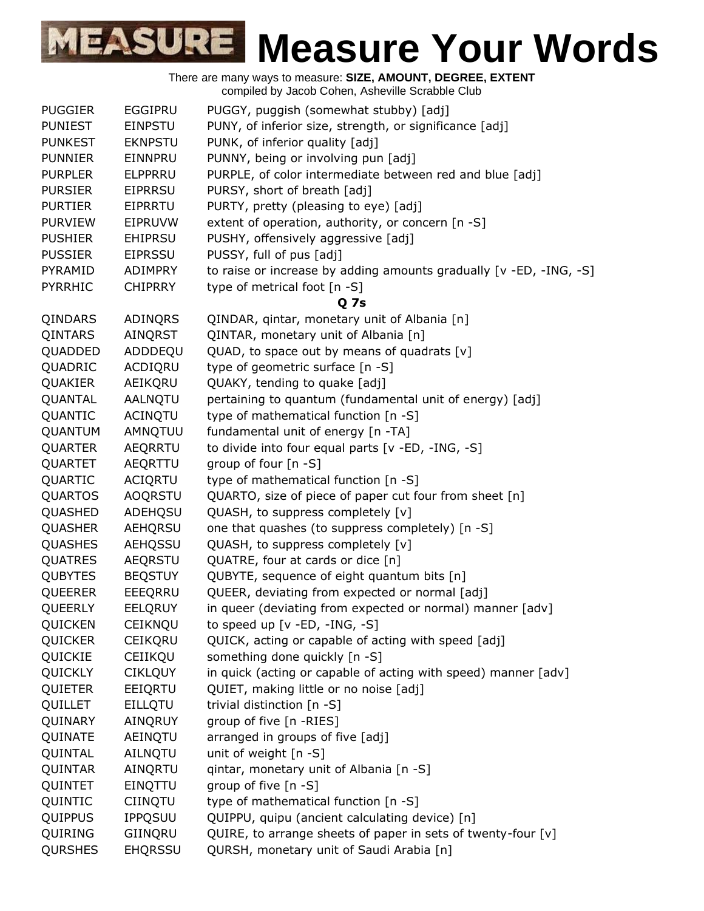# Measure Your Words

There are many ways to measure: **SIZE, AMOUNT, DEGREE, EXTENT**
compiled by Jacob Cohen, Asheville Scrabble Club

| | | |
|---|---|---|
| PUGGIER | EGGIPRU | PUGGY, puggish (somewhat stubby) [adj] |
| PUNIEST | EINPSTU | PUNY, of inferior size, strength, or significance [adj] |
| PUNKEST | EKNPSTU | PUNK, of inferior quality [adj] |
| PUNNIER | EINNPRU | PUNNY, being or involving pun [adj] |
| PURPLER | ELPPRRU | PURPLE, of color intermediate between red and blue [adj] |
| PURSIER | EIPRRSU | PURSY, short of breath [adj] |
| PURTIER | EIPRRTU | PURTY, pretty (pleasing to eye) [adj] |
| PURVIEW | EIPRUVW | extent of operation, authority, or concern [n -S] |
| PUSHIER | EHIPRSU | PUSHY, offensively aggressive [adj] |
| PUSSIER | EIPRSSU | PUSSY, full of pus [adj] |
| PYRAMID | ADIMPRY | to raise or increase by adding amounts gradually [v -ED, -ING, -S] |
| PYRRHIC | CHIPRRY | type of metrical foot [n -S] |

**Q 7s**

| | | |
|---|---|---|
| QINDARS | ADINQRS | QINDAR, qintar, monetary unit of Albania [n] |
| QINTARS | AINQRST | QINTAR, monetary unit of Albania [n] |
| QUADDED | ADDDEQU | QUAD, to space out by means of quadrats [v] |
| QUADRIC | ACDIQRU | type of geometric surface [n -S] |
| QUAKIER | AEIKQRU | QUAKY, tending to quake [adj] |
| QUANTAL | AALNQTU | pertaining to quantum (fundamental unit of energy) [adj] |
| QUANTIC | ACINQTU | type of mathematical function [n -S] |
| QUANTUM | AMNQTUU | fundamental unit of energy [n -TA] |
| QUARTER | AEQRRTU | to divide into four equal parts [v -ED, -ING, -S] |
| QUARTET | AEQRTTU | group of four [n -S] |
| QUARTIC | ACIQRTU | type of mathematical function [n -S] |
| QUARTOS | AOQRSTU | QUARTO, size of piece of paper cut four from sheet [n] |
| QUASHED | ADEHQSU | QUASH, to suppress completely [v] |
| QUASHER | AEHQRSU | one that quashes (to suppress completely) [n -S] |
| QUASHES | AEHQSSU | QUASH, to suppress completely [v] |
| QUATRES | AEQRSTU | QUATRE, four at cards or dice [n] |
| QUBYTES | BEQSTUY | QUBYTE, sequence of eight quantum bits [n] |
| QUEERER | EEEQRRU | QUEER, deviating from expected or normal [adj] |
| QUEERLY | EELQRUY | in queer (deviating from expected or normal) manner [adv] |
| QUICKEN | CEIKNQU | to speed up [v -ED, -ING, -S] |
| QUICKER | CEIKQRU | QUICK, acting or capable of acting with speed [adj] |
| QUICKIE | CEIIKQU | something done quickly [n -S] |
| QUICKLY | CIKLQUY | in quick (acting or capable of acting with speed) manner [adv] |
| QUIETER | EEIQRTU | QUIET, making little or no noise [adj] |
| QUILLET | EILLQTU | trivial distinction [n -S] |
| QUINARY | AINQRUY | group of five [n -RIES] |
| QUINATE | AEINQTU | arranged in groups of five [adj] |
| QUINTAL | AILNQTU | unit of weight [n -S] |
| QUINTAR | AINQRTU | qintar, monetary unit of Albania [n -S] |
| QUINTET | EINQTTU | group of five [n -S] |
| QUINTIC | CIINQTU | type of mathematical function [n -S] |
| QUIPPUS | IPPQSUU | QUIPPU, quipu (ancient calculating device) [n] |
| QUIRING | GIINQRU | QUIRE, to arrange sheets of paper in sets of twenty-four [v] |
| QURSHES | EHQRSSU | QURSH, monetary unit of Saudi Arabia [n] |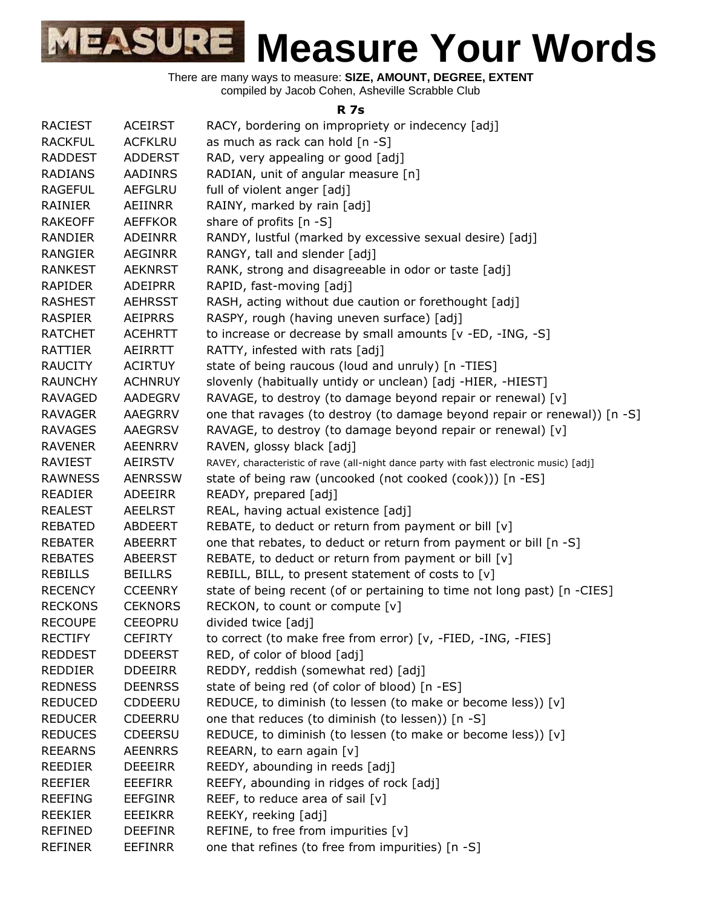# MEASURE Measure Your Words

There are many ways to measure: **SIZE, AMOUNT, DEGREE, EXTENT**
compiled by Jacob Cohen, Asheville Scrabble Club

### R 7s

| | | |
|---|---|---|
| RACIEST | ACEIRST | RACY, bordering on impropriety or indecency [adj] |
| RACKFUL | ACFKLRU | as much as rack can hold [n -S] |
| RADDEST | ADDERST | RAD, very appealing or good [adj] |
| RADIANS | AADINRS | RADIAN, unit of angular measure [n] |
| RAGEFUL | AEFGLRU | full of violent anger [adj] |
| RAINIER | AEIINRR | RAINY, marked by rain [adj] |
| RAKEOFF | AEFFKOR | share of profits [n -S] |
| RANDIER | ADEINRR | RANDY, lustful (marked by excessive sexual desire) [adj] |
| RANGIER | AEGINRR | RANGY, tall and slender [adj] |
| RANKEST | AEKNRST | RANK, strong and disagreeable in odor or taste [adj] |
| RAPIDER | ADEIPRR | RAPID, fast-moving [adj] |
| RASHEST | AEHRSST | RASH, acting without due caution or forethought [adj] |
| RASPIER | AEIPRRS | RASPY, rough (having uneven surface) [adj] |
| RATCHET | ACEHRTT | to increase or decrease by small amounts [v -ED, -ING, -S] |
| RATTIER | AEIRRTT | RATTY, infested with rats [adj] |
| RAUCITY | ACIRTUY | state of being raucous (loud and unruly) [n -TIES] |
| RAUNCHY | ACHNRUY | slovenly (habitually untidy or unclean) [adj -HIER, -HIEST] |
| RAVAGED | AADEGRV | RAVAGE, to destroy (to damage beyond repair or renewal) [v] |
| RAVAGER | AAEGRRV | one that ravages (to destroy (to damage beyond repair or renewal)) [n -S] |
| RAVAGES | AAEGRSV | RAVAGE, to destroy (to damage beyond repair or renewal) [v] |
| RAVENER | AEENRRV | RAVEN, glossy black [adj] |
| RAVIEST | AEIRSTV | RAVEY, characteristic of rave (all-night dance party with fast electronic music) [adj] |
| RAWNESS | AENRSSW | state of being raw (uncooked (not cooked (cook))) [n -ES] |
| READIER | ADEEIRR | READY, prepared [adj] |
| REALEST | AEELRST | REAL, having actual existence [adj] |
| REBATED | ABDEERT | REBATE, to deduct or return from payment or bill [v] |
| REBATER | ABEERRT | one that rebates, to deduct or return from payment or bill [n -S] |
| REBATES | ABEERST | REBATE, to deduct or return from payment or bill [v] |
| REBILLS | BEILLRS | REBILL, BILL, to present statement of costs to [v] |
| RECENCY | CCEENRY | state of being recent (of or pertaining to time not long past) [n -CIES] |
| RECKONS | CEKNORS | RECKON, to count or compute [v] |
| RECOUPE | CEEOPRU | divided twice [adj] |
| RECTIFY | CEFIRTY | to correct (to make free from error) [v, -FIED, -ING, -FIES] |
| REDDEST | DDEERST | RED, of color of blood [adj] |
| REDDIER | DDEEIRR | REDDY, reddish (somewhat red) [adj] |
| REDNESS | DEENRSS | state of being red (of color of blood) [n -ES] |
| REDUCED | CDDEERU | REDUCE, to diminish (to lessen (to make or become less)) [v] |
| REDUCER | CDEERRU | one that reduces (to diminish (to lessen)) [n -S] |
| REDUCES | CDEERSU | REDUCE, to diminish (to lessen (to make or become less)) [v] |
| REEARNS | AEENRRS | REEARN, to earn again [v] |
| REEDIER | DEEEIRR | REEDY, abounding in reeds [adj] |
| REEFIER | EEEFIRR | REEFY, abounding in ridges of rock [adj] |
| REEFING | EEFGINR | REEF, to reduce area of sail [v] |
| REEKIER | EEEIKRR | REEKY, reeking [adj] |
| REFINED | DEEFINR | REFINE, to free from impurities [v] |
| REFINER | EEFINRR | one that refines (to free from impurities) [n -S] |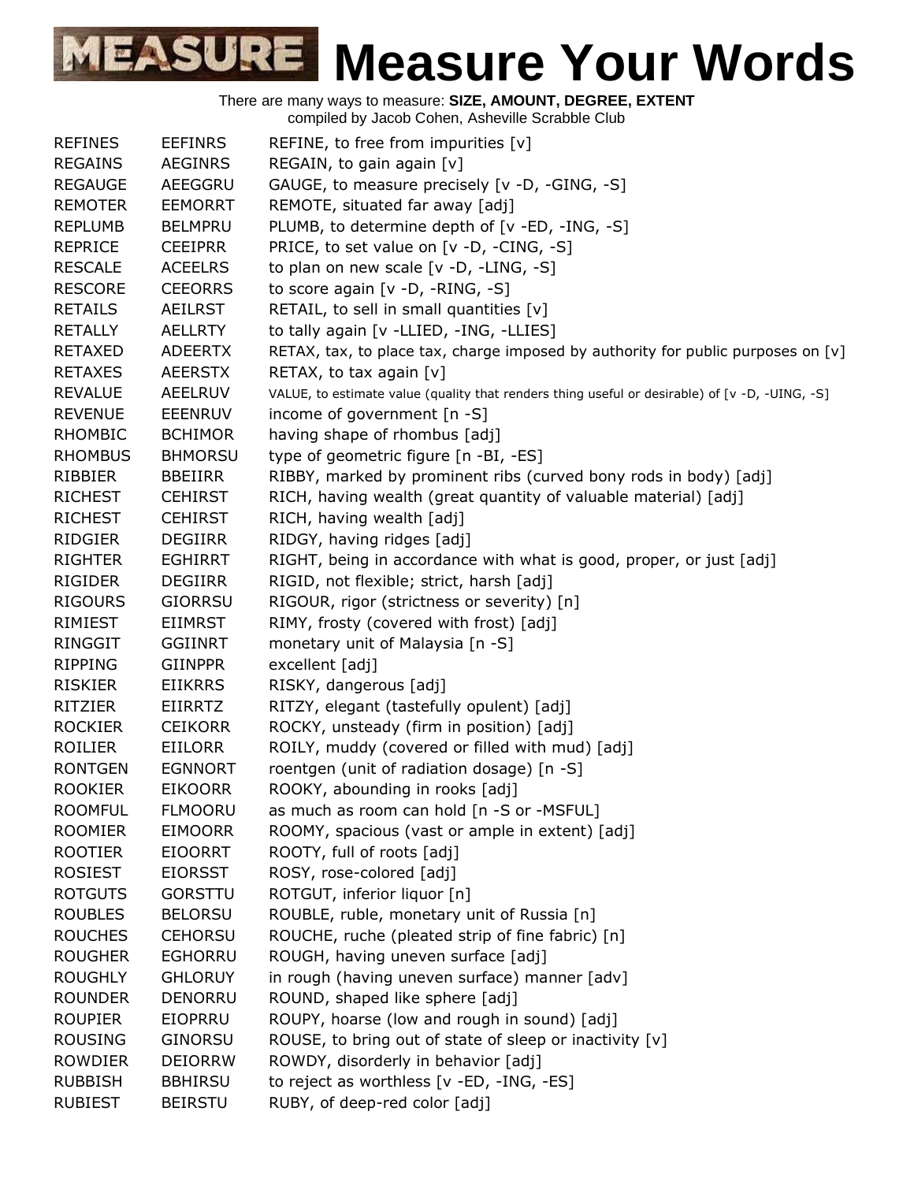# Measure Your Words

There are many ways to measure: **SIZE, AMOUNT, DEGREE, EXTENT**
compiled by Jacob Cohen, Asheville Scrabble Club

| | | |
|---|---|---|
| REFINES | EEFINRS | REFINE, to free from impurities [v] |
| REGAINS | AEGINRS | REGAIN, to gain again [v] |
| REGAUGE | AEEGGRU | GAUGE, to measure precisely [v -D, -GING, -S] |
| REMOTER | EEMORRT | REMOTE, situated far away [adj] |
| REPLUMB | BELMPRU | PLUMB, to determine depth of [v -ED, -ING, -S] |
| REPRICE | CEEIPRR | PRICE, to set value on [v -D, -CING, -S] |
| RESCALE | ACEELRS | to plan on new scale [v -D, -LING, -S] |
| RESCORE | CEEORRS | to score again [v -D, -RING, -S] |
| RETAILS | AEILRST | RETAIL, to sell in small quantities [v] |
| RETALLY | AELLRTY | to tally again [v -LLIED, -ING, -LLIES] |
| RETAXED | ADEERTX | RETAX, tax, to place tax, charge imposed by authority for public purposes on [v] |
| RETAXES | AEERSTX | RETAX, to tax again [v] |
| REVALUE | AEELRUV | VALUE, to estimate value (quality that renders thing useful or desirable) of [v -D, -UING, -S] |
| REVENUE | EEENRUV | income of government [n -S] |
| RHOMBIC | BCHIMOR | having shape of rhombus [adj] |
| RHOMBUS | BHMORSU | type of geometric figure [n -BI, -ES] |
| RIBBIER | BBEIIRR | RIBBY, marked by prominent ribs (curved bony rods in body) [adj] |
| RICHEST | CEHIRST | RICH, having wealth (great quantity of valuable material) [adj] |
| RICHEST | CEHIRST | RICH, having wealth [adj] |
| RIDGIER | DEGIIRR | RIDGY, having ridges [adj] |
| RIGHTER | EGHIRRT | RIGHT, being in accordance with what is good, proper, or just [adj] |
| RIGIDER | DEGIIRR | RIGID, not flexible; strict, harsh [adj] |
| RIGOURS | GIORRSU | RIGOUR, rigor (strictness or severity) [n] |
| RIMIEST | EIIMRST | RIMY, frosty (covered with frost) [adj] |
| RINGGIT | GGIINRT | monetary unit of Malaysia [n -S] |
| RIPPING | GIINPPR | excellent [adj] |
| RISKIER | EIIKRRS | RISKY, dangerous [adj] |
| RITZIER | EIIRRTZ | RITZY, elegant (tastefully opulent) [adj] |
| ROCKIER | CEIKORR | ROCKY, unsteady (firm in position) [adj] |
| ROILIER | EIILORR | ROILY, muddy (covered or filled with mud) [adj] |
| RONTGEN | EGNNORT | roentgen (unit of radiation dosage) [n -S] |
| ROOKIER | EIKOORR | ROOKY, abounding in rooks [adj] |
| ROOMFUL | FLMOORU | as much as room can hold [n -S or -MSFUL] |
| ROOMIER | EIMOORR | ROOMY, spacious (vast or ample in extent) [adj] |
| ROOTIER | EIOORRT | ROOTY, full of roots [adj] |
| ROSIEST | EIORSST | ROSY, rose-colored [adj] |
| ROTGUTS | GORSTTU | ROTGUT, inferior liquor [n] |
| ROUBLES | BELORSU | ROUBLE, ruble, monetary unit of Russia [n] |
| ROUCHES | CEHORSU | ROUCHE, ruche (pleated strip of fine fabric) [n] |
| ROUGHER | EGHORRU | ROUGH, having uneven surface [adj] |
| ROUGHLY | GHLORUY | in rough (having uneven surface) manner [adv] |
| ROUNDER | DENORRU | ROUND, shaped like sphere [adj] |
| ROUPIER | EIOPRRU | ROUPY, hoarse (low and rough in sound) [adj] |
| ROUSING | GINORSU | ROUSE, to bring out of state of sleep or inactivity [v] |
| ROWDIER | DEIORRW | ROWDY, disorderly in behavior [adj] |
| RUBBISH | BBHIRSU | to reject as worthless [v -ED, -ING, -ES] |
| RUBIEST | BEIRSTU | RUBY, of deep-red color [adj] |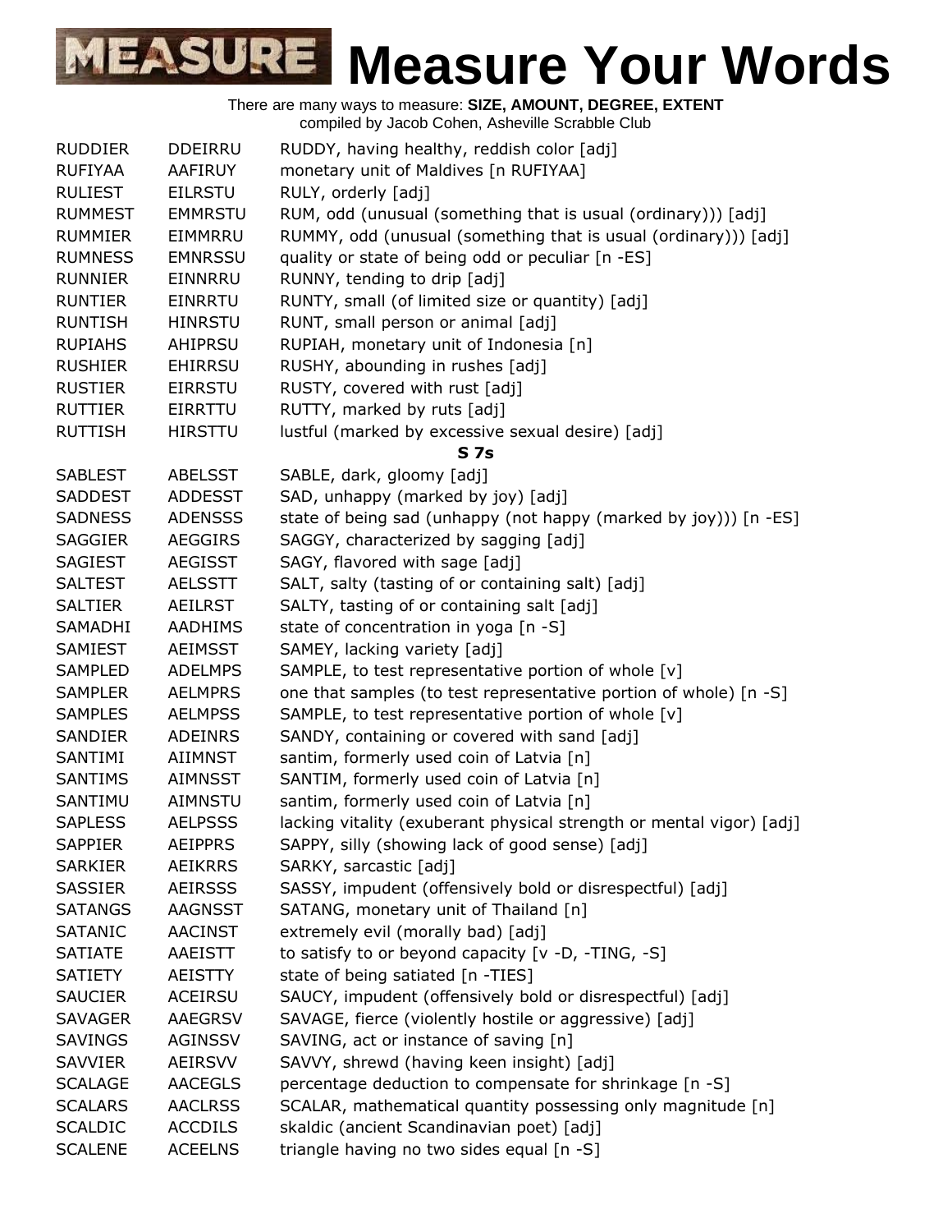# Measure Your Words

There are many ways to measure: **SIZE, AMOUNT, DEGREE, EXTENT**
compiled by Jacob Cohen, Asheville Scrabble Club

| | | |
|---|---|---|
| RUDDIER | DDEIRRU | RUDDY, having healthy, reddish color [adj] |
| RUFIYAA | AAFIRUY | monetary unit of Maldives [n RUFIYAA] |
| RULIEST | EILRSTU | RULY, orderly [adj] |
| RUMMEST | EMMRSTU | RUM, odd (unusual (something that is usual (ordinary))) [adj] |
| RUMMIER | EIMMRRU | RUMMY, odd (unusual (something that is usual (ordinary))) [adj] |
| RUMNESS | EMNRSSU | quality or state of being odd or peculiar [n -ES] |
| RUNNIER | EINNRRU | RUNNY, tending to drip [adj] |
| RUNTIER | EINRRTU | RUNTY, small (of limited size or quantity) [adj] |
| RUNTISH | HINRSTU | RUNT, small person or animal [adj] |
| RUPIAHS | AHIPRSU | RUPIAH, monetary unit of Indonesia [n] |
| RUSHIER | EHIRRSU | RUSHY, abounding in rushes [adj] |
| RUSTIER | EIRRSTU | RUSTY, covered with rust [adj] |
| RUTTIER | EIRRTTU | RUTTY, marked by ruts [adj] |
| RUTTISH | HIRSTTU | lustful (marked by excessive sexual desire) [adj] |
| | | **S 7s** |
| SABLEST | ABELSST | SABLE, dark, gloomy [adj] |
| SADDEST | ADDESST | SAD, unhappy (marked by joy) [adj] |
| SADNESS | ADENSSS | state of being sad (unhappy (not happy (marked by joy))) [n -ES] |
| SAGGIER | AEGGIRS | SAGGY, characterized by sagging [adj] |
| SAGIEST | AEGISST | SAGY, flavored with sage [adj] |
| SALTEST | AELSSTT | SALT, salty (tasting of or containing salt) [adj] |
| SALTIER | AEILRST | SALTY, tasting of or containing salt [adj] |
| SAMADHI | AADHIMS | state of concentration in yoga [n -S] |
| SAMIEST | AEIMSST | SAMEY, lacking variety [adj] |
| SAMPLED | ADELMPS | SAMPLE, to test representative portion of whole [v] |
| SAMPLER | AELMPRS | one that samples (to test representative portion of whole) [n -S] |
| SAMPLES | AELMPSS | SAMPLE, to test representative portion of whole [v] |
| SANDIER | ADEINRS | SANDY, containing or covered with sand [adj] |
| SANTIMI | AIIMNST | santim, formerly used coin of Latvia [n] |
| SANTIMS | AIMNSST | SANTIM, formerly used coin of Latvia [n] |
| SANTIMU | AIMNSTU | santim, formerly used coin of Latvia [n] |
| SAPLESS | AELPSSS | lacking vitality (exuberant physical strength or mental vigor) [adj] |
| SAPPIER | AEIPPRS | SAPPY, silly (showing lack of good sense) [adj] |
| SARKIER | AEIKRRS | SARKY, sarcastic [adj] |
| SASSIER | AEIRSSS | SASSY, impudent (offensively bold or disrespectful) [adj] |
| SATANGS | AAGNSST | SATANG, monetary unit of Thailand [n] |
| SATANIC | AACINST | extremely evil (morally bad) [adj] |
| SATIATE | AAEISTT | to satisfy to or beyond capacity [v -D, -TING, -S] |
| SATIETY | AEISTTY | state of being satiated [n -TIES] |
| SAUCIER | ACEIRSU | SAUCY, impudent (offensively bold or disrespectful) [adj] |
| SAVAGER | AAEGRSV | SAVAGE, fierce (violently hostile or aggressive) [adj] |
| SAVINGS | AGINSSV | SAVING, act or instance of saving [n] |
| SAVVIER | AEIRSVV | SAVVY, shrewd (having keen insight) [adj] |
| SCALAGE | AACEGLS | percentage deduction to compensate for shrinkage [n -S] |
| SCALARS | AACLRSS | SCALAR, mathematical quantity possessing only magnitude [n] |
| SCALDIC | ACCDILS | skaldic (ancient Scandinavian poet) [adj] |
| SCALENE | ACEELNS | triangle having no two sides equal [n -S] |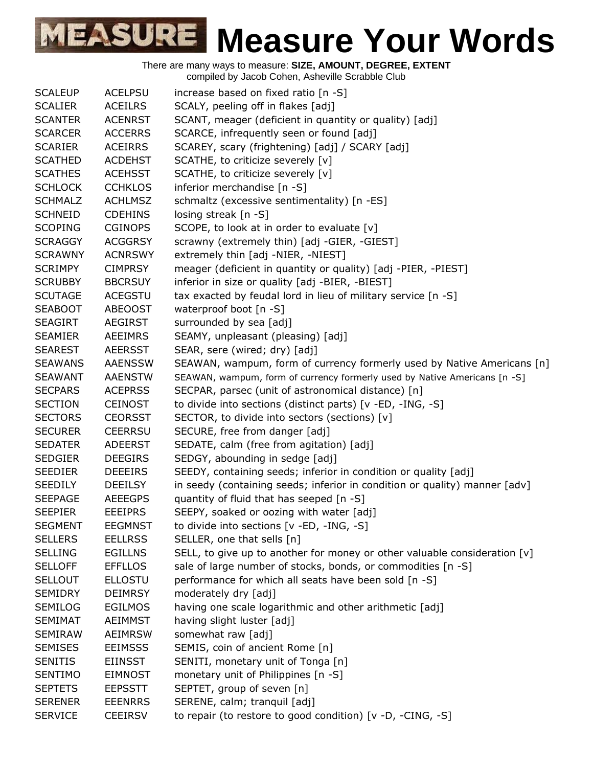# Measure Your Words

There are many ways to measure: **SIZE, AMOUNT, DEGREE, EXTENT**
compiled by Jacob Cohen, Asheville Scrabble Club

| | | |
|---|---|---|
| SCALEUP | ACELPSU | increase based on fixed ratio [n -S] |
| SCALIER | ACEILRS | SCALY, peeling off in flakes [adj] |
| SCANTER | ACENRST | SCANT, meager (deficient in quantity or quality) [adj] |
| SCARCER | ACCERRS | SCARCE, infrequently seen or found [adj] |
| SCARIER | ACEIRRS | SCAREY, scary (frightening) [adj] / SCARY [adj] |
| SCATHED | ACDEHST | SCATHE, to criticize severely [v] |
| SCATHES | ACEHSST | SCATHE, to criticize severely [v] |
| SCHLOCK | CCHKLOS | inferior merchandise [n -S] |
| SCHMALZ | ACHLMSZ | schmaltz (excessive sentimentality) [n -ES] |
| SCHNEID | CDEHINS | losing streak [n -S] |
| SCOPING | CGINOPS | SCOPE, to look at in order to evaluate [v] |
| SCRAGGY | ACGGRSY | scrawny (extremely thin) [adj -GIER, -GIEST] |
| SCRAWNY | ACNRSWY | extremely thin [adj -NIER, -NIEST] |
| SCRIMPY | CIMPRSY | meager (deficient in quantity or quality) [adj -PIER, -PIEST] |
| SCRUBBY | BBCRSUY | inferior in size or quality [adj -BIER, -BIEST] |
| SCUTAGE | ACEGSTU | tax exacted by feudal lord in lieu of military service [n -S] |
| SEABOOT | ABEOOST | waterproof boot [n -S] |
| SEAGIRT | AEGIRST | surrounded by sea [adj] |
| SEAMIER | AEEIMRS | SEAMY, unpleasant (pleasing) [adj] |
| SEAREST | AEERSST | SEAR, sere (wired; dry) [adj] |
| SEAWANS | AAENSSW | SEAWAN, wampum, form of currency formerly used by Native Americans [n] |
| SEAWANT | AAENSTW | SEAWAN, wampum, form of currency formerly used by Native Americans [n -S] |
| SECPARS | ACEPRSS | SECPAR, parsec (unit of astronomical distance) [n] |
| SECTION | CEINOST | to divide into sections (distinct parts) [v -ED, -ING, -S] |
| SECTORS | CEORSST | SECTOR, to divide into sectors (sections) [v] |
| SECURER | CEERRSU | SECURE, free from danger [adj] |
| SEDATER | ADEERST | SEDATE, calm (free from agitation) [adj] |
| SEDGIER | DEEGIRS | SEDGY, abounding in sedge [adj] |
| SEEDIER | DEEEIRS | SEEDY, containing seeds; inferior in condition or quality [adj] |
| SEEDILY | DEEILSY | in seedy (containing seeds; inferior in condition or quality) manner [adv] |
| SEEPAGE | AEEEGPS | quantity of fluid that has seeped [n -S] |
| SEEPIER | EEEIPRS | SEEPY, soaked or oozing with water [adj] |
| SEGMENT | EEGMNST | to divide into sections [v -ED, -ING, -S] |
| SELLERS | EELLRSS | SELLER, one that sells [n] |
| SELLING | EGILLNS | SELL, to give up to another for money or other valuable consideration [v] |
| SELLOFF | EFFLLOS | sale of large number of stocks, bonds, or commodities [n -S] |
| SELLOUT | ELLOSTU | performance for which all seats have been sold [n -S] |
| SEMIDRY | DEIMRSY | moderately dry [adj] |
| SEMILOG | EGILMOS | having one scale logarithmic and other arithmetic [adj] |
| SEMIMAT | AEIMMST | having slight luster [adj] |
| SEMIRAW | AEIMRSW | somewhat raw [adj] |
| SEMISES | EEIMSSS | SEMIS, coin of ancient Rome [n] |
| SENITIS | EIINSST | SENITI, monetary unit of Tonga [n] |
| SENTIMO | EIMNOST | monetary unit of Philippines [n -S] |
| SEPTETS | EEPSSTT | SEPTET, group of seven [n] |
| SERENER | EEENRRS | SERENE, calm; tranquil [adj] |
| SERVICE | CEEIRSV | to repair (to restore to good condition) [v -D, -CING, -S] |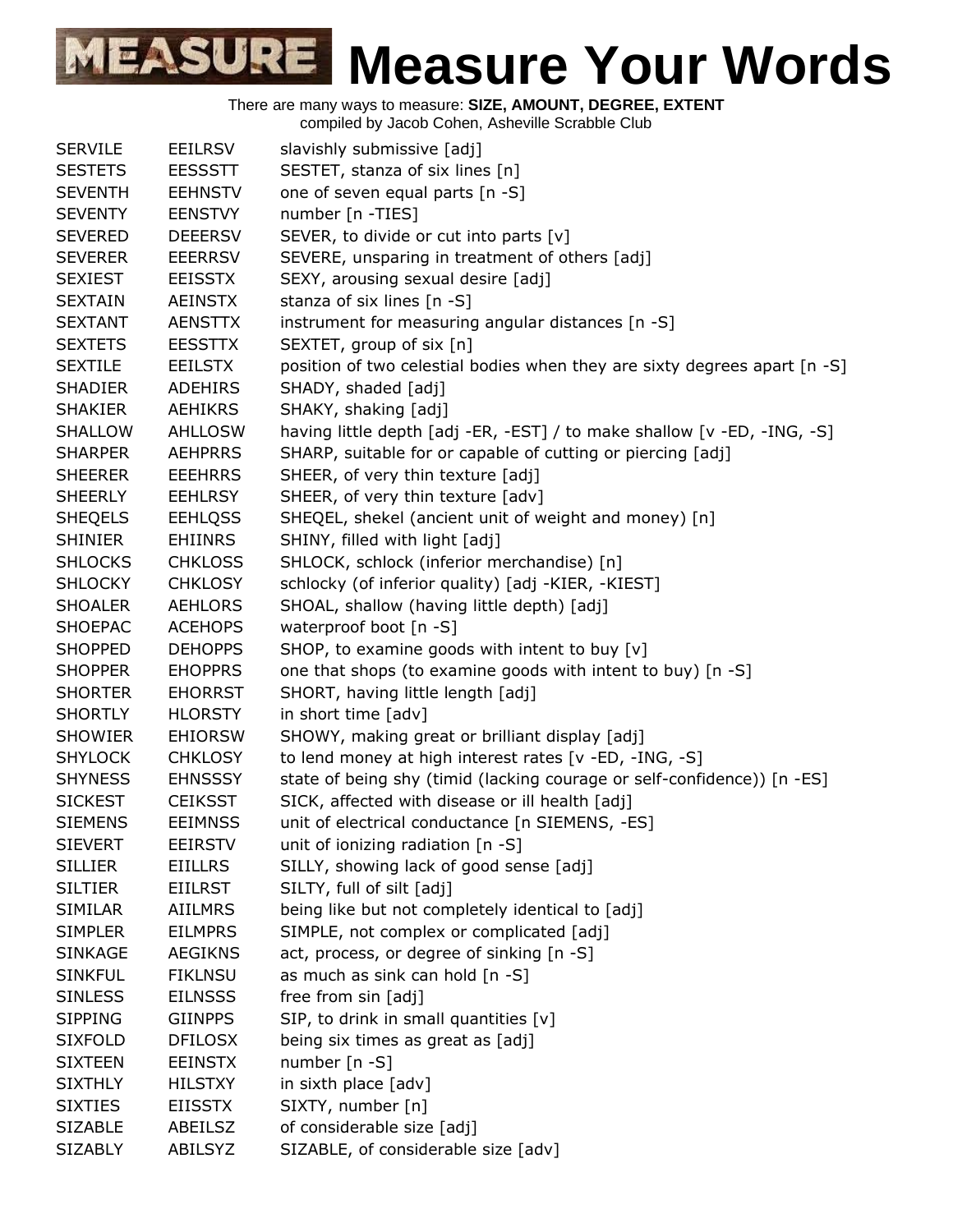# Measure Your Words

There are many ways to measure: **SIZE, AMOUNT, DEGREE, EXTENT**
compiled by Jacob Cohen, Asheville Scrabble Club

| | | |
|---|---|---|
| SERVILE | EEILRSV | slavishly submissive [adj] |
| SESTETS | EESSSTT | SESTET, stanza of six lines [n] |
| SEVENTH | EEHNSTV | one of seven equal parts [n -S] |
| SEVENTY | EENSTVY | number [n -TIES] |
| SEVERED | DEEERSV | SEVER, to divide or cut into parts [v] |
| SEVERER | EEERRSV | SEVERE, unsparing in treatment of others [adj] |
| SEXIEST | EEISSTX | SEXY, arousing sexual desire [adj] |
| SEXTAIN | AEINSTX | stanza of six lines [n -S] |
| SEXTANT | AENSTTX | instrument for measuring angular distances [n -S] |
| SEXTETS | EESSTTX | SEXTET, group of six [n] |
| SEXTILE | EEILSTX | position of two celestial bodies when they are sixty degrees apart [n -S] |
| SHADIER | ADEHIRS | SHADY, shaded [adj] |
| SHAKIER | AEHIKRS | SHAKY, shaking [adj] |
| SHALLOW | AHLLOSW | having little depth [adj -ER, -EST] / to make shallow [v -ED, -ING, -S] |
| SHARPER | AEHPRRS | SHARP, suitable for or capable of cutting or piercing [adj] |
| SHEERER | EEEHRRS | SHEER, of very thin texture [adj] |
| SHEERLY | EEHLRSY | SHEER, of very thin texture [adv] |
| SHEQELS | EEHLQSS | SHEQEL, shekel (ancient unit of weight and money) [n] |
| SHINIER | EHIINRS | SHINY, filled with light [adj] |
| SHLOCKS | CHKLOSS | SHLOCK, schlock (inferior merchandise) [n] |
| SHLOCKY | CHKLOSY | schlocky (of inferior quality) [adj -KIER, -KIEST] |
| SHOALER | AEHLORS | SHOAL, shallow (having little depth) [adj] |
| SHOEPAC | ACEHOPS | waterproof boot [n -S] |
| SHOPPED | DEHOPPS | SHOP, to examine goods with intent to buy [v] |
| SHOPPER | EHOPPRS | one that shops (to examine goods with intent to buy) [n -S] |
| SHORTER | EHORRST | SHORT, having little length [adj] |
| SHORTLY | HLORSTY | in short time [adv] |
| SHOWIER | EHIORSW | SHOWY, making great or brilliant display [adj] |
| SHYLOCK | CHKLOSY | to lend money at high interest rates [v -ED, -ING, -S] |
| SHYNESS | EHNSSSY | state of being shy (timid (lacking courage or self-confidence)) [n -ES] |
| SICKEST | CEIKSST | SICK, affected with disease or ill health [adj] |
| SIEMENS | EEIMNSS | unit of electrical conductance [n SIEMENS, -ES] |
| SIEVERT | EEIRSTV | unit of ionizing radiation [n -S] |
| SILLIER | EIILLRS | SILLY, showing lack of good sense [adj] |
| SILTIER | EIILRST | SILTY, full of silt [adj] |
| SIMILAR | AIILMRS | being like but not completely identical to [adj] |
| SIMPLER | EILMPRS | SIMPLE, not complex or complicated [adj] |
| SINKAGE | AEGIKNS | act, process, or degree of sinking [n -S] |
| SINKFUL | FIKLNSU | as much as sink can hold [n -S] |
| SINLESS | EILNSSS | free from sin [adj] |
| SIPPING | GIINPPS | SIP, to drink in small quantities [v] |
| SIXFOLD | DFILOSX | being six times as great as [adj] |
| SIXTEEN | EEINSTX | number [n -S] |
| SIXTHLY | HILSTXY | in sixth place [adv] |
| SIXTIES | EIISSTX | SIXTY, number [n] |
| SIZABLE | ABEILSZ | of considerable size [adj] |
| SIZABLY | ABILSYZ | SIZABLE, of considerable size [adv] |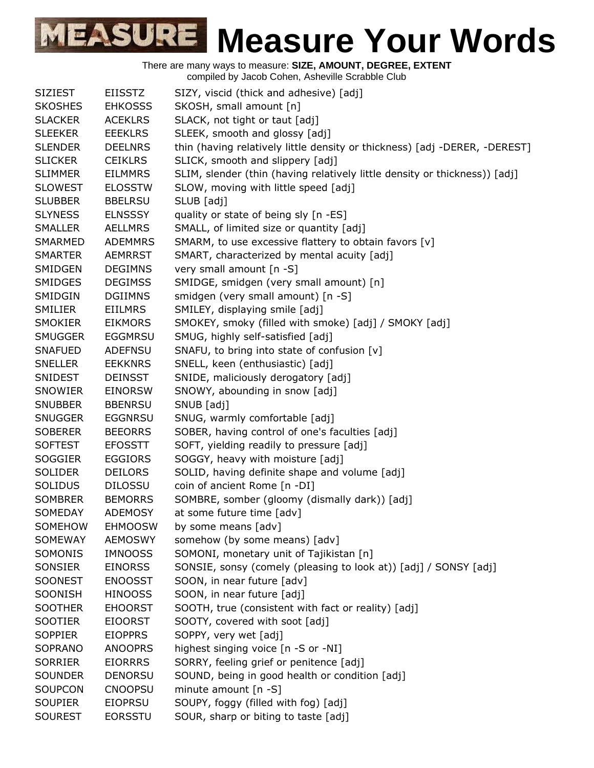# Measure Your Words

There are many ways to measure: **SIZE, AMOUNT, DEGREE, EXTENT**
compiled by Jacob Cohen, Asheville Scrabble Club

| | | |
|---|---|---|
| SIZIEST | EIISSTZ | SIZY, viscid (thick and adhesive) [adj] |
| SKOSHES | EHKOSSS | SKOSH, small amount [n] |
| SLACKER | ACEKLRS | SLACK, not tight or taut [adj] |
| SLEEKER | EEEKLRS | SLEEK, smooth and glossy [adj] |
| SLENDER | DEELNRS | thin (having relatively little density or thickness) [adj -DERER, -DEREST] |
| SLICKER | CEIKLRS | SLICK, smooth and slippery [adj] |
| SLIMMER | EILMMRS | SLIM, slender (thin (having relatively little density or thickness)) [adj] |
| SLOWEST | ELOSSTW | SLOW, moving with little speed [adj] |
| SLUBBER | BBELRSU | SLUB [adj] |
| SLYNESS | ELNSSSY | quality or state of being sly [n -ES] |
| SMALLER | AELLMRS | SMALL, of limited size or quantity [adj] |
| SMARMED | ADEMMRS | SMARM, to use excessive flattery to obtain favors [v] |
| SMARTER | AEMRRST | SMART, characterized by mental acuity [adj] |
| SMIDGEN | DEGIMNS | very small amount [n -S] |
| SMIDGES | DEGIMSS | SMIDGE, smidgen (very small amount) [n] |
| SMIDGIN | DGIIMNS | smidgen (very small amount) [n -S] |
| SMILIER | EIILMRS | SMILEY, displaying smile [adj] |
| SMOKIER | EIKMORS | SMOKEY, smoky (filled with smoke) [adj] / SMOKY [adj] |
| SMUGGER | EGGMRSU | SMUG, highly self-satisfied [adj] |
| SNAFUED | ADEFNSU | SNAFU, to bring into state of confusion [v] |
| SNELLER | EEKKNRS | SNELL, keen (enthusiastic) [adj] |
| SNIDEST | DEINSST | SNIDE, maliciously derogatory [adj] |
| SNOWIER | EINORSW | SNOWY, abounding in snow [adj] |
| SNUBBER | BBENRSU | SNUB [adj] |
| SNUGGER | EGGNRSU | SNUG, warmly comfortable [adj] |
| SOBERER | BEEORRS | SOBER, having control of one's faculties [adj] |
| SOFTEST | EFOSSTT | SOFT, yielding readily to pressure [adj] |
| SOGGIER | EGGIORS | SOGGY, heavy with moisture [adj] |
| SOLIDER | DEILORS | SOLID, having definite shape and volume [adj] |
| SOLIDUS | DILOSSU | coin of ancient Rome [n -DI] |
| SOMBRER | BEMORRS | SOMBRE, somber (gloomy (dismally dark)) [adj] |
| SOMEDAY | ADEMOSY | at some future time [adv] |
| SOMEHOW | EHMOOSW | by some means [adv] |
| SOMEWAY | AEMOSWY | somehow (by some means) [adv] |
| SOMONIS | IMNOOSS | SOMONI, monetary unit of Tajikistan [n] |
| SONSIER | EINORSS | SONSIE, sonsy (comely (pleasing to look at)) [adj] / SONSY [adj] |
| SOONEST | ENOOSST | SOON, in near future [adv] |
| SOONISH | HINOOSS | SOON, in near future [adj] |
| SOOTHER | EHOORST | SOOTH, true (consistent with fact or reality) [adj] |
| SOOTIER | EIOORST | SOOTY, covered with soot [adj] |
| SOPPIER | EIOPPRS | SOPPY, very wet [adj] |
| SOPRANO | ANOOPRS | highest singing voice [n -S or -NI] |
| SORRIER | EIORRRS | SORRY, feeling grief or penitence [adj] |
| SOUNDER | DENORSU | SOUND, being in good health or condition [adj] |
| SOUPCON | CNOOPSU | minute amount [n -S] |
| SOUPIER | EIOPRSU | SOUPY, foggy (filled with fog) [adj] |
| SOUREST | EORSSTU | SOUR, sharp or biting to taste [adj] |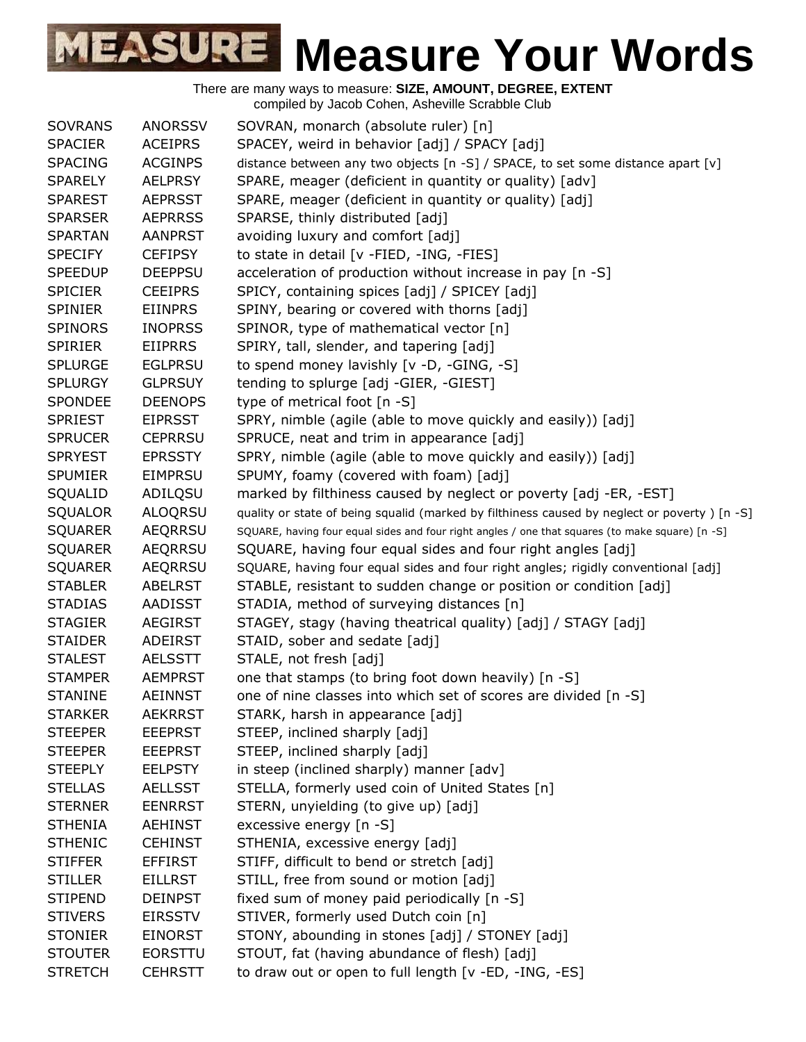# Measure Your Words

There are many ways to measure: **SIZE, AMOUNT, DEGREE, EXTENT**
compiled by Jacob Cohen, Asheville Scrabble Club

| | | |
|---|---|---|
| SOVRANS | ANORSSV | SOVRAN, monarch (absolute ruler) [n] |
| SPACIER | ACEIPRS | SPACEY, weird in behavior [adj] / SPACY [adj] |
| SPACING | ACGINPS | distance between any two objects [n -S] / SPACE, to set some distance apart [v] |
| SPARELY | AELPRSY | SPARE, meager (deficient in quantity or quality) [adv] |
| SPAREST | AEPRSST | SPARE, meager (deficient in quantity or quality) [adj] |
| SPARSER | AEPRRSS | SPARSE, thinly distributed [adj] |
| SPARTAN | AANPRST | avoiding luxury and comfort [adj] |
| SPECIFY | CEFIPSY | to state in detail [v -FIED, -ING, -FIES] |
| SPEEDUP | DEEPPSU | acceleration of production without increase in pay [n -S] |
| SPICIER | CEEIPRS | SPICY, containing spices [adj] / SPICEY [adj] |
| SPINIER | EIINPRS | SPINY, bearing or covered with thorns [adj] |
| SPINORS | INOPRSS | SPINOR, type of mathematical vector [n] |
| SPIRIER | EIIPRRS | SPIRY, tall, slender, and tapering [adj] |
| SPLURGE | EGLPRSU | to spend money lavishly [v -D, -GING, -S] |
| SPLURGY | GLPRSUY | tending to splurge [adj -GIER, -GIEST] |
| SPONDEE | DEENOPS | type of metrical foot [n -S] |
| SPRIEST | EIPRSST | SPRY, nimble (agile (able to move quickly and easily)) [adj] |
| SPRUCER | CEPRRSU | SPRUCE, neat and trim in appearance [adj] |
| SPRYEST | EPRSSTY | SPRY, nimble (agile (able to move quickly and easily)) [adj] |
| SPUMIER | EIMPRSU | SPUMY, foamy (covered with foam) [adj] |
| SQUALID | ADILQSU | marked by filthiness caused by neglect or poverty [adj -ER, -EST] |
| SQUALOR | ALOQRSU | quality or state of being squalid (marked by filthiness caused by neglect or poverty ) [n -S] |
| SQUARER | AEQRRSU | SQUARE, having four equal sides and four right angles / one that squares (to make square) [n -S] |
| SQUARER | AEQRRSU | SQUARE, having four equal sides and four right angles [adj] |
| SQUARER | AEQRRSU | SQUARE, having four equal sides and four right angles; rigidly conventional [adj] |
| STABLER | ABELRST | STABLE, resistant to sudden change or position or condition [adj] |
| STADIAS | AADISST | STADIA, method of surveying distances [n] |
| STAGIER | AEGIRST | STAGEY, stagy (having theatrical quality) [adj] / STAGY [adj] |
| STAIDER | ADEIRST | STAID, sober and sedate [adj] |
| STALEST | AELSSTT | STALE, not fresh [adj] |
| STAMPER | AEMPRST | one that stamps (to bring foot down heavily) [n -S] |
| STANINE | AEINNST | one of nine classes into which set of scores are divided [n -S] |
| STARKER | AEKRRST | STARK, harsh in appearance [adj] |
| STEEPER | EEEPRST | STEEP, inclined sharply [adj] |
| STEEPER | EEEPRST | STEEP, inclined sharply [adj] |
| STEEPLY | EELPSTY | in steep (inclined sharply) manner [adv] |
| STELLAS | AELLSST | STELLA, formerly used coin of United States [n] |
| STERNER | EENRRST | STERN, unyielding (to give up) [adj] |
| STHENIA | AEHINST | excessive energy [n -S] |
| STHENIC | CEHINST | STHENIA, excessive energy [adj] |
| STIFFER | EFFIRST | STIFF, difficult to bend or stretch [adj] |
| STILLER | EILLRST | STILL, free from sound or motion [adj] |
| STIPEND | DEINPST | fixed sum of money paid periodically [n -S] |
| STIVERS | EIRSSTV | STIVER, formerly used Dutch coin [n] |
| STONIER | EINORST | STONY, abounding in stones [adj] / STONEY [adj] |
| STOUTER | EORSTTU | STOUT, fat (having abundance of flesh) [adj] |
| STRETCH | CEHRSTT | to draw out or open to full length [v -ED, -ING, -ES] |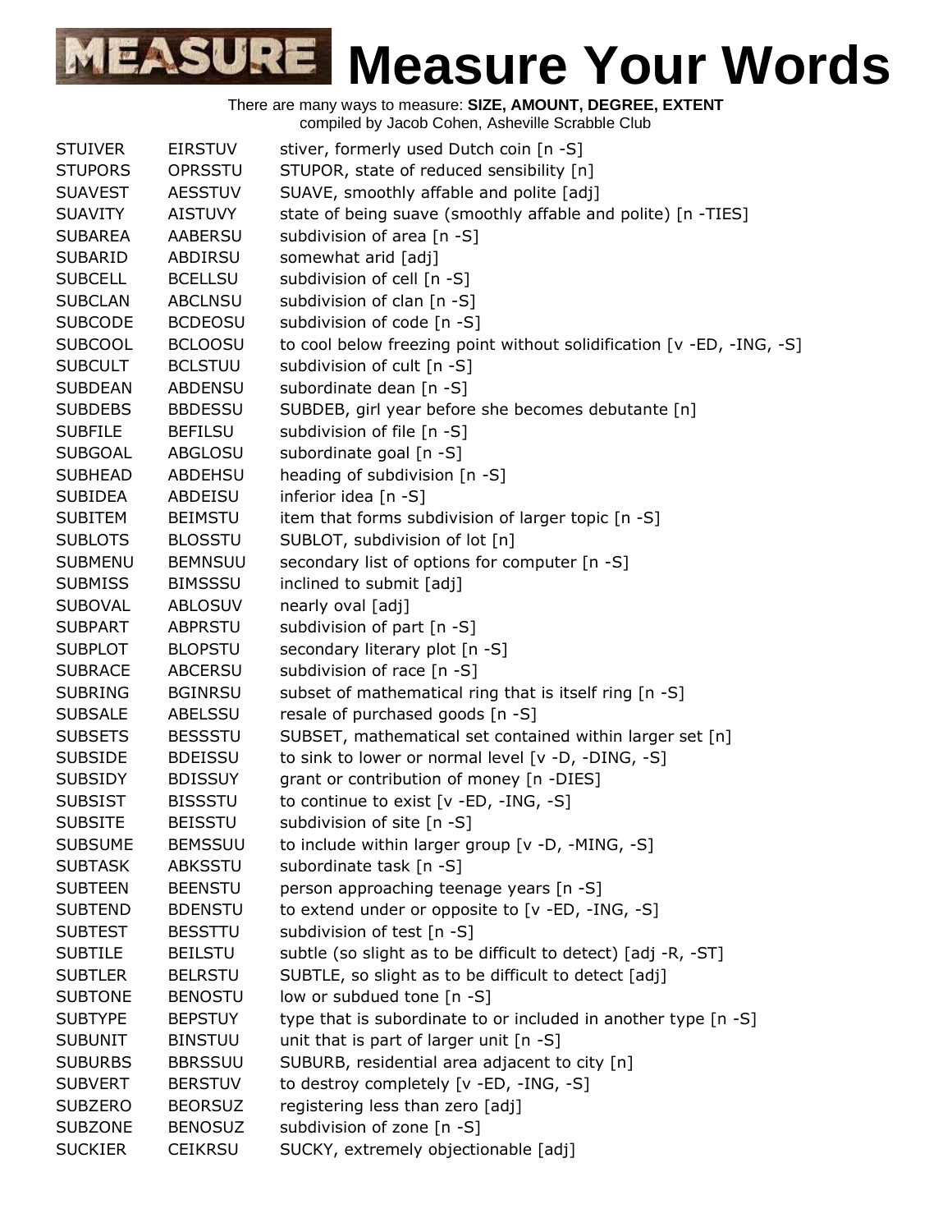# Measure Your Words

There are many ways to measure: **SIZE, AMOUNT, DEGREE, EXTENT**
compiled by Jacob Cohen, Asheville Scrabble Club

| | | |
|---|---|---|
| STUIVER | EIRSTUV | stiver, formerly used Dutch coin [n -S] |
| STUPORS | OPRSSTU | STUPOR, state of reduced sensibility [n] |
| SUAVEST | AESSTUV | SUAVE, smoothly affable and polite [adj] |
| SUAVITY | AISTUVY | state of being suave (smoothly affable and polite) [n -TIES] |
| SUBAREA | AABERSU | subdivision of area [n -S] |
| SUBARID | ABDIRSU | somewhat arid [adj] |
| SUBCELL | BCELLSU | subdivision of cell [n -S] |
| SUBCLAN | ABCLNSU | subdivision of clan [n -S] |
| SUBCODE | BCDEOSU | subdivision of code [n -S] |
| SUBCOOL | BCLOOSU | to cool below freezing point without solidification [v -ED, -ING, -S] |
| SUBCULT | BCLSTUU | subdivision of cult [n -S] |
| SUBDEAN | ABDENSU | subordinate dean [n -S] |
| SUBDEBS | BBDESSU | SUBDEB, girl year before she becomes debutante [n] |
| SUBFILE | BEFILSU | subdivision of file [n -S] |
| SUBGOAL | ABGLOSU | subordinate goal [n -S] |
| SUBHEAD | ABDEHSU | heading of subdivision [n -S] |
| SUBIDEA | ABDEISU | inferior idea [n -S] |
| SUBITEM | BEIMSTU | item that forms subdivision of larger topic [n -S] |
| SUBLOTS | BLOSSTU | SUBLOT, subdivision of lot [n] |
| SUBMENU | BEMNSUU | secondary list of options for computer [n -S] |
| SUBMISS | BIMSSSU | inclined to submit [adj] |
| SUBOVAL | ABLOSUV | nearly oval [adj] |
| SUBPART | ABPRSTU | subdivision of part [n -S] |
| SUBPLOT | BLOPSTU | secondary literary plot [n -S] |
| SUBRACE | ABCERSU | subdivision of race [n -S] |
| SUBRING | BGINRSU | subset of mathematical ring that is itself ring [n -S] |
| SUBSALE | ABELSSU | resale of purchased goods [n -S] |
| SUBSETS | BESSSTU | SUBSET, mathematical set contained within larger set [n] |
| SUBSIDE | BDEISSU | to sink to lower or normal level [v -D, -DING, -S] |
| SUBSIDY | BDISSUY | grant or contribution of money [n -DIES] |
| SUBSIST | BISSSTU | to continue to exist [v -ED, -ING, -S] |
| SUBSITE | BEISSTU | subdivision of site [n -S] |
| SUBSUME | BEMSSUU | to include within larger group [v -D, -MING, -S] |
| SUBTASK | ABKSSTU | subordinate task [n -S] |
| SUBTEEN | BEENSTU | person approaching teenage years [n -S] |
| SUBTEND | BDENSTU | to extend under or opposite to [v -ED, -ING, -S] |
| SUBTEST | BESSTTU | subdivision of test [n -S] |
| SUBTILE | BEILSTU | subtle (so slight as to be difficult to detect) [adj -R, -ST] |
| SUBTLER | BELRSTU | SUBTLE, so slight as to be difficult to detect [adj] |
| SUBTONE | BENOSTU | low or subdued tone [n -S] |
| SUBTYPE | BEPSTUY | type that is subordinate to or included in another type [n -S] |
| SUBUNIT | BINSTUU | unit that is part of larger unit [n -S] |
| SUBURBS | BBRSSUU | SUBURB, residential area adjacent to city [n] |
| SUBVERT | BERSTUV | to destroy completely [v -ED, -ING, -S] |
| SUBZERO | BEORSUZ | registering less than zero [adj] |
| SUBZONE | BENOSUZ | subdivision of zone [n -S] |
| SUCKIER | CEIKRSU | SUCKY, extremely objectionable [adj] |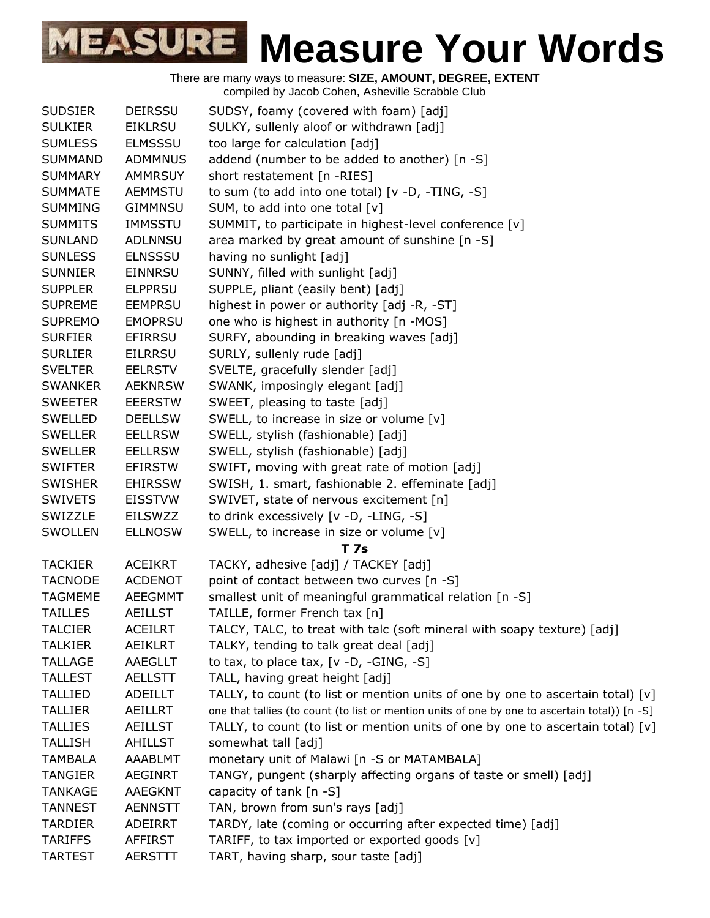# Measure Your Words

There are many ways to measure: **SIZE, AMOUNT, DEGREE, EXTENT**
compiled by Jacob Cohen, Asheville Scrabble Club

| | | |
|---|---|---|
| SUDSIER | DEIRSSU | SUDSY, foamy (covered with foam) [adj] |
| SULKIER | EIKLRSU | SULKY, sullenly aloof or withdrawn [adj] |
| SUMLESS | ELMSSSU | too large for calculation [adj] |
| SUMMAND | ADMMNUS | addend (number to be added to another) [n -S] |
| SUMMARY | AMMRSUY | short restatement [n -RIES] |
| SUMMATE | AEMMSTU | to sum (to add into one total) [v -D, -TING, -S] |
| SUMMING | GIMMNSU | SUM, to add into one total [v] |
| SUMMITS | IMMSSTU | SUMMIT, to participate in highest-level conference [v] |
| SUNLAND | ADLNNSU | area marked by great amount of sunshine [n -S] |
| SUNLESS | ELNSSSU | having no sunlight [adj] |
| SUNNIER | EINNRSU | SUNNY, filled with sunlight [adj] |
| SUPPLER | ELPPRSU | SUPPLE, pliant (easily bent) [adj] |
| SUPREME | EEMPRSU | highest in power or authority [adj -R, -ST] |
| SUPREMO | EMOPRSU | one who is highest in authority [n -MOS] |
| SURFIER | EFIRRSU | SURFY, abounding in breaking waves [adj] |
| SURLIER | EILRRSU | SURLY, sullenly rude [adj] |
| SVELTER | EELRSTV | SVELTE, gracefully slender [adj] |
| SWANKER | AEKNRSW | SWANK, imposingly elegant [adj] |
| SWEETER | EEERSTW | SWEET, pleasing to taste [adj] |
| SWELLED | DEELLSW | SWELL, to increase in size or volume [v] |
| SWELLER | EELLRSW | SWELL, stylish (fashionable) [adj] |
| SWELLER | EELLRSW | SWELL, stylish (fashionable) [adj] |
| SWIFTER | EFIRSTW | SWIFT, moving with great rate of motion [adj] |
| SWISHER | EHIRSSW | SWISH, 1. smart, fashionable 2. effeminate [adj] |
| SWIVETS | EISSTVW | SWIVET, state of nervous excitement [n] |
| SWIZZLE | EILSWZZ | to drink excessively [v -D, -LING, -S] |
| SWOLLEN | ELLNOSW | SWELL, to increase in size or volume [v] |
| | | **T 7s** |
| TACKIER | ACEIKRT | TACKY, adhesive [adj] / TACKEY [adj] |
| TACNODE | ACDENOT | point of contact between two curves [n -S] |
| TAGMEME | AEEGMMT | smallest unit of meaningful grammatical relation [n -S] |
| TAILLES | AEILLST | TAILLE, former French tax [n] |
| TALCIER | ACEILRT | TALCY, TALC, to treat with talc (soft mineral with soapy texture) [adj] |
| TALKIER | AEIKLRT | TALKY, tending to talk great deal [adj] |
| TALLAGE | AAEGLLT | to tax, to place tax, [v -D, -GING, -S] |
| TALLEST | AELLSTT | TALL, having great height [adj] |
| TALLIED | ADEILLT | TALLY, to count (to list or mention units of one by one to ascertain total) [v] |
| TALLIER | AEILLRT | one that tallies (to count (to list or mention units of one by one to ascertain total)) [n -S] |
| TALLIES | AEILLST | TALLY, to count (to list or mention units of one by one to ascertain total) [v] |
| TALLISH | AHILLST | somewhat tall [adj] |
| TAMBALA | AAABLMT | monetary unit of Malawi [n -S or MATAMBALA] |
| TANGIER | AEGINRT | TANGY, pungent (sharply affecting organs of taste or smell) [adj] |
| TANKAGE | AAEGKNT | capacity of tank [n -S] |
| TANNEST | AENNSTT | TAN, brown from sun's rays [adj] |
| TARDIER | ADEIRRT | TARDY, late (coming or occurring after expected time) [adj] |
| TARIFFS | AFFIRST | TARIFF, to tax imported or exported goods [v] |
| TARTEST | AERSTTT | TART, having sharp, sour taste [adj] |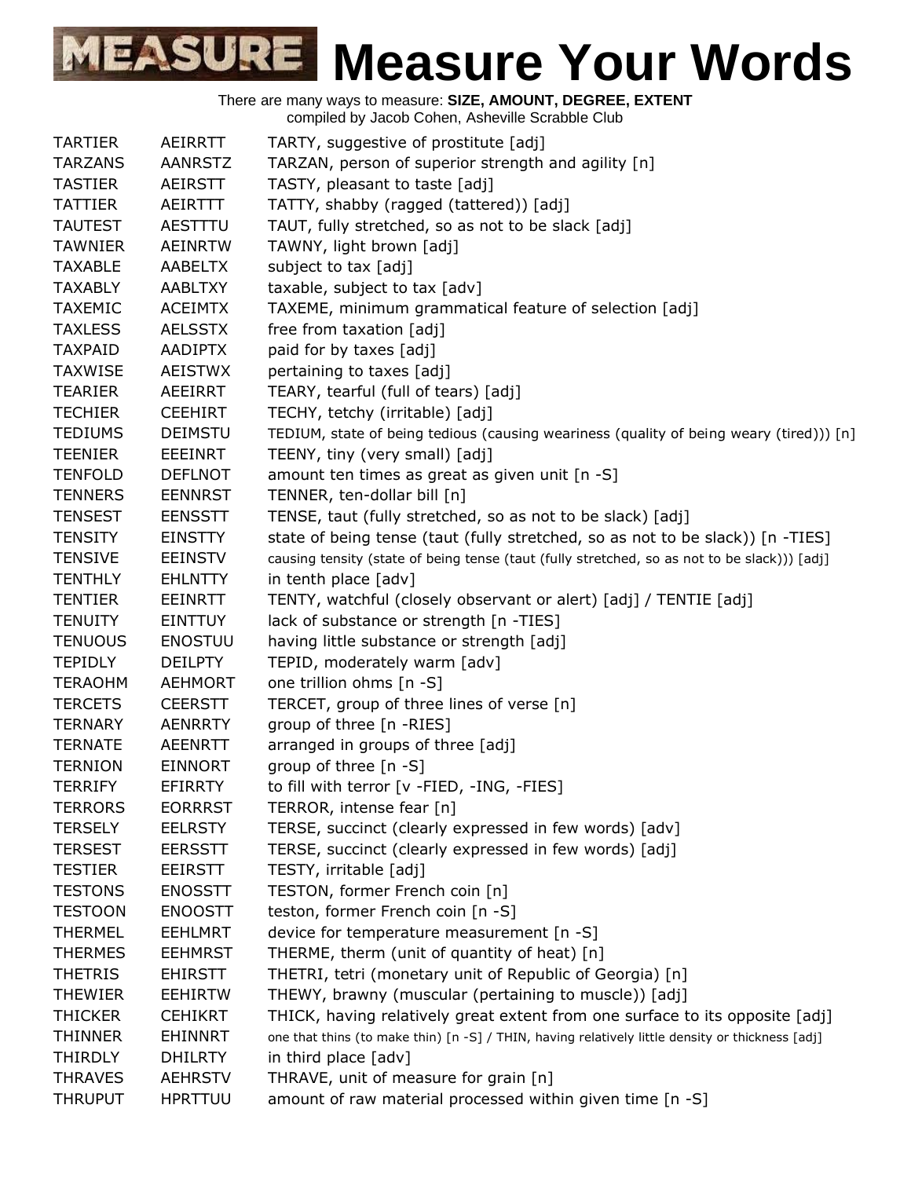# Measure Your Words

There are many ways to measure: **SIZE, AMOUNT, DEGREE, EXTENT**
compiled by Jacob Cohen, Asheville Scrabble Club

| | | |
|---|---|---|
| TARTIER | AEIRRTT | TARTY, suggestive of prostitute [adj] |
| TARZANS | AANRSTZ | TARZAN, person of superior strength and agility [n] |
| TASTIER | AEIRSTT | TASTY, pleasant to taste [adj] |
| TATTIER | AEIRTTT | TATTY, shabby (ragged (tattered)) [adj] |
| TAUTEST | AESTTTU | TAUT, fully stretched, so as not to be slack [adj] |
| TAWNIER | AEINRTW | TAWNY, light brown [adj] |
| TAXABLE | AABELTX | subject to tax [adj] |
| TAXABLY | AABLTXY | taxable, subject to tax [adv] |
| TAXEMIC | ACEIMTX | TAXEME, minimum grammatical feature of selection [adj] |
| TAXLESS | AELSSTX | free from taxation [adj] |
| TAXPAID | AADIPTX | paid for by taxes [adj] |
| TAXWISE | AEISTWX | pertaining to taxes [adj] |
| TEARIER | AEEIRRT | TEARY, tearful (full of tears) [adj] |
| TECHIER | CEEHIRT | TECHY, tetchy (irritable) [adj] |
| TEDIUMS | DEIMSTU | TEDIUM, state of being tedious (causing weariness (quality of being weary (tired))) [n] |
| TEENIER | EEEINRT | TEENY, tiny (very small) [adj] |
| TENFOLD | DEFLNOT | amount ten times as great as given unit [n -S] |
| TENNERS | EENNRST | TENNER, ten-dollar bill [n] |
| TENSEST | EENSSTT | TENSE, taut (fully stretched, so as not to be slack) [adj] |
| TENSITY | EINSTTY | state of being tense (taut (fully stretched, so as not to be slack)) [n -TIES] |
| TENSIVE | EEINSTV | causing tensity (state of being tense (taut (fully stretched, so as not to be slack))) [adj] |
| TENTHLY | EHLNTTY | in tenth place [adv] |
| TENTIER | EEINRTT | TENTY, watchful (closely observant or alert) [adj] / TENTIE [adj] |
| TENUITY | EINTTUY | lack of substance or strength [n -TIES] |
| TENUOUS | ENOSTUU | having little substance or strength [adj] |
| TEPIDLY | DEILPTY | TEPID, moderately warm [adv] |
| TERAOHM | AEHMORT | one trillion ohms [n -S] |
| TERCETS | CEERSTT | TERCET, group of three lines of verse [n] |
| TERNARY | AENRRTY | group of three [n -RIES] |
| TERNATE | AEENRTT | arranged in groups of three [adj] |
| TERNION | EINNORT | group of three [n -S] |
| TERRIFY | EFIRRTY | to fill with terror [v -FIED, -ING, -FIES] |
| TERRORS | EORRRST | TERROR, intense fear [n] |
| TERSELY | EELRSTY | TERSE, succinct (clearly expressed in few words) [adv] |
| TERSEST | EERSSTT | TERSE, succinct (clearly expressed in few words) [adj] |
| TESTIER | EEIRSTT | TESTY, irritable [adj] |
| TESTONS | ENOSSTT | TESTON, former French coin [n] |
| TESTOON | ENOOSTT | teston, former French coin [n -S] |
| THERMEL | EEHLMRT | device for temperature measurement [n -S] |
| THERMES | EEHMRST | THERME, therm (unit of quantity of heat) [n] |
| THETRIS | EHIRSTT | THETRI, tetri (monetary unit of Republic of Georgia) [n] |
| THEWIER | EEHIRTW | THEWY, brawny (muscular (pertaining to muscle)) [adj] |
| THICKER | CEHIKRT | THICK, having relatively great extent from one surface to its opposite [adj] |
| THINNER | EHINNRT | one that thins (to make thin) [n -S] / THIN, having relatively little density or thickness [adj] |
| THIRDLY | DHILRTY | in third place [adv] |
| THRAVES | AEHRSTV | THRAVE, unit of measure for grain [n] |
| THRUPUT | HPRTTUU | amount of raw material processed within given time [n -S] |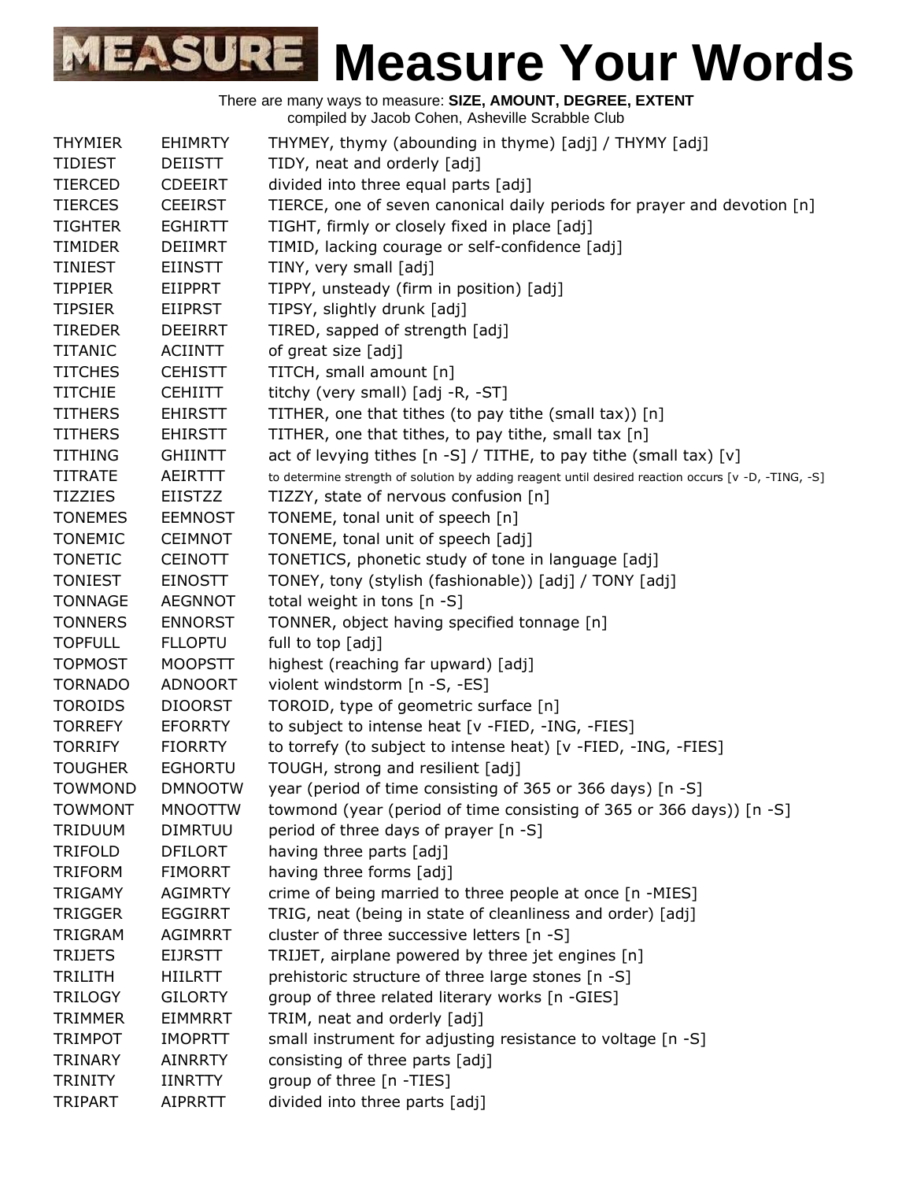# MEASURE Measure Your Words

There are many ways to measure: **SIZE, AMOUNT, DEGREE, EXTENT**
compiled by Jacob Cohen, Asheville Scrabble Club

| | | |
|---|---|---|
| THYMIER | EHIMRTY | THYMEY, thymy (abounding in thyme) [adj] / THYMY [adj] |
| TIDIEST | DEIISTT | TIDY, neat and orderly [adj] |
| TIERCED | CDEEIRT | divided into three equal parts [adj] |
| TIERCES | CEEIRST | TIERCE, one of seven canonical daily periods for prayer and devotion [n] |
| TIGHTER | EGHIRTT | TIGHT, firmly or closely fixed in place [adj] |
| TIMIDER | DEIIMRT | TIMID, lacking courage or self-confidence [adj] |
| TINIEST | EIINSTT | TINY, very small [adj] |
| TIPPIER | EIIPPRT | TIPPY, unsteady (firm in position) [adj] |
| TIPSIER | EIIPRST | TIPSY, slightly drunk [adj] |
| TIREDER | DEEIRRT | TIRED, sapped of strength [adj] |
| TITANIC | ACIINTT | of great size [adj] |
| TITCHES | CEHISTT | TITCH, small amount [n] |
| TITCHIE | CEHIITT | titchy (very small) [adj -R, -ST] |
| TITHERS | EHIRSTT | TITHER, one that tithes (to pay tithe (small tax)) [n] |
| TITHERS | EHIRSTT | TITHER, one that tithes, to pay tithe, small tax [n] |
| TITHING | GHIINTT | act of levying tithes [n -S] / TITHE, to pay tithe (small tax) [v] |
| TITRATE | AEIRTTT | to determine strength of solution by adding reagent until desired reaction occurs [v -D, -TING, -S] |
| TIZZIES | EIISTZZ | TIZZY, state of nervous confusion [n] |
| TONEMES | EEMNOST | TONEME, tonal unit of speech [n] |
| TONEMIC | CEIMNOT | TONEME, tonal unit of speech [adj] |
| TONETIC | CEINOTT | TONETICS, phonetic study of tone in language [adj] |
| TONIEST | EINOSTT | TONEY, tony (stylish (fashionable)) [adj] / TONY [adj] |
| TONNAGE | AEGNNOT | total weight in tons [n -S] |
| TONNERS | ENNORST | TONNER, object having specified tonnage [n] |
| TOPFULL | FLLOPTU | full to top [adj] |
| TOPMOST | MOOPSTT | highest (reaching far upward) [adj] |
| TORNADO | ADNOORT | violent windstorm [n -S, -ES] |
| TOROIDS | DIOORST | TOROID, type of geometric surface [n] |
| TORREFY | EFORRTY | to subject to intense heat [v -FIED, -ING, -FIES] |
| TORRIFY | FIORRTY | to torrefy (to subject to intense heat) [v -FIED, -ING, -FIES] |
| TOUGHER | EGHORTU | TOUGH, strong and resilient [adj] |
| TOWMOND | DMNOOTW | year (period of time consisting of 365 or 366 days) [n -S] |
| TOWMONT | MNOOTTW | towmond (year (period of time consisting of 365 or 366 days)) [n -S] |
| TRIDUUM | DIMRTUU | period of three days of prayer [n -S] |
| TRIFOLD | DFILORT | having three parts [adj] |
| TRIFORM | FIMORRT | having three forms [adj] |
| TRIGAMY | AGIMRTY | crime of being married to three people at once [n -MIES] |
| TRIGGER | EGGIRRT | TRIG, neat (being in state of cleanliness and order) [adj] |
| TRIGRAM | AGIMRRT | cluster of three successive letters [n -S] |
| TRIJETS | EIJRSTT | TRIJET, airplane powered by three jet engines [n] |
| TRILITH | HIILRTT | prehistoric structure of three large stones [n -S] |
| TRILOGY | GILORTY | group of three related literary works [n -GIES] |
| TRIMMER | EIMMRRT | TRIM, neat and orderly [adj] |
| TRIMPOT | IMOPRTT | small instrument for adjusting resistance to voltage [n -S] |
| TRINARY | AINRRTY | consisting of three parts [adj] |
| TRINITY | IINRTTY | group of three [n -TIES] |
| TRIPART | AIPRRTT | divided into three parts [adj] |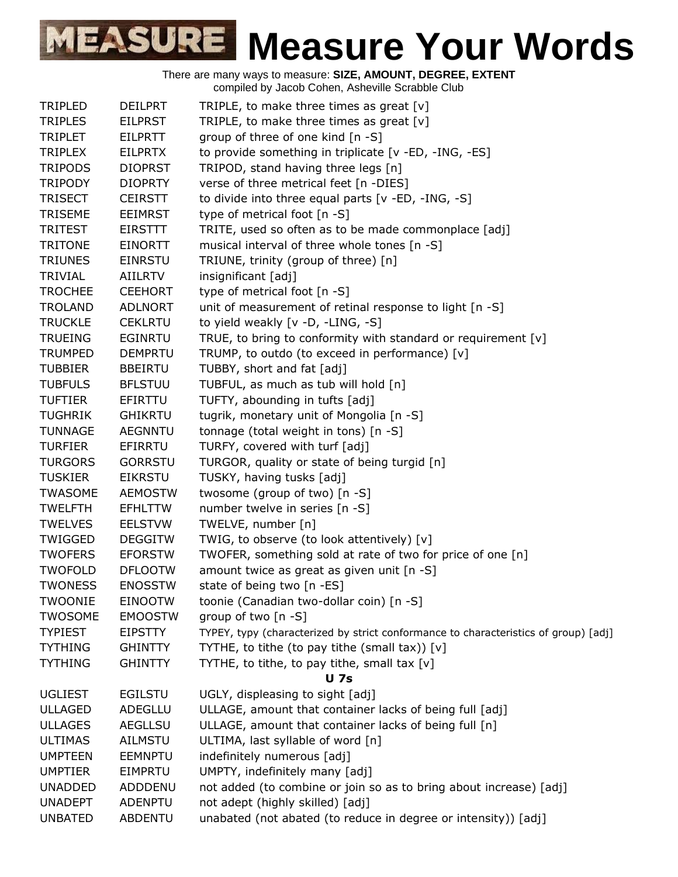# Measure Your Words

There are many ways to measure: **SIZE, AMOUNT, DEGREE, EXTENT**
compiled by Jacob Cohen, Asheville Scrabble Club

| | | |
|---|---|---|
| TRIPLED | DEILPRT | TRIPLE, to make three times as great [v] |
| TRIPLES | EILPRST | TRIPLE, to make three times as great [v] |
| TRIPLET | EILPRTT | group of three of one kind [n -S] |
| TRIPLEX | EILPRTX | to provide something in triplicate [v -ED, -ING, -ES] |
| TRIPODS | DIOPRST | TRIPOD, stand having three legs [n] |
| TRIPODY | DIOPRTY | verse of three metrical feet [n -DIES] |
| TRISECT | CEIRSTT | to divide into three equal parts [v -ED, -ING, -S] |
| TRISEME | EEIMRST | type of metrical foot [n -S] |
| TRITEST | EIRSTTT | TRITE, used so often as to be made commonplace [adj] |
| TRITONE | EINORTT | musical interval of three whole tones [n -S] |
| TRIUNES | EINRSTU | TRIUNE, trinity (group of three) [n] |
| TRIVIAL | AIILRTV | insignificant [adj] |
| TROCHEE | CEEHORT | type of metrical foot [n -S] |
| TROLAND | ADLNORT | unit of measurement of retinal response to light [n -S] |
| TRUCKLE | CEKLRTU | to yield weakly [v -D, -LING, -S] |
| TRUEING | EGINRTU | TRUE, to bring to conformity with standard or requirement [v] |
| TRUMPED | DEMPRTU | TRUMP, to outdo (to exceed in performance) [v] |
| TUBBIER | BBEIRTU | TUBBY, short and fat [adj] |
| TUBFULS | BFLSTUU | TUBFUL, as much as tub will hold [n] |
| TUFTIER | EFIRTTU | TUFTY, abounding in tufts [adj] |
| TUGHRIK | GHIKRTU | tugrik, monetary unit of Mongolia [n -S] |
| TUNNAGE | AEGNNTU | tonnage (total weight in tons) [n -S] |
| TURFIER | EFIRRTU | TURFY, covered with turf [adj] |
| TURGORS | GORRSTU | TURGOR, quality or state of being turgid [n] |
| TUSKIER | EIKRSTU | TUSKY, having tusks [adj] |
| TWASOME | AEMOSTW | twosome (group of two) [n -S] |
| TWELFTH | EFHLTTW | number twelve in series [n -S] |
| TWELVES | EELSTVW | TWELVE, number [n] |
| TWIGGED | DEGGITW | TWIG, to observe (to look attentively) [v] |
| TWOFERS | EFORSTW | TWOFER, something sold at rate of two for price of one [n] |
| TWOFOLD | DFLOOTW | amount twice as great as given unit [n -S] |
| TWONESS | ENOSSTW | state of being two [n -ES] |
| TWOONIE | EINOOTW | toonie (Canadian two-dollar coin) [n -S] |
| TWOSOME | EMOOSTW | group of two [n -S] |
| TYPIEST | EIPSTTY | TYPEY, typy (characterized by strict conformance to characteristics of group) [adj] |
| TYTHING | GHINTTY | TYTHE, to tithe (to pay tithe (small tax)) [v] |
| TYTHING | GHINTTY | TYTHE, to tithe, to pay tithe, small tax [v] |

**U 7s**

| | | |
|---|---|---|
| UGLIEST | EGILSTU | UGLY, displeasing to sight [adj] |
| ULLAGED | ADEGLLU | ULLAGE, amount that container lacks of being full [adj] |
| ULLAGES | AEGLLSU | ULLAGE, amount that container lacks of being full [n] |
| ULTIMAS | AILMSTU | ULTIMA, last syllable of word [n] |
| UMPTEEN | EEMNPTU | indefinitely numerous [adj] |
| UMPTIER | EIMPRTU | UMPTY, indefinitely many [adj] |
| UNADDED | ADDDENU | not added (to combine or join so as to bring about increase) [adj] |
| UNADEPT | ADENPTU | not adept (highly skilled) [adj] |
| UNBATED | ABDENTU | unabated (not abated (to reduce in degree or intensity)) [adj] |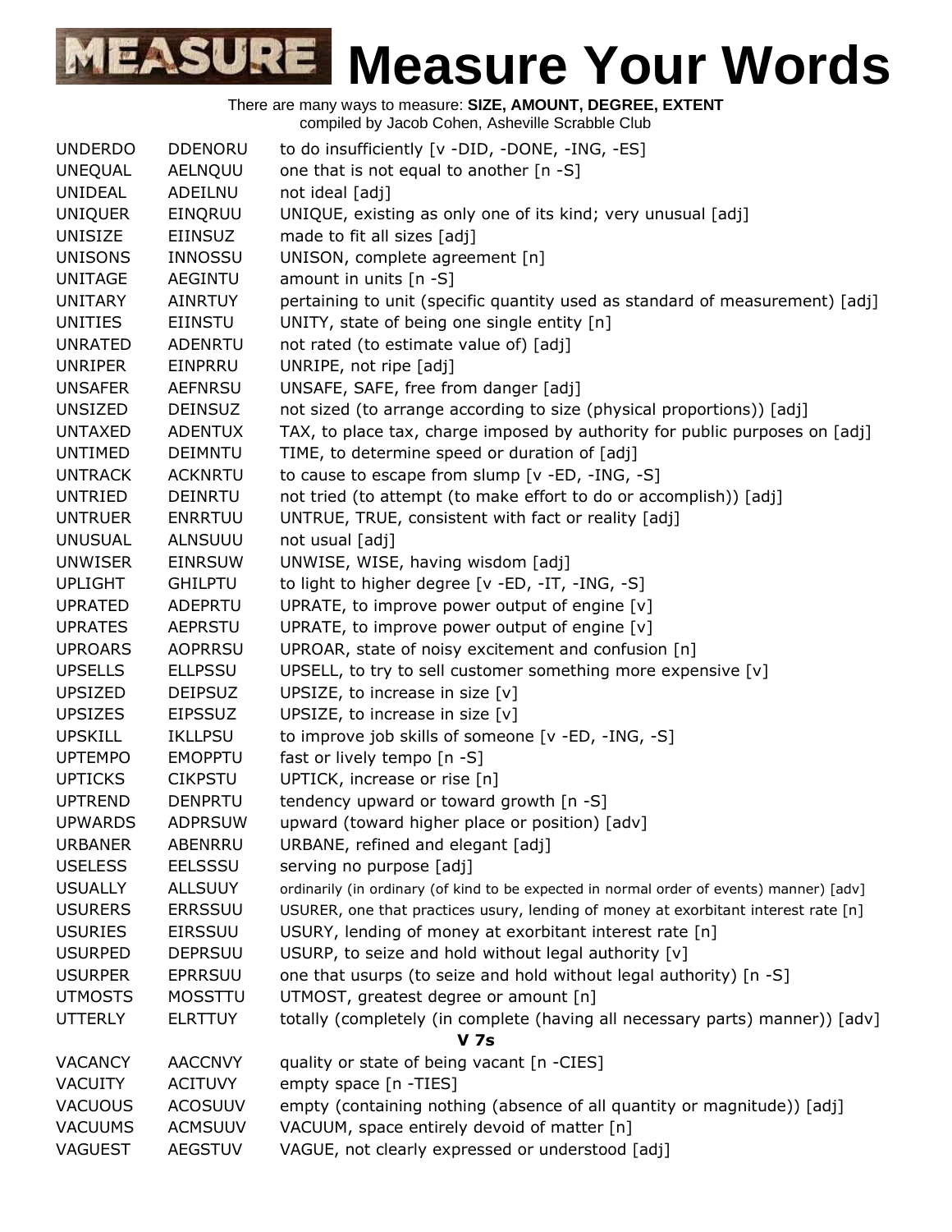# Measure Your Words

There are many ways to measure: **SIZE, AMOUNT, DEGREE, EXTENT**
compiled by Jacob Cohen, Asheville Scrabble Club

| | | |
|---|---|---|
| UNDERDO | DDENORU | to do insufficiently [v -DID, -DONE, -ING, -ES] |
| UNEQUAL | AELNQUU | one that is not equal to another [n -S] |
| UNIDEAL | ADEILNU | not ideal [adj] |
| UNIQUER | EINQRUU | UNIQUE, existing as only one of its kind; very unusual [adj] |
| UNISIZE | EIINSUZ | made to fit all sizes [adj] |
| UNISONS | INNOSSU | UNISON, complete agreement [n] |
| UNITAGE | AEGINTU | amount in units [n -S] |
| UNITARY | AINRTUY | pertaining to unit (specific quantity used as standard of measurement) [adj] |
| UNITIES | EIINSTU | UNITY, state of being one single entity [n] |
| UNRATED | ADENRTU | not rated (to estimate value of) [adj] |
| UNRIPER | EINPRRU | UNRIPE, not ripe [adj] |
| UNSAFER | AEFNRSU | UNSAFE, SAFE, free from danger [adj] |
| UNSIZED | DEINSUZ | not sized (to arrange according to size (physical proportions)) [adj] |
| UNTAXED | ADENTUX | TAX, to place tax, charge imposed by authority for public purposes on [adj] |
| UNTIMED | DEIMNTU | TIME, to determine speed or duration of [adj] |
| UNTRACK | ACKNRTU | to cause to escape from slump [v -ED, -ING, -S] |
| UNTRIED | DEINRTU | not tried (to attempt (to make effort to do or accomplish)) [adj] |
| UNTRUER | ENRRTUU | UNTRUE, TRUE, consistent with fact or reality [adj] |
| UNUSUAL | ALNSUUU | not usual [adj] |
| UNWISER | EINRSUW | UNWISE, WISE, having wisdom [adj] |
| UPLIGHT | GHILPTU | to light to higher degree [v -ED, -IT, -ING, -S] |
| UPRATED | ADEPRTU | UPRATE, to improve power output of engine [v] |
| UPRATES | AEPRSTU | UPRATE, to improve power output of engine [v] |
| UPROARS | AOPRRSU | UPROAR, state of noisy excitement and confusion [n] |
| UPSELLS | ELLPSSU | UPSELL, to try to sell customer something more expensive [v] |
| UPSIZED | DEIPSUZ | UPSIZE, to increase in size [v] |
| UPSIZES | EIPSSUZ | UPSIZE, to increase in size [v] |
| UPSKILL | IKLLPSU | to improve job skills of someone [v -ED, -ING, -S] |
| UPTEMPO | EMOPPTU | fast or lively tempo [n -S] |
| UPTICKS | CIKPSTU | UPTICK, increase or rise [n] |
| UPTREND | DENPRTU | tendency upward or toward growth [n -S] |
| UPWARDS | ADPRSUW | upward (toward higher place or position) [adv] |
| URBANER | ABENRRU | URBANE, refined and elegant [adj] |
| USELESS | EELSSSU | serving no purpose [adj] |
| USUALLY | ALLSUUY | ordinarily (in ordinary (of kind to be expected in normal order of events) manner) [adv] |
| USURERS | ERRSSUU | USURER, one that practices usury, lending of money at exorbitant interest rate [n] |
| USURIES | EIRSSUU | USURY, lending of money at exorbitant interest rate [n] |
| USURPED | DEPRSUU | USURP, to seize and hold without legal authority [v] |
| USURPER | EPRRSUU | one that usurps (to seize and hold without legal authority) [n -S] |
| UTMOSTS | MOSSTTU | UTMOST, greatest degree or amount [n] |
| UTTERLY | ELRTTUY | totally (completely (in complete (having all necessary parts) manner)) [adv] |
| | | **V 7s** |
| VACANCY | AACCNVY | quality or state of being vacant [n -CIES] |
| VACUITY | ACITUVY | empty space [n -TIES] |
| VACUOUS | ACOSUUV | empty (containing nothing (absence of all quantity or magnitude)) [adj] |
| VACUUMS | ACMSUUV | VACUUM, space entirely devoid of matter [n] |
| VAGUEST | AEGSTUV | VAGUE, not clearly expressed or understood [adj] |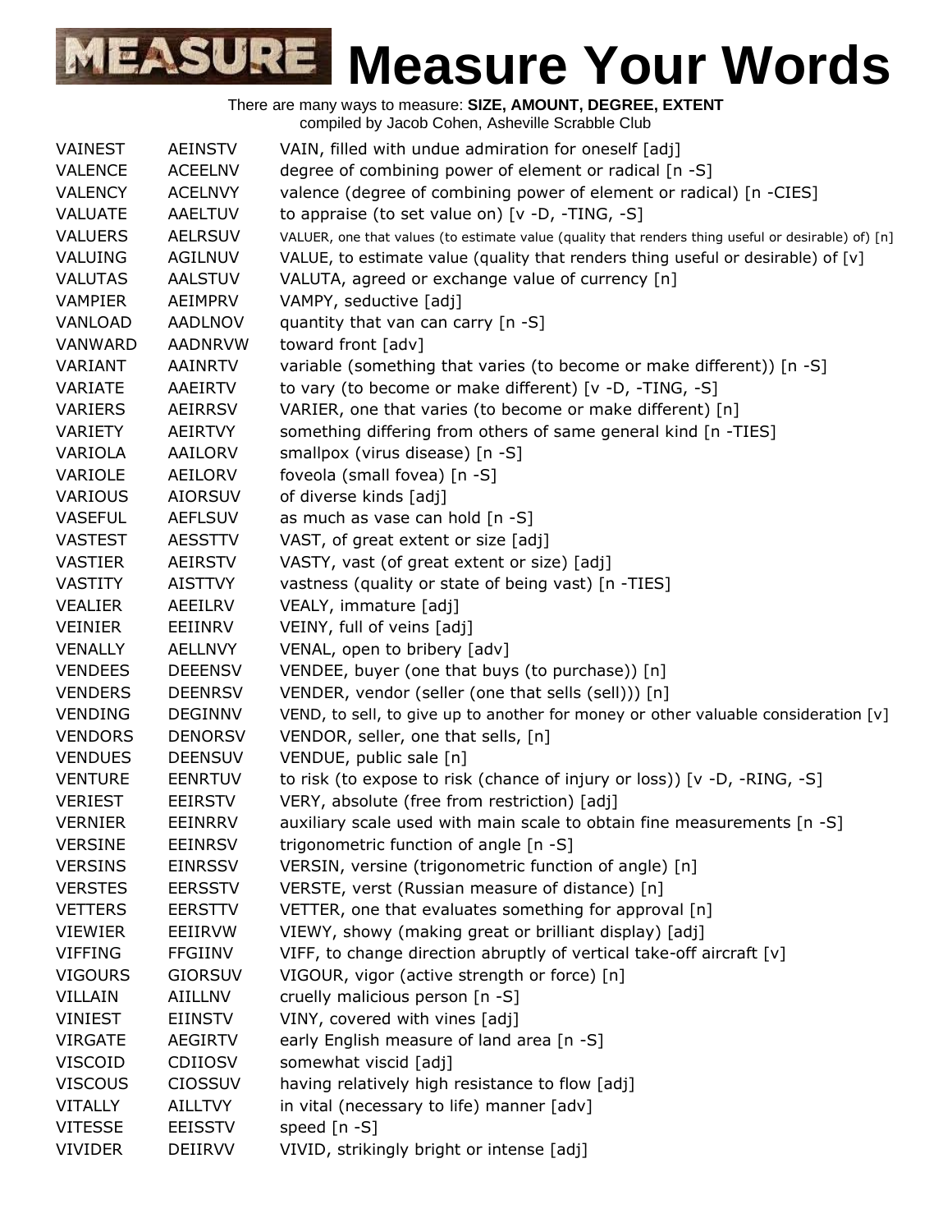# Measure Your Words

There are many ways to measure: **SIZE, AMOUNT, DEGREE, EXTENT**
compiled by Jacob Cohen, Asheville Scrabble Club

| | | |
|---|---|---|
| VAINEST | AEINSTV | VAIN, filled with undue admiration for oneself [adj] |
| VALENCE | ACEELNV | degree of combining power of element or radical [n -S] |
| VALENCY | ACELNVY | valence (degree of combining power of element or radical) [n -CIES] |
| VALUATE | AAELTUV | to appraise (to set value on) [v -D, -TING, -S] |
| VALUERS | AELRSUV | VALUER, one that values (to estimate value (quality that renders thing useful or desirable) of) [n] |
| VALUING | AGILNUV | VALUE, to estimate value (quality that renders thing useful or desirable) of [v] |
| VALUTAS | AALSTUV | VALUTA, agreed or exchange value of currency [n] |
| VAMPIER | AEIMPRV | VAMPY, seductive [adj] |
| VANLOAD | AADLNOV | quantity that van can carry [n -S] |
| VANWARD | AADNRVW | toward front [adv] |
| VARIANT | AAINRTV | variable (something that varies (to become or make different)) [n -S] |
| VARIATE | AAEIRTV | to vary (to become or make different) [v -D, -TING, -S] |
| VARIERS | AEIRRSV | VARIER, one that varies (to become or make different) [n] |
| VARIETY | AEIRTVY | something differing from others of same general kind [n -TIES] |
| VARIOLA | AAILORV | smallpox (virus disease) [n -S] |
| VARIOLE | AEILORV | foveola (small fovea) [n -S] |
| VARIOUS | AIORSUV | of diverse kinds [adj] |
| VASEFUL | AEFLSUV | as much as vase can hold [n -S] |
| VASTEST | AESSTTV | VAST, of great extent or size [adj] |
| VASTIER | AEIRSTV | VASTY, vast (of great extent or size) [adj] |
| VASTITY | AISTTVY | vastness (quality or state of being vast) [n -TIES] |
| VEALIER | AEEILRV | VEALY, immature [adj] |
| VEINIER | EEIINRV | VEINY, full of veins [adj] |
| VENALLY | AELLNVY | VENAL, open to bribery [adv] |
| VENDEES | DEEENSV | VENDEE, buyer (one that buys (to purchase)) [n] |
| VENDERS | DEENRSV | VENDER, vendor (seller (one that sells (sell))) [n] |
| VENDING | DEGINNV | VEND, to sell, to give up to another for money or other valuable consideration [v] |
| VENDORS | DENORSV | VENDOR, seller, one that sells, [n] |
| VENDUES | DEENSUV | VENDUE, public sale [n] |
| VENTURE | EENRTUV | to risk (to expose to risk (chance of injury or loss)) [v -D, -RING, -S] |
| VERIEST | EEIRSTV | VERY, absolute (free from restriction) [adj] |
| VERNIER | EEINRRV | auxiliary scale used with main scale to obtain fine measurements [n -S] |
| VERSINE | EEINRSV | trigonometric function of angle [n -S] |
| VERSINS | EINRSSV | VERSIN, versine (trigonometric function of angle) [n] |
| VERSTES | EERSSTV | VERSTE, verst (Russian measure of distance) [n] |
| VETTERS | EERSTTV | VETTER, one that evaluates something for approval [n] |
| VIEWIER | EEIIRVW | VIEWY, showy (making great or brilliant display) [adj] |
| VIFFING | FFGIINV | VIFF, to change direction abruptly of vertical take-off aircraft [v] |
| VIGOURS | GIORSUV | VIGOUR, vigor (active strength or force) [n] |
| VILLAIN | AIILLNV | cruelly malicious person [n -S] |
| VINIEST | EIINSTV | VINY, covered with vines [adj] |
| VIRGATE | AEGIRTV | early English measure of land area [n -S] |
| VISCOID | CDIIOSV | somewhat viscid [adj] |
| VISCOUS | CIOSSUV | having relatively high resistance to flow [adj] |
| VITALLY | AILLTVY | in vital (necessary to life) manner [adv] |
| VITESSE | EEISSTV | speed [n -S] |
| VIVIDER | DEIIRVV | VIVID, strikingly bright or intense [adj] |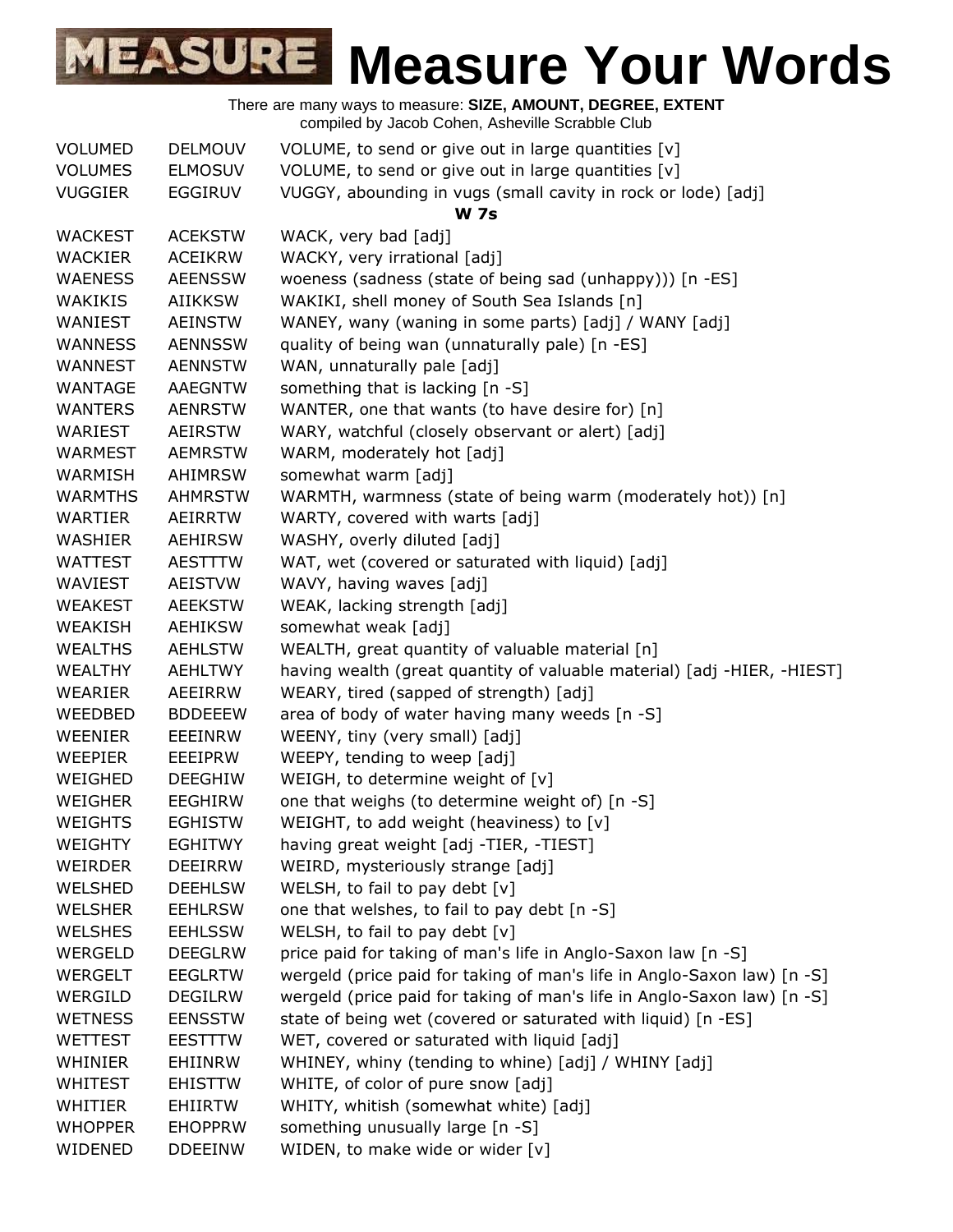# Measure Your Words

There are many ways to measure: **SIZE, AMOUNT, DEGREE, EXTENT**
compiled by Jacob Cohen, Asheville Scrabble Club

| | | |
|---|---|---|
| VOLUMED | DELMOUV | VOLUME, to send or give out in large quantities [v] |
| VOLUMES | ELMOSUV | VOLUME, to send or give out in large quantities [v] |
| VUGGIER | EGGIRUV | VUGGY, abounding in vugs (small cavity in rock or lode) [adj] |

**W 7s**

| | | |
|---|---|---|
| WACKEST | ACEKSTW | WACK, very bad [adj] |
| WACKIER | ACEIKRW | WACKY, very irrational [adj] |
| WAENESS | AEENSSW | woeness (sadness (state of being sad (unhappy))) [n -ES] |
| WAKIKIS | AIIKKSW | WAKIKI, shell money of South Sea Islands [n] |
| WANIEST | AEINSTW | WANEY, wany (waning in some parts) [adj] / WANY [adj] |
| WANNESS | AENNSSW | quality of being wan (unnaturally pale) [n -ES] |
| WANNEST | AENNSTW | WAN, unnaturally pale [adj] |
| WANTAGE | AAEGNTW | something that is lacking [n -S] |
| WANTERS | AENRSTW | WANTER, one that wants (to have desire for) [n] |
| WARIEST | AEIRSTW | WARY, watchful (closely observant or alert) [adj] |
| WARMEST | AEMRSTW | WARM, moderately hot [adj] |
| WARMISH | AHIMRSW | somewhat warm [adj] |
| WARMTHS | AHMRSTW | WARMTH, warmness (state of being warm (moderately hot)) [n] |
| WARTIER | AEIRRTW | WARTY, covered with warts [adj] |
| WASHIER | AEHIRSW | WASHY, overly diluted [adj] |
| WATTEST | AESTTTW | WAT, wet (covered or saturated with liquid) [adj] |
| WAVIEST | AEISTVW | WAVY, having waves [adj] |
| WEAKEST | AEEKSTW | WEAK, lacking strength [adj] |
| WEAKISH | AEHIKSW | somewhat weak [adj] |
| WEALTHS | AEHLSTW | WEALTH, great quantity of valuable material [n] |
| WEALTHY | AEHLTWY | having wealth (great quantity of valuable material) [adj -HIER, -HIEST] |
| WEARIER | AEEIRRW | WEARY, tired (sapped of strength) [adj] |
| WEEDBED | BDDEEEW | area of body of water having many weeds [n -S] |
| WEENIER | EEEINRW | WEENY, tiny (very small) [adj] |
| WEEPIER | EEEIPRW | WEEPY, tending to weep [adj] |
| WEIGHED | DEEGHIW | WEIGH, to determine weight of [v] |
| WEIGHER | EEGHIRW | one that weighs (to determine weight of) [n -S] |
| WEIGHTS | EGHISTW | WEIGHT, to add weight (heaviness) to [v] |
| WEIGHTY | EGHITWY | having great weight [adj -TIER, -TIEST] |
| WEIRDER | DEEIRRW | WEIRD, mysteriously strange [adj] |
| WELSHED | DEEHLSW | WELSH, to fail to pay debt [v] |
| WELSHER | EEHLRSW | one that welshes, to fail to pay debt [n -S] |
| WELSHES | EEHLSSW | WELSH, to fail to pay debt [v] |
| WERGELD | DEEGLRW | price paid for taking of man's life in Anglo-Saxon law [n -S] |
| WERGELT | EEGLRTW | wergeld (price paid for taking of man's life in Anglo-Saxon law) [n -S] |
| WERGILD | DEGILRW | wergeld (price paid for taking of man's life in Anglo-Saxon law) [n -S] |
| WETNESS | EENSSTW | state of being wet (covered or saturated with liquid) [n -ES] |
| WETTEST | EESTTTW | WET, covered or saturated with liquid [adj] |
| WHINIER | EHIINRW | WHINEY, whiny (tending to whine) [adj] / WHINY [adj] |
| WHITEST | EHISTTW | WHITE, of color of pure snow [adj] |
| WHITIER | EHIIRTW | WHITY, whitish (somewhat white) [adj] |
| WHOPPER | EHOPPRW | something unusually large [n -S] |
| WIDENED | DDEEINW | WIDEN, to make wide or wider [v] |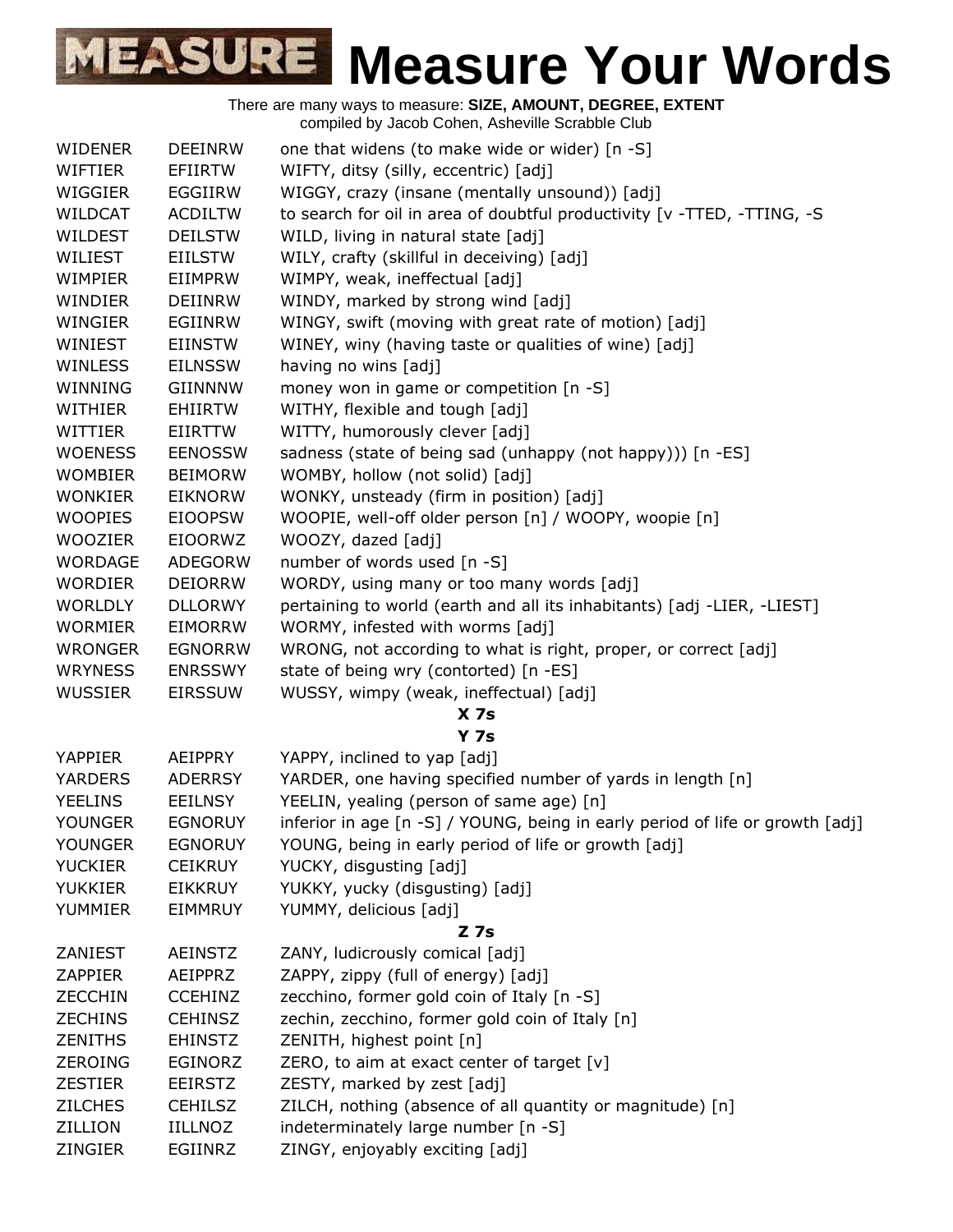# Measure Your Words

There are many ways to measure: **SIZE, AMOUNT, DEGREE, EXTENT**
compiled by Jacob Cohen, Asheville Scrabble Club

| | | |
|---|---|---|
| WIDENER | DEEINRW | one that widens (to make wide or wider) [n -S] |
| WIFTIER | EFIIRTW | WIFTY, ditsy (silly, eccentric) [adj] |
| WIGGIER | EGGIIRW | WIGGY, crazy (insane (mentally unsound)) [adj] |
| WILDCAT | ACDILTW | to search for oil in area of doubtful productivity [v -TTED, -TTING, -S |
| WILDEST | DEILSTW | WILD, living in natural state [adj] |
| WILIEST | EIILSTW | WILY, crafty (skillful in deceiving) [adj] |
| WIMPIER | EIIMPRW | WIMPY, weak, ineffectual [adj] |
| WINDIER | DEIINRW | WINDY, marked by strong wind [adj] |
| WINGIER | EGIINRW | WINGY, swift (moving with great rate of motion) [adj] |
| WINIEST | EIINSTW | WINEY, winy (having taste or qualities of wine) [adj] |
| WINLESS | EILNSSW | having no wins [adj] |
| WINNING | GIINNNW | money won in game or competition [n -S] |
| WITHIER | EHIIRTW | WITHY, flexible and tough [adj] |
| WITTIER | EIIRTTW | WITTY, humorously clever [adj] |
| WOENESS | EENOSSW | sadness (state of being sad (unhappy (not happy))) [n -ES] |
| WOMBIER | BEIMORW | WOMBY, hollow (not solid) [adj] |
| WONKIER | EIKNORW | WONKY, unsteady (firm in position) [adj] |
| WOOPIES | EIOOPSW | WOOPIE, well-off older person [n] / WOOPY, woopie [n] |
| WOOZIER | EIOORWZ | WOOZY, dazed [adj] |
| WORDAGE | ADEGORW | number of words used [n -S] |
| WORDIER | DEIORRW | WORDY, using many or too many words [adj] |
| WORLDLY | DLLORWY | pertaining to world (earth and all its inhabitants) [adj -LIER, -LIEST] |
| WORMIER | EIMORRW | WORMY, infested with worms [adj] |
| WRONGER | EGNORRW | WRONG, not according to what is right, proper, or correct [adj] |
| WRYNESS | ENRSSWY | state of being wry (contorted) [n -ES] |
| WUSSIER | EIRSSUW | WUSSY, wimpy (weak, ineffectual) [adj] |
| | | **X 7s** |
| | | **Y 7s** |
| YAPPIER | AEIPPRY | YAPPY, inclined to yap [adj] |
| YARDERS | ADERRSY | YARDER, one having specified number of yards in length [n] |
| YEELINS | EEILNSY | YEELIN, yealing (person of same age) [n] |
| YOUNGER | EGNORUY | inferior in age [n -S] / YOUNG, being in early period of life or growth [adj] |
| YOUNGER | EGNORUY | YOUNG, being in early period of life or growth [adj] |
| YUCKIER | CEIKRUY | YUCKY, disgusting [adj] |
| YUKKIER | EIKKRUY | YUKKY, yucky (disgusting) [adj] |
| YUMMIER | EIMMRUY | YUMMY, delicious [adj] |
| | | **Z 7s** |
| ZANIEST | AEINSTZ | ZANY, ludicrously comical [adj] |
| ZAPPIER | AEIPPRZ | ZAPPY, zippy (full of energy) [adj] |
| ZECCHIN | CCEHINZ | zecchino, former gold coin of Italy [n -S] |
| ZECHINS | CEHINSZ | zechin, zecchino, former gold coin of Italy [n] |
| ZENITHS | EHINSTZ | ZENITH, highest point [n] |
| ZEROING | EGINORZ | ZERO, to aim at exact center of target [v] |
| ZESTIER | EEIRSTZ | ZESTY, marked by zest [adj] |
| ZILCHES | CEHILSZ | ZILCH, nothing (absence of all quantity or magnitude) [n] |
| ZILLION | IILLNOZ | indeterminately large number [n -S] |
| ZINGIER | EGIINRZ | ZINGY, enjoyably exciting [adj] |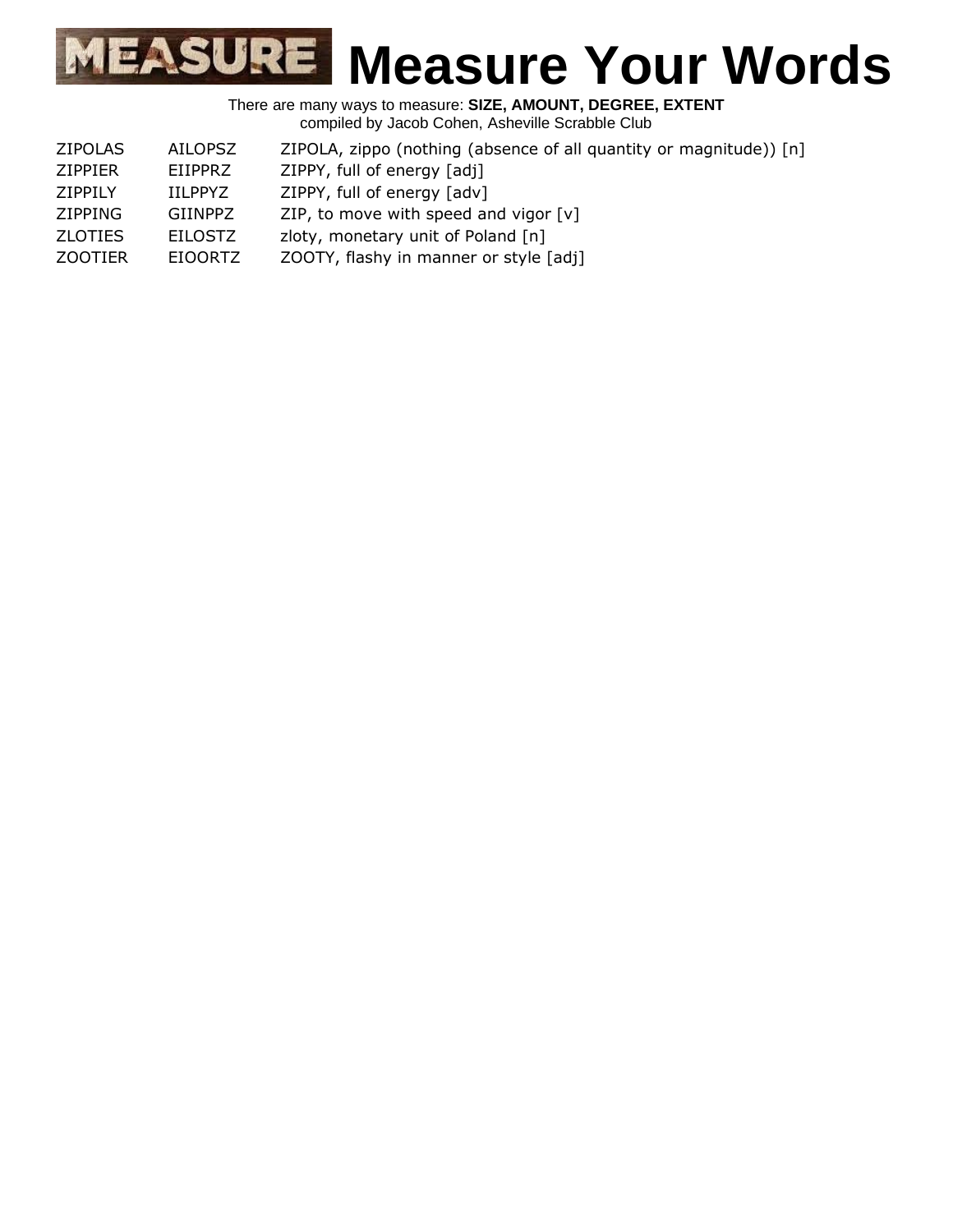# Measure Your Words

There are many ways to measure: **SIZE, AMOUNT, DEGREE, EXTENT**
compiled by Jacob Cohen, Asheville Scrabble Club

| | | |
|---|---|---|
| ZIPOLAS | AILOPSZ | ZIPOLA, zippo (nothing (absence of all quantity or magnitude)) [n] |
| ZIPPIER | EIIPPRZ | ZIPPY, full of energy [adj] |
| ZIPPILY | IILPPYZ | ZIPPY, full of energy [adv] |
| ZIPPING | GIINPPZ | ZIP, to move with speed and vigor [v] |
| ZLOTIES | EILOSTZ | zloty, monetary unit of Poland [n] |
| ZOOTIER | EIOORTZ | ZOOTY, flashy in manner or style [adj] |